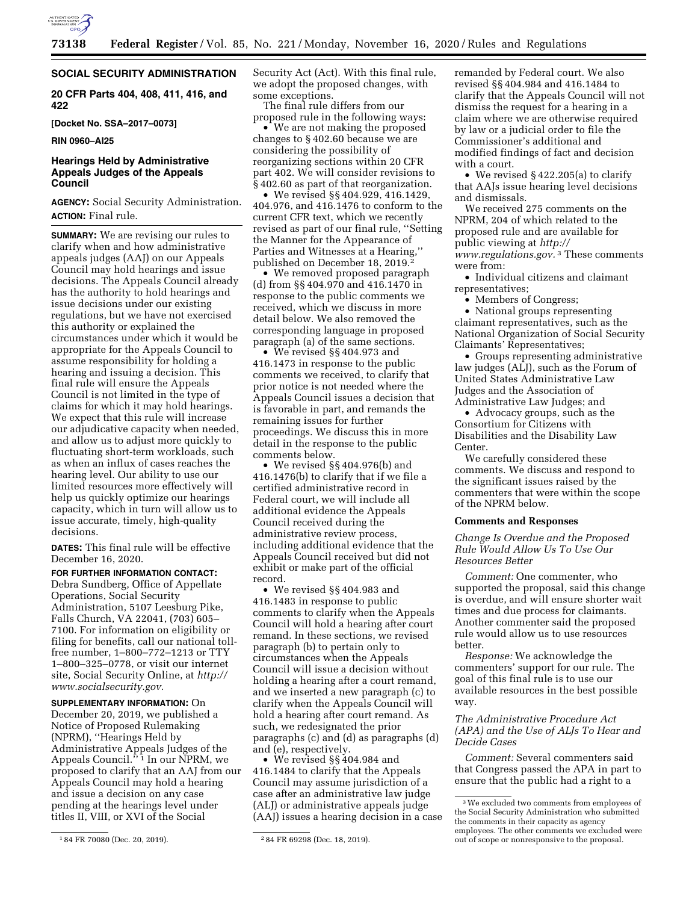## SOCIAL SECURITY ADMINISTRATION

**20 CFR Parts 404, 408, 411, 416, and 422**

**[Docket No. SSA–2017–0073]**

**RIN 0960–AI25**

# Hearings Held by Administrative Appeals Judges of the Appeals Council

**AGENCY:** Social Security Administration.

**ACTION:** Final rule.

**SUMMARY:** We are revising our rules to clarify when and how administrative appeals judges (AAJ) on our Appeals Council may hold hearings and issue decisions. The Appeals Council already has the authority to hold hearings and issue decisions under our existing regulations, but we have not exercised this authority or explained the circumstances under which it would be appropriate for the Appeals Council to assume responsibility for holding a hearing and issuing a decision. This final rule will ensure the Appeals Council is not limited in the type of claims for which it may hold hearings. We expect that this rule will increase our adjudicative capacity when needed, and allow us to adjust more quickly to fluctuating short-term workloads, such as when an influx of cases reaches the hearing level. Our ability to use our limited resources more effectively will help us quickly optimize our hearings capacity, which in turn will allow us to issue accurate, timely, high-quality decisions.

**DATES:** This final rule will be effective December 16, 2020.

**FOR FURTHER INFORMATION CONTACT:** Debra Sundberg, Office of Appellate Operations, Social Security Administration, 5107 Leesburg Pike, Falls Church, VA 22041, (703) 605–7100. For information on eligibility or filing for benefits, call our national toll-free number, 1–800–772–1213 or TTY 1–800–325–0778, or visit our internet site, Social Security Online, at *http://www.socialsecurity.gov*.

**SUPPLEMENTARY INFORMATION:** On December 20, 2019, we published a Notice of Proposed Rulemaking (NPRM), ''Hearings Held by Administrative Appeals Judges of the Appeals Council.'' [1] In our NPRM, we proposed to clarify that an AAJ from our Appeals Council may hold a hearing and issue a decision on any case pending at the hearings level under titles II, VIII, or XVI of the Social Security Act (Act). With this final rule, we adopt the proposed changes, with some exceptions.

The final rule differs from our proposed rule in the following ways:

- We are not making the proposed changes to § 402.60 because we are considering the possibility of reorganizing sections within 20 CFR part 402. We will consider revisions to § 402.60 as part of that reorganization.
- We revised §§ 404.929, 416.1429, 404.976, and 416.1476 to conform to the current CFR text, which we recently revised as part of our final rule, ''Setting the Manner for the Appearance of Parties and Witnesses at a Hearing,'' published on December 18, 2019.[2]
- We removed proposed paragraph (d) from §§ 404.970 and 416.1470 in response to the public comments we received, which we discuss in more detail below. We also removed the corresponding language in proposed paragraph (a) of the same sections.
- We revised §§ 404.973 and 416.1473 in response to the public comments we received, to clarify that prior notice is not needed where the Appeals Council issues a decision that is favorable in part, and remands the remaining issues for further proceedings. We discuss this in more detail in the response to the public comments below.
- We revised §§ 404.976(b) and 416.1476(b) to clarify that if we file a certified administrative record in Federal court, we will include all additional evidence the Appeals Council received during the administrative review process, including additional evidence that the Appeals Council received but did not exhibit or make part of the official record.
- We revised §§ 404.983 and 416.1483 in response to public comments to clarify when the Appeals Council will hold a hearing after court remand. In these sections, we revised paragraph (b) to pertain only to circumstances when the Appeals Council will issue a decision without holding a hearing after a court remand, and we inserted a new paragraph (c) to clarify when the Appeals Council will hold a hearing after court remand. As such, we redesignated the prior paragraphs (c) and (d) as paragraphs (d) and (e), respectively.
- We revised §§ 404.984 and 416.1484 to clarify that the Appeals Council may assume jurisdiction of a case after an administrative law judge (ALJ) or administrative appeals judge (AAJ) issues a hearing decision in a case remanded by Federal court. We also revised §§ 404.984 and 416.1484 to clarify that the Appeals Council will not dismiss the request for a hearing in a claim where we are otherwise required by law or a judicial order to file the Commissioner's additional and modified findings of fact and decision with a court.
- We revised § 422.205(a) to clarify that AAJs issue hearing level decisions and dismissals.

We received 275 comments on the NPRM, 204 of which related to the proposed rule and are available for public viewing at *http://www.regulations.gov*.[3] These comments were from:

- Individual citizens and claimant representatives;
- Members of Congress;
- National groups representing claimant representatives, such as the National Organization of Social Security Claimants' Representatives;
- Groups representing administrative law judges (ALJ), such as the Forum of United States Administrative Law Judges and the Association of Administrative Law Judges; and
- Advocacy groups, such as the Consortium for Citizens with Disabilities and the Disability Law Center.

We carefully considered these comments. We discuss and respond to the significant issues raised by the commenters that were within the scope of the NPRM below.

## Comments and Responses

### *Change Is Overdue and the Proposed Rule Would Allow Us To Use Our Resources Better*

*Comment:* One commenter, who supported the proposal, said this change is overdue, and will ensure shorter wait times and due process for claimants. Another commenter said the proposed rule would allow us to use resources better.

*Response:* We acknowledge the commenters' support for our rule. The goal of this final rule is to use our available resources in the best possible way.

### *The Administrative Procedure Act (APA) and the Use of ALJs To Hear and Decide Cases*

*Comment:* Several commenters said that Congress passed the APA in part to ensure that the public had a right to a

---

[1] 84 FR 70080 (Dec. 20, 2019).

[2] 84 FR 69298 (Dec. 18, 2019).

[3] We excluded two comments from employees of the Social Security Administration who submitted the comments in their capacity as agency employees. The other comments we excluded were out of scope or nonresponsive to the proposal.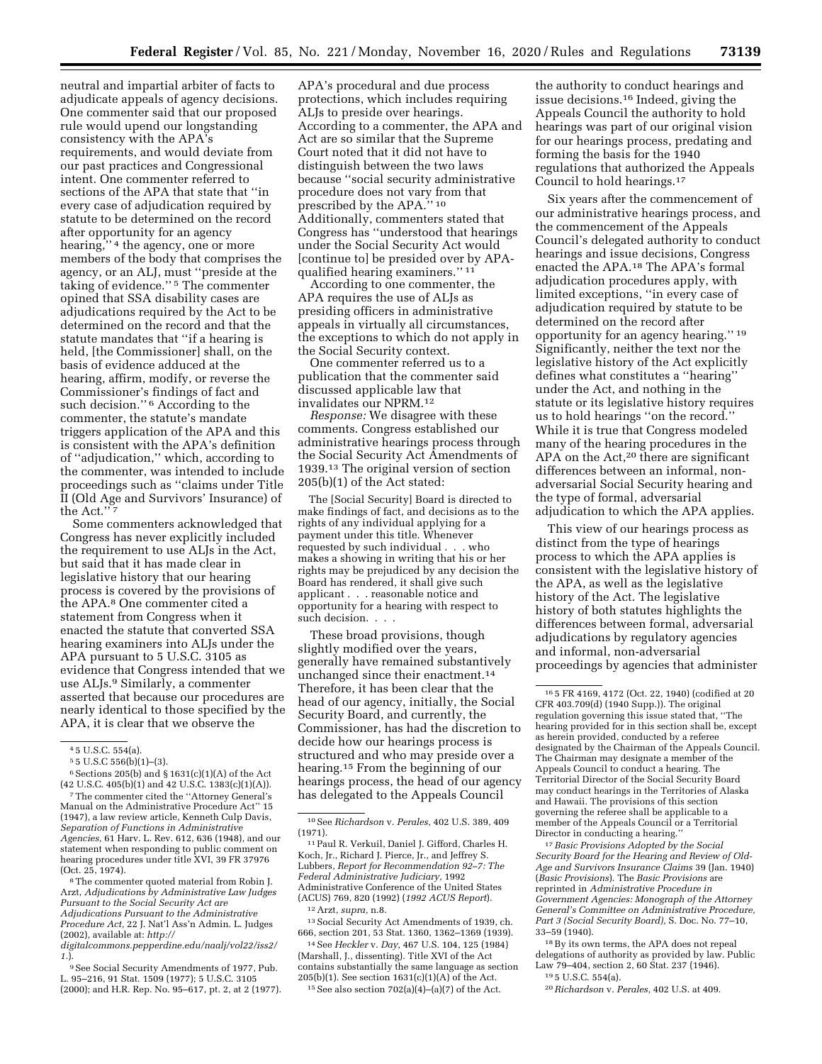neutral and impartial arbiter of facts to adjudicate appeals of agency decisions. One commenter said that our proposed rule would upend our longstanding consistency with the APA's requirements, and would deviate from our past practices and Congressional intent. One commenter referred to sections of the APA that state that "in every case of adjudication required by statute to be determined on the record after opportunity for an agency hearing," [4] the agency, one or more members of the body that comprises the agency, or an ALJ, must "preside at the taking of evidence." [5] The commenter opined that SSA disability cases are adjudications required by the Act to be determined on the record and that the statute mandates that "if a hearing is held, [the Commissioner] shall, on the basis of evidence adduced at the hearing, affirm, modify, or reverse the Commissioner's findings of fact and such decision." [6] According to the commenter, the statute's mandate triggers application of the APA and this is consistent with the APA's definition of "adjudication," which, according to the commenter, was intended to include proceedings such as "claims under Title II (Old Age and Survivors' Insurance) of the Act." [7]

Some commenters acknowledged that Congress has never explicitly included the requirement to use ALJs in the Act, but said that it has made clear in legislative history that our hearing process is covered by the provisions of the APA.[8] One commenter cited a statement from Congress when it enacted the statute that converted SSA hearing examiners into ALJs under the APA pursuant to 5 U.S.C. 3105 as evidence that Congress intended that we use ALJs.[9] Similarly, a commenter asserted that because our procedures are nearly identical to those specified by the APA, it is clear that we observe the APA's procedural and due process protections, which includes requiring ALJs to preside over hearings. According to a commenter, the APA and Act are so similar that the Supreme Court noted that it did not have to distinguish between the two laws because "social security administrative procedure does not vary from that prescribed by the APA." [10] Additionally, commenters stated that Congress has "understood that hearings under the Social Security Act would [continue to] be presided over by APA-qualified hearing examiners." [11]

According to one commenter, the APA requires the use of ALJs as presiding officers in administrative appeals in virtually all circumstances, the exceptions to which do not apply in the Social Security context.

One commenter referred us to a publication that the commenter said discussed applicable law that invalidates our NPRM.[12]

*Response:* We disagree with these comments. Congress established our administrative hearings process through the Social Security Act Amendments of 1939.[13] The original version of section 205(b)(1) of the Act stated:

> The [Social Security] Board is directed to make findings of fact, and decisions as to the rights of any individual applying for a payment under this title. Whenever requested by such individual . . . who makes a showing in writing that his or her rights may be prejudiced by any decision the Board has rendered, it shall give such applicant . . . reasonable notice and opportunity for a hearing with respect to such decision. . . .

These broad provisions, though slightly modified over the years, generally have remained substantively unchanged since their enactment.[14] Therefore, it has been clear that the head of our agency, initially, the Social Security Board, and currently, the Commissioner, has had the discretion to decide how our hearings process is structured and who may preside over a hearing.[15] From the beginning of our hearings process, the head of our agency has delegated to the Appeals Council the authority to conduct hearings and issue decisions.[16] Indeed, giving the Appeals Council the authority to hold hearings was part of our original vision for our hearings process, predating and forming the basis for the 1940 regulations that authorized the Appeals Council to hold hearings.[17]

Six years after the commencement of our administrative hearings process, and the commencement of the Appeals Council's delegated authority to conduct hearings and issue decisions, Congress enacted the APA.[18] The APA's formal adjudication procedures apply, with limited exceptions, "in every case of adjudication required by statute to be determined on the record after opportunity for an agency hearing." [19] Significantly, neither the text nor the legislative history of the Act explicitly defines what constitutes a "hearing" under the Act, and nothing in the statute or its legislative history requires us to hold hearings "on the record." While it is true that Congress modeled many of the hearing procedures in the APA on the Act,[20] there are significant differences between an informal, non-adversarial Social Security hearing and the type of formal, adversarial adjudication to which the APA applies.

This view of our hearings process as distinct from the type of hearings process to which the APA applies is consistent with the legislative history of the APA, as well as the legislative history of the Act. The legislative history of both statutes highlights the differences between formal, adversarial adjudications by regulatory agencies and informal, non-adversarial proceedings by agencies that administer

---

[4] 5 U.S.C. 554(a).

[5] 5 U.S.C 556(b)(1)–(3).

[6] Sections 205(b) and § 1631(c)(1)(A) of the Act (42 U.S.C. 405(b)(1) and 42 U.S.C. 1383(c)(1)(A)).

[7] The commenter cited the "Attorney General's Manual on the Administrative Procedure Act" 15 (1947), a law review article, Kenneth Culp Davis, *Separation of Functions in Administrative Agencies,* 61 Harv. L. Rev. 612, 636 (1948), and our statement when responding to public comment on hearing procedures under title XVI, 39 FR 37976 (Oct. 25, 1974).

[8] The commenter quoted material from Robin J. Arzt, *Adjudications by Administrative Law Judges Pursuant to the Social Security Act are Adjudications Pursuant to the Administrative Procedure Act,* 22 J. Nat'l Ass'n Admin. L. Judges (2002), available at: *http://digitalcommons.pepperdine.edu/naalj/vol22/iss2/1.*).

[9] See Social Security Amendments of 1977, Pub. L. 95–216, 91 Stat. 1509 (1977); 5 U.S.C. 3105 (2000); and H.R. Rep. No. 95–617, pt. 2, at 2 (1977).

[10] See *Richardson* v. *Perales,* 402 U.S. 389, 409 (1971).

[11] Paul R. Verkuil, Daniel J. Gifford, Charles H. Koch, Jr., Richard J. Pierce, Jr., and Jeffrey S. Lubbers, *Report for Recommendation 92–7: The Federal Administrative Judiciary,* 1992 Administrative Conference of the United States (ACUS) 769, 820 (1992) (*1992 ACUS Report*).

[12] Arzt, *supra,* n.8.

[13] Social Security Act Amendments of 1939, ch. 666, section 201, 53 Stat. 1360, 1362–1369 (1939).

[14] See *Heckler* v. *Day,* 467 U.S. 104, 125 (1984) (Marshall, J., dissenting). Title XVI of the Act contains substantially the same language as section 205(b)(1). See section 1631(c)(1)(A) of the Act.

[15] See also section 702(a)(4)–(a)(7) of the Act.

[16] 5 FR 4169, 4172 (Oct. 22, 1940) (codified at 20 CFR 403.709(d) (1940 Supp.)). The original regulation governing this issue stated that, "The hearing provided for in this section shall be, except as herein provided, conducted by a referee designated by the Chairman of the Appeals Council. The Chairman may designate a member of the Appeals Council to conduct a hearing. The Territorial Director of the Social Security Board may conduct hearings in the Territories of Alaska and Hawaii. The provisions of this section governing the referee shall be applicable to a member of the Appeals Council or a Territorial Director in conducting a hearing."

[17] *Basic Provisions Adopted by the Social Security Board for the Hearing and Review of Old-Age and Survivors Insurance Claims* 39 (Jan. 1940) (*Basic Provisions*). The *Basic Provisions* are reprinted in *Administrative Procedure in Government Agencies: Monograph of the Attorney General's Committee on Administrative Procedure, Part 3 (Social Security Board),* S. Doc. No. 77–10, 33–59 (1940).

[18] By its own terms, the APA does not repeal delegations of authority as provided by law. Public Law 79–404, section 2, 60 Stat. 237 (1946).

[19] 5 U.S.C. 554(a).

[20] *Richardson* v. *Perales,* 402 U.S. at 409.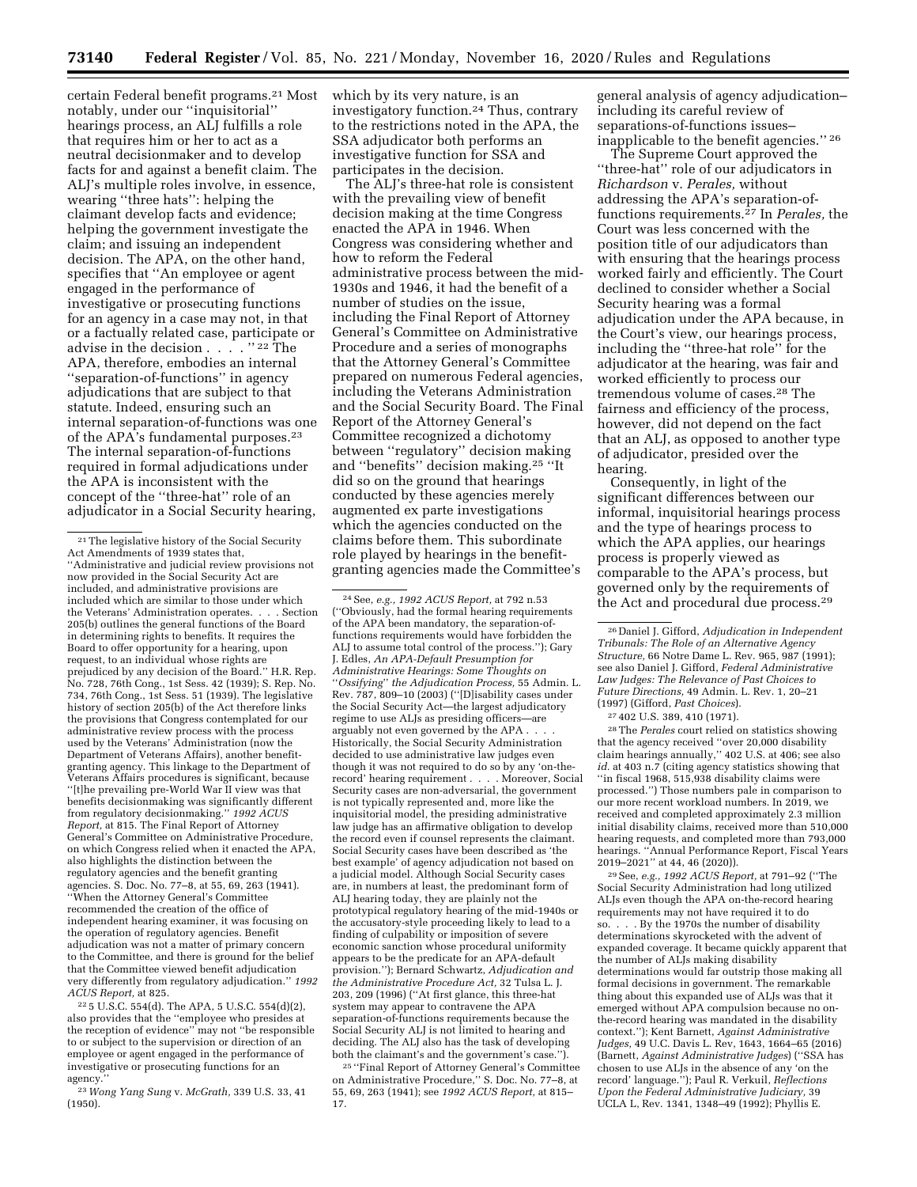certain Federal benefit programs.[21] Most notably, under our ''inquisitorial'' hearings process, an ALJ fulfills a role that requires him or her to act as a neutral decisionmaker and to develop facts for and against a benefit claim. The ALJ's multiple roles involve, in essence, wearing ''three hats'': helping the claimant develop facts and evidence; helping the government investigate the claim; and issuing an independent decision. The APA, on the other hand, specifies that ''An employee or agent engaged in the performance of investigative or prosecuting functions for an agency in a case may not, in that or a factually related case, participate or advise in the decision . . . . '' [22] The APA, therefore, embodies an internal ''separation-of-functions'' in agency adjudications that are subject to that statute. Indeed, ensuring such an internal separation-of-functions was one of the APA's fundamental purposes.[23] The internal separation-of-functions required in formal adjudications under the APA is inconsistent with the concept of the ''three-hat'' role of an adjudicator in a Social Security hearing, which by its very nature, is an investigatory function.[24] Thus, contrary to the restrictions noted in the APA, the SSA adjudicator both performs an investigative function for SSA and participates in the decision.

The ALJ's three-hat role is consistent with the prevailing view of benefit decision making at the time Congress enacted the APA in 1946. When Congress was considering whether and how to reform the Federal administrative process between the mid-1930s and 1946, it had the benefit of a number of studies on the issue, including the Final Report of Attorney General's Committee on Administrative Procedure and a series of monographs that the Attorney General's Committee prepared on numerous Federal agencies, including the Veterans Administration and the Social Security Board. The Final Report of the Attorney General's Committee recognized a dichotomy between ''regulatory'' decision making and ''benefits'' decision making.[25] ''It did so on the ground that hearings conducted by these agencies merely augmented ex parte investigations which the agencies conducted on the claims before them. This subordinate role played by hearings in the benefit-granting agencies made the Committee's general analysis of agency adjudication–including its careful review of separations-of-functions issues–inapplicable to the benefit agencies.'' [26]

The Supreme Court approved the ''three-hat'' role of our adjudicators in *Richardson* v. *Perales,* without addressing the APA's separation-of-functions requirements.[27] In *Perales,* the Court was less concerned with the position title of our adjudicators than with ensuring that the hearings process worked fairly and efficiently. The Court declined to consider whether a Social Security hearing was a formal adjudication under the APA because, in the Court's view, our hearings process, including the ''three-hat role'' for the adjudicator at the hearing, was fair and worked efficiently to process our tremendous volume of cases.[28] The fairness and efficiency of the process, however, did not depend on the fact that an ALJ, as opposed to another type of adjudicator, presided over the hearing.

Consequently, in light of the significant differences between our informal, inquisitorial hearings process and the type of hearings process to which the APA applies, our hearings process is properly viewed as comparable to the APA's process, but governed only by the requirements of the Act and procedural due process.[29]

---

[21] The legislative history of the Social Security Act Amendments of 1939 states that, ''Administrative and judicial review provisions not now provided in the Social Security Act are included, and administrative provisions are included which are similar to those under which the Veterans' Administration operates. . . . Section 205(b) outlines the general functions of the Board in determining rights to benefits. It requires the Board to offer opportunity for a hearing, upon request, to an individual whose rights are prejudiced by any decision of the Board.'' H.R. Rep. No. 728, 76th Cong., 1st Sess. 42 (1939); S. Rep. No. 734, 76th Cong., 1st Sess. 51 (1939). The legislative history of section 205(b) of the Act therefore links the provisions that Congress contemplated for our administrative review process with the process used by the Veterans' Administration (now the Department of Veterans Affairs), another benefit-granting agency. This linkage to the Department of Veterans Affairs procedures is significant, because ''[t]he prevailing pre-World War II view was that benefits decisionmaking was significantly different from regulatory decisionmaking.'' *1992 ACUS Report,* at 815. The Final Report of Attorney General's Committee on Administrative Procedure, on which Congress relied when it enacted the APA, also highlights the distinction between the regulatory agencies and the benefit granting agencies. S. Doc. No. 77–8, at 55, 69, 263 (1941). ''When the Attorney General's Committee recommended the creation of the office of independent hearing examiner, it was focusing on the operation of regulatory agencies. Benefit adjudication was not a matter of primary concern to the Committee, and there is ground for the belief that the Committee viewed benefit adjudication very differently from regulatory adjudication.'' *1992 ACUS Report,* at 825.

[22] 5 U.S.C. 554(d). The APA, 5 U.S.C. 554(d)(2), also provides that the ''employee who presides at the reception of evidence'' may not ''be responsible to or subject to the supervision or direction of an employee or agent engaged in the performance of investigative or prosecuting functions for an agency.''

[23] *Wong Yang Sung* v. *McGrath,* 339 U.S. 33, 41 (1950).

[24] See, *e.g., 1992 ACUS Report,* at 792 n.53 (''Obviously, had the formal hearing requirements of the APA been mandatory, the separation-of-functions requirements would have forbidden the ALJ to assume total control of the process.''); Gary J. Edles, *An APA-Default Presumption for Administrative Hearings: Some Thoughts on ''Ossifying'' the Adjudication Process,* 55 Admin. L. Rev. 787, 809–10 (2003) (''[D]isability cases under the Social Security Act—the largest adjudicatory regime to use ALJs as presiding officers—are arguably not even governed by the APA . . . . Historically, the Social Security Administration decided to use administrative law judges even though it was not required to do so by any 'on-the-record' hearing requirement . . . . Moreover, Social Security cases are non-adversarial, the government is not typically represented and, more like the inquisitorial model, the presiding administrative law judge has an affirmative obligation to develop the record even if counsel represents the claimant. Social Security cases have been described as 'the best example' of agency adjudication not based on a judicial model. Although Social Security cases are, in numbers at least, the predominant form of ALJ hearing today, they are plainly not the prototypical regulatory hearing of the mid-1940s or the accusatory-style proceeding likely to lead to a finding of culpability or imposition of severe economic sanction whose procedural uniformity appears to be the predicate for an APA-default provision.''); Bernard Schwartz, *Adjudication and the Administrative Procedure Act,* 32 Tulsa L. J. 203, 209 (1996) (''At first glance, this three-hat system may appear to contravene the APA separation-of-functions requirements because the Social Security ALJ is not limited to hearing and deciding. The ALJ also has the task of developing both the claimant's and the government's case.'').

[25] ''Final Report of Attorney General's Committee on Administrative Procedure,'' S. Doc. No. 77–8, at 55, 69, 263 (1941); see *1992 ACUS Report,* at 815–17.

[26] Daniel J. Gifford, *Adjudication in Independent Tribunals: The Role of an Alternative Agency Structure,* 66 Notre Dame L. Rev. 965, 987 (1991); see also Daniel J. Gifford, *Federal Administrative Law Judges: The Relevance of Past Choices to Future Directions,* 49 Admin. L. Rev. 1, 20–21 (1997) (Gifford, *Past Choices*).

[27] 402 U.S. 389, 410 (1971).

[28] The *Perales* court relied on statistics showing that the agency received ''over 20,000 disability claim hearings annually,'' 402 U.S. at 406; see also *id.* at 403 n.7 (citing agency statistics showing that ''in fiscal 1968, 515,938 disability claims were processed.'') Those numbers pale in comparison to our more recent workload numbers. In 2019, we received and completed approximately 2.3 million initial disability claims, received more than 510,000 hearing requests, and completed more than 793,000 hearings. ''Annual Performance Report, Fiscal Years 2019–2021'' at 44, 46 (2020)).

[29] See, *e.g., 1992 ACUS Report,* at 791–92 (''The Social Security Administration had long utilized ALJs even though the APA on-the-record hearing requirements may not have required it to do so. . . . By the 1970s the number of disability determinations skyrocketed with the advent of expanded coverage. It became quickly apparent that the number of ALJs making disability determinations would far outstrip those making all formal decisions in government. The remarkable thing about this expanded use of ALJs was that it emerged without APA compulsion because no on-the-record hearing was mandated in the disability context.''); Kent Barnett, *Against Administrative Judges,* 49 U.C. Davis L. Rev, 1643, 1664–65 (2016) (Barnett, *Against Administrative Judges*) (''SSA has chosen to use ALJs in the absence of any 'on the record' language.''); Paul R. Verkuil, *Reflections Upon the Federal Administrative Judiciary,* 39 UCLA L, Rev. 1341, 1348–49 (1992); Phyllis E.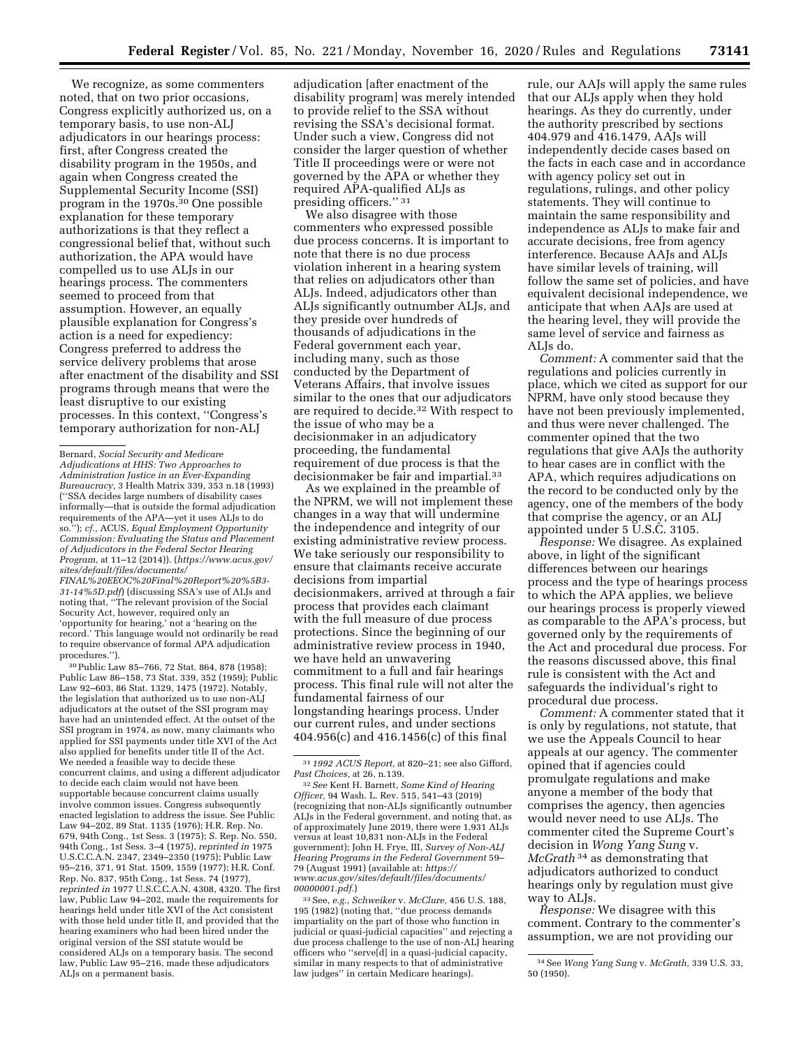We recognize, as some commenters noted, that on two prior occasions, Congress explicitly authorized us, on a temporary basis, to use non-ALJ adjudicators in our hearings process: first, after Congress created the disability program in the 1950s, and again when Congress created the Supplemental Security Income (SSI) program in the 1970s.[30] One possible explanation for these temporary authorizations is that they reflect a congressional belief that, without such authorization, the APA would have compelled us to use ALJs in our hearings process. The commenters seemed to proceed from that assumption. However, an equally plausible explanation for Congress's action is a need for expediency: Congress preferred to address the service delivery problems that arose after enactment of the disability and SSI programs through means that were the least disruptive to our existing processes. In this context, "Congress's temporary authorization for non-ALJ adjudication [after enactment of the disability program] was merely intended to provide relief to the SSA without revising the SSA's decisional format. Under such a view, Congress did not consider the larger question of whether Title II proceedings were or were not governed by the APA or whether they required APA-qualified ALJs as presiding officers." [31]

We also disagree with those commenters who expressed possible due process concerns. It is important to note that there is no due process violation inherent in a hearing system that relies on adjudicators other than ALJs. Indeed, adjudicators other than ALJs significantly outnumber ALJs, and they preside over hundreds of thousands of adjudications in the Federal government each year, including many, such as those conducted by the Department of Veterans Affairs, that involve issues similar to the ones that our adjudicators are required to decide.[32] With respect to the issue of who may be a decisionmaker in an adjudicatory proceeding, the fundamental requirement of due process is that the decisionmaker be fair and impartial.[33]

As we explained in the preamble of the NPRM, we will not implement these changes in a way that will undermine the independence and integrity of our existing administrative review process. We take seriously our responsibility to ensure that claimants receive accurate decisions from impartial decisionmakers, arrived at through a fair process that provides each claimant with the full measure of due process protections. Since the beginning of our administrative review process in 1940, we have held an unwavering commitment to a full and fair hearings process. This final rule will not alter the fundamental fairness of our longstanding hearings process. Under our current rules, and under sections 404.956(c) and 416.1456(c) of this final rule, our AAJs will apply the same rules that our ALJs apply when they hold hearings. As they do currently, under the authority prescribed by sections 404.979 and 416.1479, AAJs will independently decide cases based on the facts in each case and in accordance with agency policy set out in regulations, rulings, and other policy statements. They will continue to maintain the same responsibility and independence as ALJs to make fair and accurate decisions, free from agency interference. Because AAJs and ALJs have similar levels of training, will follow the same set of policies, and have equivalent decisional independence, we anticipate that when AAJs are used at the hearing level, they will provide the same level of service and fairness as ALJs do.

*Comment:* A commenter said that the regulations and policies currently in place, which we cited as support for our NPRM, have only stood because they have not been previously implemented, and thus were never challenged. The commenter opined that the two regulations that give AAJs the authority to hear cases are in conflict with the APA, which requires adjudications on the record to be conducted only by the agency, one of the members of the body that comprise the agency, or an ALJ appointed under 5 U.S.C. 3105.

*Response:* We disagree. As explained above, in light of the significant differences between our hearings process and the type of hearings process to which the APA applies, we believe our hearings process is properly viewed as comparable to the APA's process, but governed only by the requirements of the Act and procedural due process. For the reasons discussed above, this final rule is consistent with the Act and safeguards the individual's right to procedural due process.

*Comment:* A commenter stated that it is only by regulations, not statute, that we use the Appeals Council to hear appeals at our agency. The commenter opined that if agencies could promulgate regulations and make anyone a member of the body that comprises the agency, then agencies would never need to use ALJs. The commenter cited the Supreme Court's decision in *Wong Yang Sung* v. *McGrath* [34] as demonstrating that adjudicators authorized to conduct hearings only by regulation must give way to ALJs.

*Response:* We disagree with this comment. Contrary to the commenter's assumption, we are not providing our

---

Bernard, *Social Security and Medicare Adjudications at HHS: Two Approaches to Administration Justice in an Ever-Expanding Bureaucracy,* 3 Health Matrix 339, 353 n.18 (1993) ("SSA decides large numbers of disability cases informally—that is outside the formal adjudication requirements of the APA—yet it uses ALJs to do so."); *cf.,* ACUS, *Equal Employment Opportunity Commission: Evaluating the Status and Placement of Adjudicators in the Federal Sector Hearing Program,* at 11–12 (2014)). (*https://www.acus.gov/sites/default/files/documents/FINAL%20EEOC%20Final%20Report%20%5B3-31-14%5D.pdf*) (discussing SSA's use of ALJs and noting that, "The relevant provision of the Social Security Act, however, required only an 'opportunity for hearing,' not a 'hearing on the record.' This language would not ordinarily be read to require observance of formal APA adjudication procedures.").

[30] Public Law 85–766, 72 Stat. 864, 878 (1958); Public Law 86–158, 73 Stat. 339, 352 (1959); Public Law 92–603, 86 Stat. 1329, 1475 (1972). Notably, the legislation that authorized us to use non-ALJ adjudicators at the outset of the SSI program may have had an unintended effect. At the outset of the SSI program in 1974, as now, many claimants who applied for SSI payments under title XVI of the Act also applied for benefits under title II of the Act. We needed a feasible way to decide these concurrent claims, and using a different adjudicator to decide each claim would not have been supportable because concurrent claims usually involve common issues. Congress subsequently enacted legislation to address the issue. See Public Law 94–202, 89 Stat. 1135 (1976); H.R. Rep. No. 679, 94th Cong., 1st Sess. 3 (1975); S. Rep. No. 550, 94th Cong., 1st Sess. 3–4 (1975), *reprinted in* 1975 U.S.C.C.A.N. 2347, 2349–2350 (1975); Public Law 95–216, 371, 91 Stat. 1509, 1559 (1977); H.R. Conf. Rep. No. 837, 95th Cong., 1st Sess. 74 (1977), *reprinted in* 1977 U.S.C.C.A.N. 4308, 4320. The first law, Public Law 94–202, made the requirements for hearings held under title XVI of the Act consistent with those held under title II, and provided that the hearing examiners who had been hired under the original version of the SSI statute would be considered ALJs on a temporary basis. The second law, Public Law 95–216, made these adjudicators ALJs on a permanent basis.

[31] *1992 ACUS Report,* at 820–21; see also Gifford, *Past Choices,* at 26, n.139.

[32] *See* Kent H. Barnett, *Some Kind of Hearing Officer,* 94 Wash. L. Rev. 515, 541–43 (2019) (recognizing that non-ALJs significantly outnumber ALJs in the Federal government, and noting that, as of approximately June 2019, there were 1,931 ALJs versus at least 10,831 non-ALJs in the Federal government); John H. Frye, III, *Survey of Non-ALJ Hearing Programs in the Federal Government* 59–79 (August 1991) (available at: *https://www.acus.gov/sites/default/files/documents/00000001.pdf.*)

[33] See, *e.g., Schweiker* v. *McClure,* 456 U.S. 188, 195 (1982) (noting that, "due process demands impartiality on the part of those who function in judicial or quasi-judicial capacities" and rejecting a due process challenge to the use of non-ALJ hearing officers who "serve[d] in a quasi-judicial capacity, similar in many respects to that of administrative law judges" in certain Medicare hearings).

[34] See *Wong Yang Sung* v. *McGrath,* 339 U.S. 33, 50 (1950).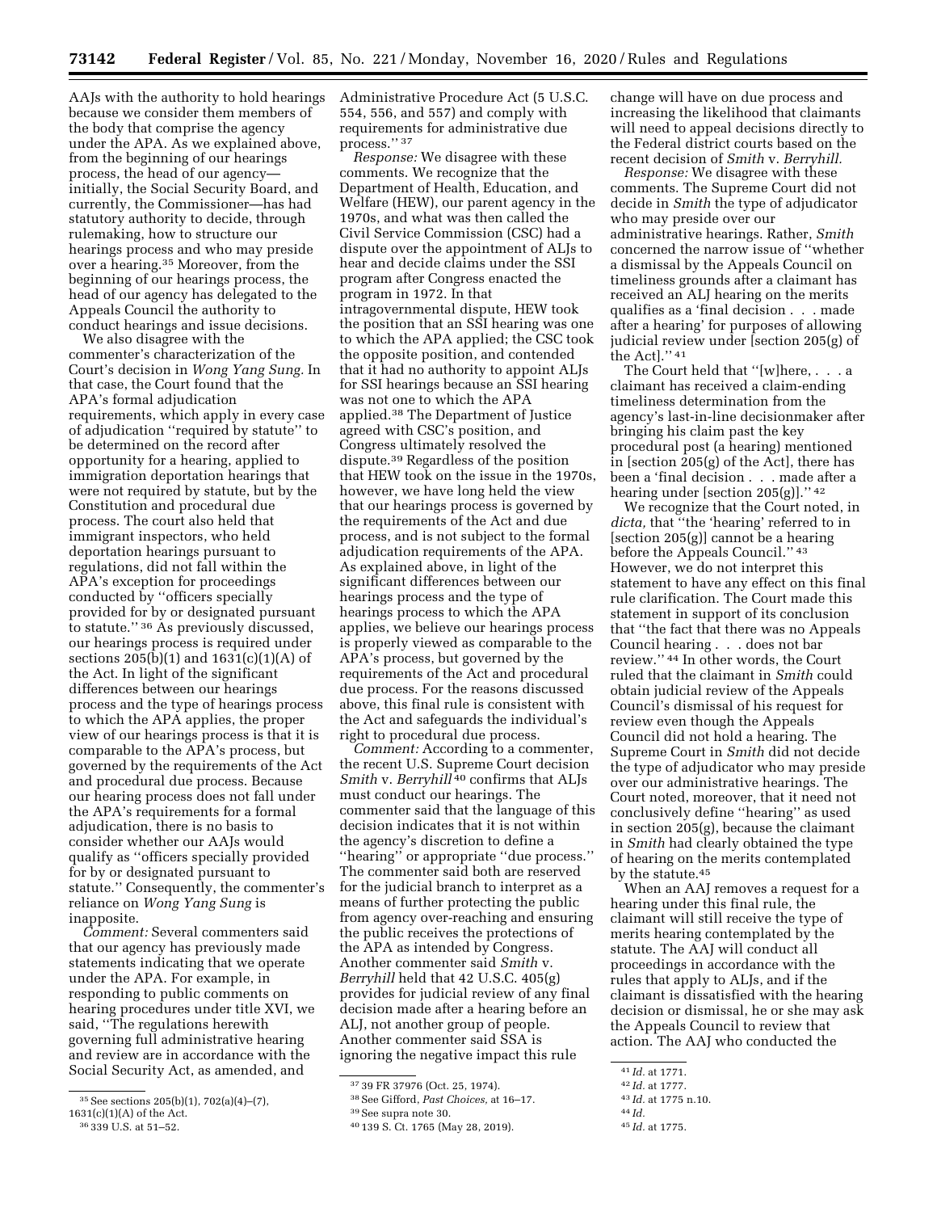AAJs with the authority to hold hearings because we consider them members of the body that comprise the agency under the APA. As we explained above, from the beginning of our hearings process, the head of our agency—initially, the Social Security Board, and currently, the Commissioner—has had statutory authority to decide, through rulemaking, how to structure our hearings process and who may preside over a hearing.[35] Moreover, from the beginning of our hearings process, the head of our agency has delegated to the Appeals Council the authority to conduct hearings and issue decisions.

We also disagree with the commenter's characterization of the Court's decision in *Wong Yang Sung.* In that case, the Court found that the APA's formal adjudication requirements, which apply in every case of adjudication ''required by statute'' to be determined on the record after opportunity for a hearing, applied to immigration deportation hearings that were not required by statute, but by the Constitution and procedural due process. The court also held that immigrant inspectors, who held deportation hearings pursuant to regulations, did not fall within the APA's exception for proceedings conducted by ''officers specially provided for by or designated pursuant to statute.''[36] As previously discussed, our hearings process is required under sections 205(b)(1) and 1631(c)(1)(A) of the Act. In light of the significant differences between our hearings process and the type of hearings process to which the APA applies, the proper view of our hearings process is that it is comparable to the APA's process, but governed by the requirements of the Act and procedural due process. Because our hearing process does not fall under the APA's requirements for a formal adjudication, there is no basis to consider whether our AAJs would qualify as ''officers specially provided for by or designated pursuant to statute.'' Consequently, the commenter's reliance on *Wong Yang Sung* is inapposite.

*Comment:* Several commenters said that our agency has previously made statements indicating that we operate under the APA. For example, in responding to public comments on hearing procedures under title XVI, we said, ''The regulations herewith governing full administrative hearing and review are in accordance with the Social Security Act, as amended, and Administrative Procedure Act (5 U.S.C. 554, 556, and 557) and comply with requirements for administrative due process.''[37]

*Response:* We disagree with these comments. We recognize that the Department of Health, Education, and Welfare (HEW), our parent agency in the 1970s, and what was then called the Civil Service Commission (CSC) had a dispute over the appointment of ALJs to hear and decide claims under the SSI program after Congress enacted the program in 1972. In that intragovernmental dispute, HEW took the position that an SSI hearing was one to which the APA applied; the CSC took the opposite position, and contended that it had no authority to appoint ALJs for SSI hearings because an SSI hearing was not one to which the APA applied.[38] The Department of Justice agreed with CSC's position, and Congress ultimately resolved the dispute.[39] Regardless of the position that HEW took on the issue in the 1970s, however, we have long held the view that our hearings process is governed by the requirements of the Act and due process, and is not subject to the formal adjudication requirements of the APA. As explained above, in light of the significant differences between our hearings process and the type of hearings process to which the APA applies, we believe our hearings process is properly viewed as comparable to the APA's process, but governed by the requirements of the Act and procedural due process. For the reasons discussed above, this final rule is consistent with the Act and safeguards the individual's right to procedural due process.

*Comment:* According to a commenter, the recent U.S. Supreme Court decision *Smith* v. *Berryhill*[40] confirms that ALJs must conduct our hearings. The commenter said that the language of this decision indicates that it is not within the agency's discretion to define a ''hearing'' or appropriate ''due process.'' The commenter said both are reserved for the judicial branch to interpret as a means of further protecting the public from agency over-reaching and ensuring the public receives the protections of the APA as intended by Congress. Another commenter said *Smith* v. *Berryhill* held that 42 U.S.C. 405(g) provides for judicial review of any final decision made after a hearing before an ALJ, not another group of people. Another commenter said SSA is ignoring the negative impact this rule change will have on due process and increasing the likelihood that claimants will need to appeal decisions directly to the Federal district courts based on the recent decision of *Smith* v. *Berryhill.*

*Response:* We disagree with these comments. The Supreme Court did not decide in *Smith* the type of adjudicator who may preside over our administrative hearings. Rather, *Smith* concerned the narrow issue of ''whether a dismissal by the Appeals Council on timeliness grounds after a claimant has received an ALJ hearing on the merits qualifies as a 'final decision . . . made after a hearing' for purposes of allowing judicial review under [section 205(g) of the Act].''[41]

The Court held that ''[w]here, . . . a claimant has received a claim-ending timeliness determination from the agency's last-in-line decisionmaker after bringing his claim past the key procedural post (a hearing) mentioned in [section 205(g) of the Act], there has been a 'final decision . . . made after a hearing under [section 205(g)].''[42]

We recognize that the Court noted, in *dicta,* that ''the 'hearing' referred to in [section 205(g)] cannot be a hearing before the Appeals Council.''[43] However, we do not interpret this statement to have any effect on this final rule clarification. The Court made this statement in support of its conclusion that ''the fact that there was no Appeals Council hearing . . . does not bar review.''[44] In other words, the Court ruled that the claimant in *Smith* could obtain judicial review of the Appeals Council's dismissal of his request for review even though the Appeals Council did not hold a hearing. The Supreme Court in *Smith* did not decide the type of adjudicator who may preside over our administrative hearings. The Court noted, moreover, that it need not conclusively define ''hearing'' as used in section 205(g), because the claimant in *Smith* had clearly obtained the type of hearing on the merits contemplated by the statute.[45]

When an AAJ removes a request for a hearing under this final rule, the claimant will still receive the type of merits hearing contemplated by the statute. The AAJ will conduct all proceedings in accordance with the rules that apply to ALJs, and if the claimant is dissatisfied with the hearing decision or dismissal, he or she may ask the Appeals Council to review that action. The AAJ who conducted the

---

[35] See sections 205(b)(1), 702(a)(4)–(7), 1631(c)(1)(A) of the Act.

[36] 339 U.S. at 51–52.

[37] 39 FR 37976 (Oct. 25, 1974).

[38] See Gifford, *Past Choices,* at 16–17.

[39] See supra note 30.

[40] 139 S. Ct. 1765 (May 28, 2019).

[41] *Id.* at 1771.

[42] *Id.* at 1777.

[43] *Id.* at 1775 n.10.

[44] *Id.*

[45] *Id.* at 1775.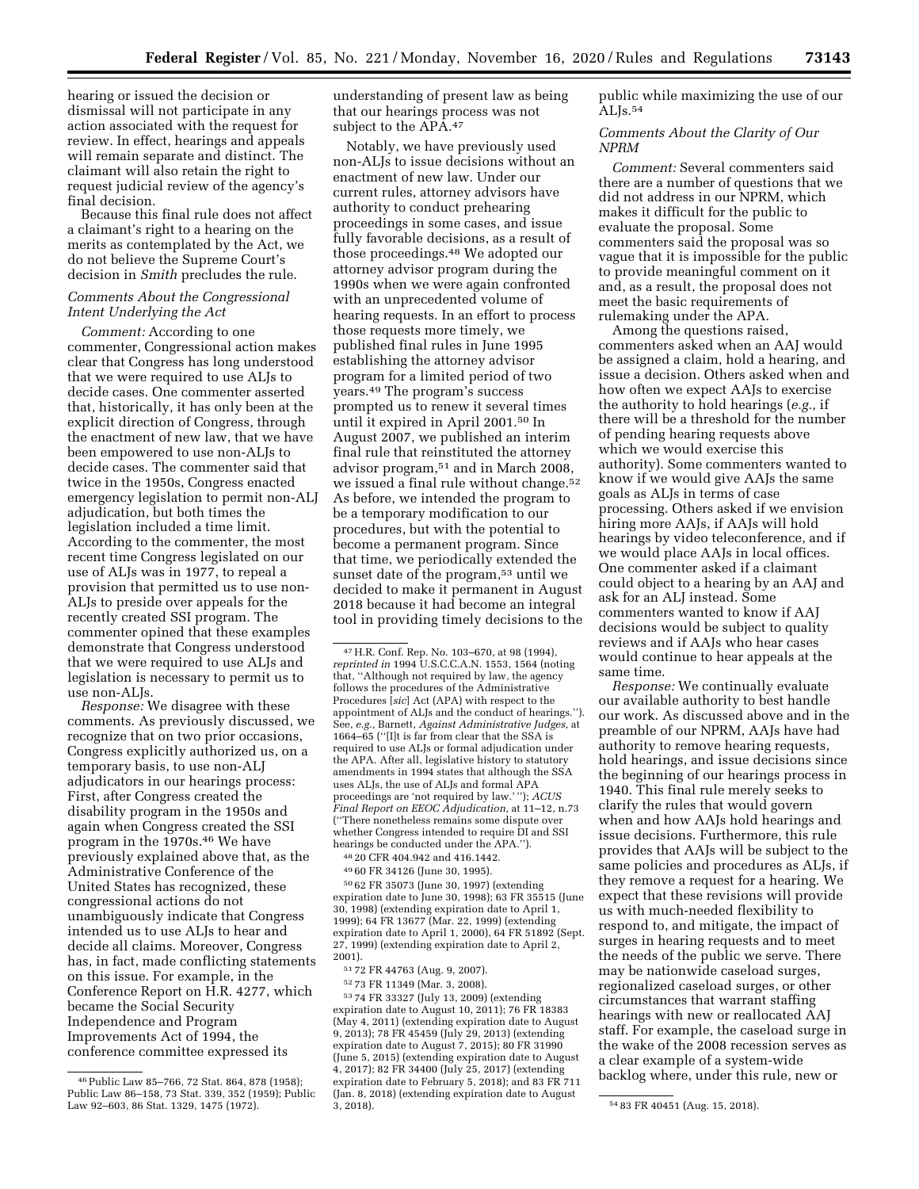hearing or issued the decision or dismissal will not participate in any action associated with the request for review. In effect, hearings and appeals will remain separate and distinct. The claimant will also retain the right to request judicial review of the agency's final decision.

Because this final rule does not affect a claimant's right to a hearing on the merits as contemplated by the Act, we do not believe the Supreme Court's decision in *Smith* precludes the rule.

### *Comments About the Congressional Intent Underlying the Act*

*Comment:* According to one commenter, Congressional action makes clear that Congress has long understood that we were required to use ALJs to decide cases. One commenter asserted that, historically, it has only been at the explicit direction of Congress, through the enactment of new law, that we have been empowered to use non-ALJs to decide cases. The commenter said that twice in the 1950s, Congress enacted emergency legislation to permit non-ALJ adjudication, but both times the legislation included a time limit. According to the commenter, the most recent time Congress legislated on our use of ALJs was in 1977, to repeal a provision that permitted us to use non-ALJs to preside over appeals for the recently created SSI program. The commenter opined that these examples demonstrate that Congress understood that we were required to use ALJs and legislation is necessary to permit us to use non-ALJs.

*Response:* We disagree with these comments. As previously discussed, we recognize that on two prior occasions, Congress explicitly authorized us, on a temporary basis, to use non-ALJ adjudicators in our hearings process: First, after Congress created the disability program in the 1950s and again when Congress created the SSI program in the 1970s.[46] We have previously explained above that, as the Administrative Conference of the United States has recognized, these congressional actions do not unambiguously indicate that Congress intended us to use ALJs to hear and decide all claims. Moreover, Congress has, in fact, made conflicting statements on this issue. For example, in the Conference Report on H.R. 4277, which became the Social Security Independence and Program Improvements Act of 1994, the conference committee expressed its understanding of present law as being that our hearings process was not subject to the APA.[47]

Notably, we have previously used non-ALJs to issue decisions without an enactment of new law. Under our current rules, attorney advisors have authority to conduct prehearing proceedings in some cases, and issue fully favorable decisions, as a result of those proceedings.[48] We adopted our attorney advisor program during the 1990s when we were again confronted with an unprecedented volume of hearing requests. In an effort to process those requests more timely, we published final rules in June 1995 establishing the attorney advisor program for a limited period of two years.[49] The program's success prompted us to renew it several times until it expired in April 2001.[50] In August 2007, we published an interim final rule that reinstituted the attorney advisor program,[51] and in March 2008, we issued a final rule without change.[52] As before, we intended the program to be a temporary modification to our procedures, but with the potential to become a permanent program. Since that time, we periodically extended the sunset date of the program,[53] until we decided to make it permanent in August 2018 because it had become an integral tool in providing timely decisions to the public while maximizing the use of our ALJs.[54]

### *Comments About the Clarity of Our NPRM*

*Comment:* Several commenters said there are a number of questions that we did not address in our NPRM, which makes it difficult for the public to evaluate the proposal. Some commenters said the proposal was so vague that it is impossible for the public to provide meaningful comment on it and, as a result, the proposal does not meet the basic requirements of rulemaking under the APA.

Among the questions raised, commenters asked when an AAJ would be assigned a claim, hold a hearing, and issue a decision. Others asked when and how often we expect AAJs to exercise the authority to hold hearings (*e.g.,* if there will be a threshold for the number of pending hearing requests above which we would exercise this authority). Some commenters wanted to know if we would give AAJs the same goals as ALJs in terms of case processing. Others asked if we envision hiring more AAJs, if AAJs will hold hearings by video teleconference, and if we would place AAJs in local offices. One commenter asked if a claimant could object to a hearing by an AAJ and ask for an ALJ instead. Some commenters wanted to know if AAJ decisions would be subject to quality reviews and if AAJs who hear cases would continue to hear appeals at the same time.

*Response:* We continually evaluate our available authority to best handle our work. As discussed above and in the preamble of our NPRM, AAJs have had authority to remove hearing requests, hold hearings, and issue decisions since the beginning of our hearings process in 1940. This final rule merely seeks to clarify the rules that would govern when and how AAJs hold hearings and issue decisions. Furthermore, this rule provides that AAJs will be subject to the same policies and procedures as ALJs, if they remove a request for a hearing. We expect that these revisions will provide us with much-needed flexibility to respond to, and mitigate, the impact of surges in hearing requests and to meet the needs of the public we serve. There may be nationwide caseload surges, regionalized caseload surges, or other circumstances that warrant staffing hearings with new or reallocated AAJ staff. For example, the caseload surge in the wake of the 2008 recession serves as a clear example of a system-wide backlog where, under this rule, new or

---

[46] Public Law 85–766, 72 Stat. 864, 878 (1958); Public Law 86–158, 73 Stat. 339, 352 (1959); Public Law 92–603, 86 Stat. 1329, 1475 (1972).

[47] H.R. Conf. Rep. No. 103–670, at 98 (1994), *reprinted in* 1994 U.S.C.C.A.N. 1553, 1564 (noting that, ''Although not required by law, the agency follows the procedures of the Administrative Procedures [*sic*] Act (APA) with respect to the appointment of ALJs and the conduct of hearings.''). See, *e.g.,* Barnett, *Against Administrative Judges,* at 1664–65 (''[I]t is far from clear that the SSA is required to use ALJs or formal adjudication under the APA. After all, legislative history to statutory amendments in 1994 states that although the SSA uses ALJs, the use of ALJs and formal APA proceedings are 'not required by law.' ''); *ACUS Final Report on EEOC Adjudication,* at 11–12, n.73 (''There nonetheless remains some dispute over whether Congress intended to require DI and SSI hearings be conducted under the APA.'').

[48] 20 CFR 404.942 and 416.1442.

[49] 60 FR 34126 (June 30, 1995).

[50] 62 FR 35073 (June 30, 1997) (extending expiration date to June 30, 1998); 63 FR 35515 (June 30, 1998) (extending expiration date to April 1, 1999); 64 FR 13677 (Mar. 22, 1999) (extending expiration date to April 1, 2000), 64 FR 51892 (Sept. 27, 1999) (extending expiration date to April 2, 2001).

[51] 72 FR 44763 (Aug. 9, 2007).

[52] 73 FR 11349 (Mar. 3, 2008).

[53] 74 FR 33327 (July 13, 2009) (extending expiration date to August 10, 2011)); 76 FR 18383 (May 4, 2011) (extending expiration date to August 9, 2013); 78 FR 45459 (July 29, 2013) (extending expiration date to August 7, 2015); 80 FR 31990 (June 5, 2015) (extending expiration date to August 4, 2017); 82 FR 34400 (July 25, 2017) (extending expiration date to February 5, 2018); and 83 FR 711 (Jan. 8, 2018) (extending expiration date to August 3, 2018).

[54] 83 FR 40451 (Aug. 15, 2018).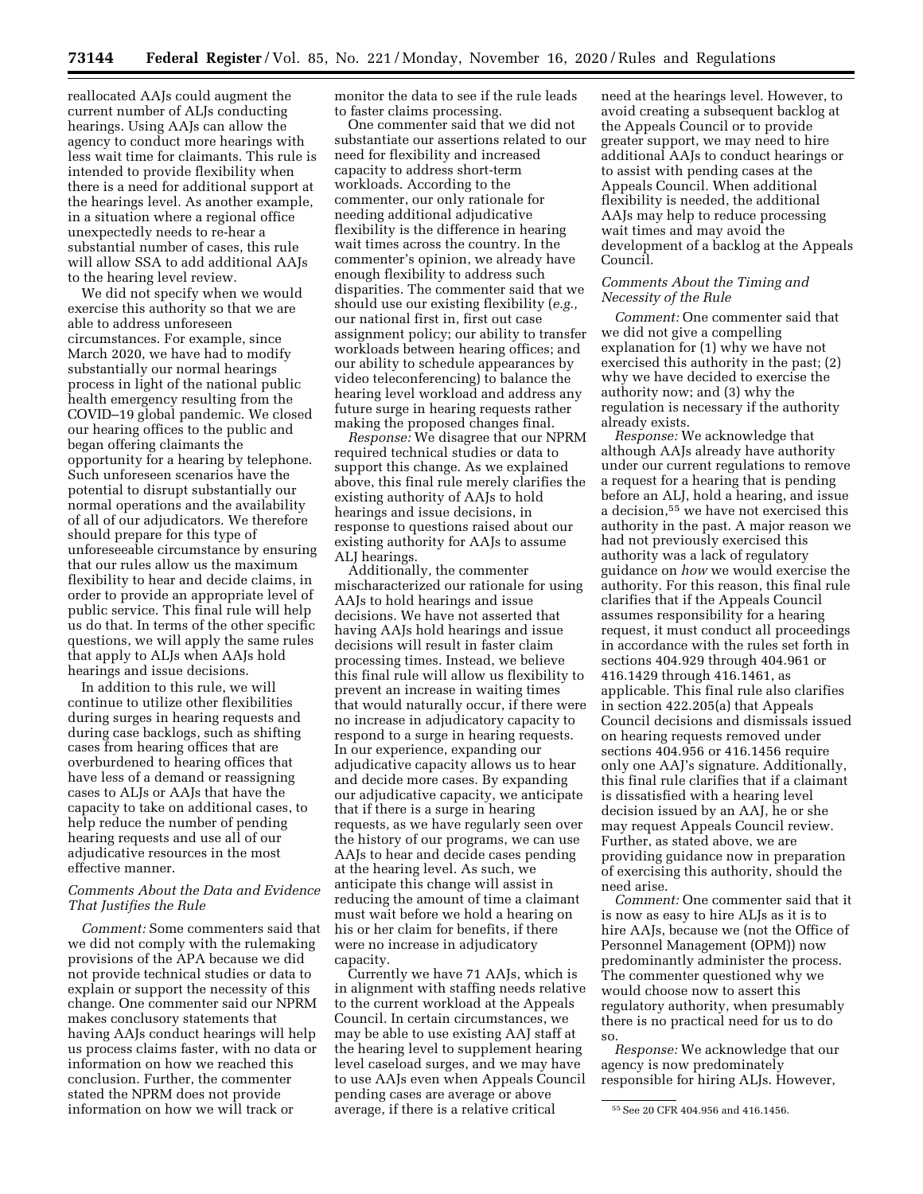reallocated AAJs could augment the current number of ALJs conducting hearings. Using AAJs can allow the agency to conduct more hearings with less wait time for claimants. This rule is intended to provide flexibility when there is a need for additional support at the hearings level. As another example, in a situation where a regional office unexpectedly needs to re-hear a substantial number of cases, this rule will allow SSA to add additional AAJs to the hearing level review.

We did not specify when we would exercise this authority so that we are able to address unforeseen circumstances. For example, since March 2020, we have had to modify substantially our normal hearings process in light of the national public health emergency resulting from the COVID–19 global pandemic. We closed our hearing offices to the public and began offering claimants the opportunity for a hearing by telephone. Such unforeseen scenarios have the potential to disrupt substantially our normal operations and the availability of all of our adjudicators. We therefore should prepare for this type of unforeseeable circumstance by ensuring that our rules allow us the maximum flexibility to hear and decide claims, in order to provide an appropriate level of public service. This final rule will help us do that. In terms of the other specific questions, we will apply the same rules that apply to ALJs when AAJs hold hearings and issue decisions.

In addition to this rule, we will continue to utilize other flexibilities during surges in hearing requests and during case backlogs, such as shifting cases from hearing offices that are overburdened to hearing offices that have less of a demand or reassigning cases to ALJs or AAJs that have the capacity to take on additional cases, to help reduce the number of pending hearing requests and use all of our adjudicative resources in the most effective manner.

*Comments About the Data and Evidence That Justifies the Rule*

*Comment:* Some commenters said that we did not comply with the rulemaking provisions of the APA because we did not provide technical studies or data to explain or support the necessity of this change. One commenter said our NPRM makes conclusory statements that having AAJs conduct hearings will help us process claims faster, with no data or information on how we reached this conclusion. Further, the commenter stated the NPRM does not provide information on how we will track or monitor the data to see if the rule leads to faster claims processing.

One commenter said that we did not substantiate our assertions related to our need for flexibility and increased capacity to address short-term workloads. According to the commenter, our only rationale for needing additional adjudicative flexibility is the difference in hearing wait times across the country. In the commenter's opinion, we already have enough flexibility to address such disparities. The commenter said that we should use our existing flexibility (*e.g.,* our national first in, first out case assignment policy; our ability to transfer workloads between hearing offices; and our ability to schedule appearances by video teleconferencing) to balance the hearing level workload and address any future surge in hearing requests rather making the proposed changes final.

*Response:* We disagree that our NPRM required technical studies or data to support this change. As we explained above, this final rule merely clarifies the existing authority of AAJs to hold hearings and issue decisions, in response to questions raised about our existing authority for AAJs to assume ALJ hearings.

Additionally, the commenter mischaracterized our rationale for using AAJs to hold hearings and issue decisions. We have not asserted that having AAJs hold hearings and issue decisions will result in faster claim processing times. Instead, we believe this final rule will allow us flexibility to prevent an increase in waiting times that would naturally occur, if there were no increase in adjudicatory capacity to respond to a surge in hearing requests. In our experience, expanding our adjudicative capacity allows us to hear and decide more cases. By expanding our adjudicative capacity, we anticipate that if there is a surge in hearing requests, as we have regularly seen over the history of our programs, we can use AAJs to hear and decide cases pending at the hearing level. As such, we anticipate this change will assist in reducing the amount of time a claimant must wait before we hold a hearing on his or her claim for benefits, if there were no increase in adjudicatory capacity.

Currently we have 71 AAJs, which is in alignment with staffing needs relative to the current workload at the Appeals Council. In certain circumstances, we may be able to use existing AAJ staff at the hearing level to supplement hearing level caseload surges, and we may have to use AAJs even when Appeals Council pending cases are average or above average, if there is a relative critical need at the hearings level. However, to avoid creating a subsequent backlog at the Appeals Council or to provide greater support, we may need to hire additional AAJs to conduct hearings or to assist with pending cases at the Appeals Council. When additional flexibility is needed, the additional AAJs may help to reduce processing wait times and may avoid the development of a backlog at the Appeals Council.

*Comments About the Timing and Necessity of the Rule*

*Comment:* One commenter said that we did not give a compelling explanation for (1) why we have not exercised this authority in the past; (2) why we have decided to exercise the authority now; and (3) why the regulation is necessary if the authority already exists.

*Response:* We acknowledge that although AAJs already have authority under our current regulations to remove a request for a hearing that is pending before an ALJ, hold a hearing, and issue a decision,[55] we have not exercised this authority in the past. A major reason we had not previously exercised this authority was a lack of regulatory guidance on *how* we would exercise the authority. For this reason, this final rule clarifies that if the Appeals Council assumes responsibility for a hearing request, it must conduct all proceedings in accordance with the rules set forth in sections 404.929 through 404.961 or 416.1429 through 416.1461, as applicable. This final rule also clarifies in section 422.205(a) that Appeals Council decisions and dismissals issued on hearing requests removed under sections 404.956 or 416.1456 require only one AAJ's signature. Additionally, this final rule clarifies that if a claimant is dissatisfied with a hearing level decision issued by an AAJ, he or she may request Appeals Council review. Further, as stated above, we are providing guidance now in preparation of exercising this authority, should the need arise.

*Comment:* One commenter said that it is now as easy to hire ALJs as it is to hire AAJs, because we (not the Office of Personnel Management (OPM)) now predominantly administer the process. The commenter questioned why we would choose now to assert this regulatory authority, when presumably there is no practical need for us to do so.

*Response:* We acknowledge that our agency is now predominately responsible for hiring ALJs. However,

[55] See 20 CFR 404.956 and 416.1456.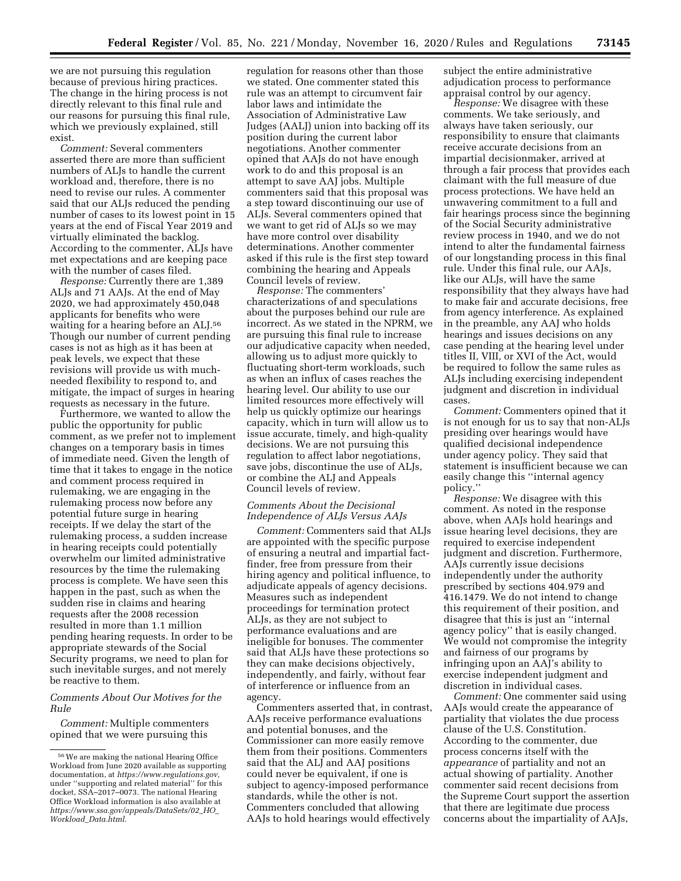we are not pursuing this regulation because of previous hiring practices. The change in the hiring process is not directly relevant to this final rule and our reasons for pursuing this final rule, which we previously explained, still exist.

*Comment:* Several commenters asserted there are more than sufficient numbers of ALJs to handle the current workload and, therefore, there is no need to revise our rules. A commenter said that our ALJs reduced the pending number of cases to its lowest point in 15 years at the end of Fiscal Year 2019 and virtually eliminated the backlog. According to the commenter, ALJs have met expectations and are keeping pace with the number of cases filed.

*Response:* Currently there are 1,389 ALJs and 71 AAJs. At the end of May 2020, we had approximately 450,048 applicants for benefits who were waiting for a hearing before an ALJ.[56] Though our number of current pending cases is not as high as it has been at peak levels, we expect that these revisions will provide us with much-needed flexibility to respond to, and mitigate, the impact of surges in hearing requests as necessary in the future.

Furthermore, we wanted to allow the public the opportunity for public comment, as we prefer not to implement changes on a temporary basis in times of immediate need. Given the length of time that it takes to engage in the notice and comment process required in rulemaking, we are engaging in the rulemaking process now before any potential future surge in hearing receipts. If we delay the start of the rulemaking process, a sudden increase in hearing receipts could potentially overwhelm our limited administrative resources by the time the rulemaking process is complete. We have seen this happen in the past, such as when the sudden rise in claims and hearing requests after the 2008 recession resulted in more than 1.1 million pending hearing requests. In order to be appropriate stewards of the Social Security programs, we need to plan for such inevitable surges, and not merely be reactive to them.

### *Comments About Our Motives for the Rule*

*Comment:* Multiple commenters opined that we were pursuing this regulation for reasons other than those we stated. One commenter stated this rule was an attempt to circumvent fair labor laws and intimidate the Association of Administrative Law Judges (AALJ) union into backing off its position during the current labor negotiations. Another commenter opined that AAJs do not have enough work to do and this proposal is an attempt to save AAJ jobs. Multiple commenters said that this proposal was a step toward discontinuing our use of ALJs. Several commenters opined that we want to get rid of ALJs so we may have more control over disability determinations. Another commenter asked if this rule is the first step toward combining the hearing and Appeals Council levels of review.

*Response:* The commenters' characterizations of and speculations about the purposes behind our rule are incorrect. As we stated in the NPRM, we are pursuing this final rule to increase our adjudicative capacity when needed, allowing us to adjust more quickly to fluctuating short-term workloads, such as when an influx of cases reaches the hearing level. Our ability to use our limited resources more effectively will help us quickly optimize our hearings capacity, which in turn will allow us to issue accurate, timely, and high-quality decisions. We are not pursuing this regulation to affect labor negotiations, save jobs, discontinue the use of ALJs, or combine the ALJ and Appeals Council levels of review.

### *Comments About the Decisional Independence of ALJs Versus AAJs*

*Comment:* Commenters said that ALJs are appointed with the specific purpose of ensuring a neutral and impartial fact-finder, free from pressure from their hiring agency and political influence, to adjudicate appeals of agency decisions. Measures such as independent proceedings for termination protect ALJs, as they are not subject to performance evaluations and are ineligible for bonuses. The commenter said that ALJs have these protections so they can make decisions objectively, independently, and fairly, without fear of interference or influence from an agency.

Commenters asserted that, in contrast, AAJs receive performance evaluations and potential bonuses, and the Commissioner can more easily remove them from their positions. Commenters said that the ALJ and AAJ positions could never be equivalent, if one is subject to agency-imposed performance standards, while the other is not. Commenters concluded that allowing AAJs to hold hearings would effectively subject the entire administrative adjudication process to performance appraisal control by our agency.

*Response:* We disagree with these comments. We take seriously, and always have taken seriously, our responsibility to ensure that claimants receive accurate decisions from an impartial decisionmaker, arrived at through a fair process that provides each claimant with the full measure of due process protections. We have held an unwavering commitment to a full and fair hearings process since the beginning of the Social Security administrative review process in 1940, and we do not intend to alter the fundamental fairness of our longstanding process in this final rule. Under this final rule, our AAJs, like our ALJs, will have the same responsibility that they always have had to make fair and accurate decisions, free from agency interference. As explained in the preamble, any AAJ who holds hearings and issues decisions on any case pending at the hearing level under titles II, VIII, or XVI of the Act, would be required to follow the same rules as ALJs including exercising independent judgment and discretion in individual cases.

*Comment:* Commenters opined that it is not enough for us to say that non-ALJs presiding over hearings would have qualified decisional independence under agency policy. They said that statement is insufficient because we can easily change this ''internal agency policy.''

*Response:* We disagree with this comment. As noted in the response above, when AAJs hold hearings and issue hearing level decisions, they are required to exercise independent judgment and discretion. Furthermore, AAJs currently issue decisions independently under the authority prescribed by sections 404.979 and 416.1479. We do not intend to change this requirement of their position, and disagree that this is just an ''internal agency policy'' that is easily changed. We would not compromise the integrity and fairness of our programs by infringing upon an AAJ's ability to exercise independent judgment and discretion in individual cases.

*Comment:* One commenter said using AAJs would create the appearance of partiality that violates the due process clause of the U.S. Constitution. According to the commenter, due process concerns itself with the *appearance* of partiality and not an actual showing of partiality. Another commenter said recent decisions from the Supreme Court support the assertion that there are legitimate due process concerns about the impartiality of AAJs,

---

[56] We are making the national Hearing Office Workload from June 2020 available as supporting documentation, at *https://www.regulations.gov,* under ''supporting and related material'' for this docket, SSA–2017–0073. The national Hearing Office Workload information is also available at *https://www.ssa.gov/appeals/DataSets/02_HO_Workload_Data.html.*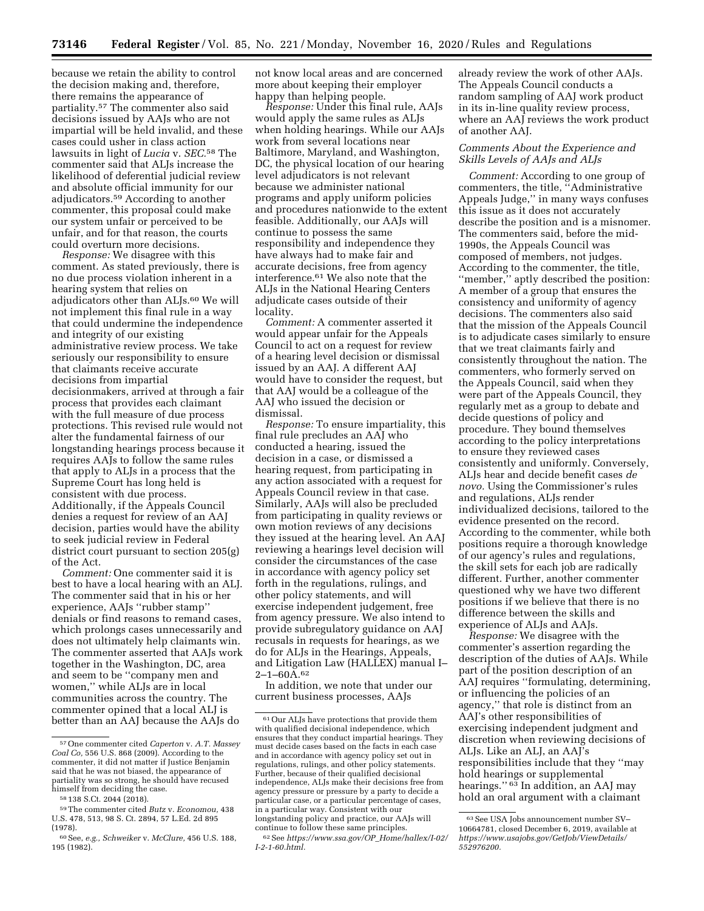because we retain the ability to control the decision making and, therefore, there remains the appearance of partiality.[57] The commenter also said decisions issued by AAJs who are not impartial will be held invalid, and these cases could usher in class action lawsuits in light of *Lucia* v. *SEC*.[58] The commenter said that ALJs increase the likelihood of deferential judicial review and absolute official immunity for our adjudicators.[59] According to another commenter, this proposal could make our system unfair or perceived to be unfair, and for that reason, the courts could overturn more decisions.

*Response:* We disagree with this comment. As stated previously, there is no due process violation inherent in a hearing system that relies on adjudicators other than ALJs.[60] We will not implement this final rule in a way that could undermine the independence and integrity of our existing administrative review process. We take seriously our responsibility to ensure that claimants receive accurate decisions from impartial decisionmakers, arrived at through a fair process that provides each claimant with the full measure of due process protections. This revised rule would not alter the fundamental fairness of our longstanding hearings process because it requires AAJs to follow the same rules that apply to ALJs in a process that the Supreme Court has long held is consistent with due process. Additionally, if the Appeals Council denies a request for review of an AAJ decision, parties would have the ability to seek judicial review in Federal district court pursuant to section 205(g) of the Act.

*Comment:* One commenter said it is best to have a local hearing with an ALJ. The commenter said that in his or her experience, AAJs "rubber stamp" denials or find reasons to remand cases, which prolongs cases unnecessarily and does not ultimately help claimants win. The commenter asserted that AAJs work together in the Washington, DC, area and seem to be "company men and women," while ALJs are in local communities across the country. The commenter opined that a local ALJ is better than an AAJ because the AAJs do not know local areas and are concerned more about keeping their employer happy than helping people.

*Response:* Under this final rule, AAJs would apply the same rules as ALJs when holding hearings. While our AAJs work from several locations near Baltimore, Maryland, and Washington, DC, the physical location of our hearing level adjudicators is not relevant because we administer national programs and apply uniform policies and procedures nationwide to the extent feasible. Additionally, our AAJs will continue to possess the same responsibility and independence they have always had to make fair and accurate decisions, free from agency interference.[61] We also note that the ALJs in the National Hearing Centers adjudicate cases outside of their locality.

*Comment:* A commenter asserted it would appear unfair for the Appeals Council to act on a request for review of a hearing level decision or dismissal issued by an AAJ. A different AAJ would have to consider the request, but that AAJ would be a colleague of the AAJ who issued the decision or dismissal.

*Response:* To ensure impartiality, this final rule precludes an AAJ who conducted a hearing, issued the decision in a case, or dismissed a hearing request, from participating in any action associated with a request for Appeals Council review in that case. Similarly, AAJs will also be precluded from participating in quality reviews or own motion reviews of any decisions they issued at the hearing level. An AAJ reviewing a hearings level decision will consider the circumstances of the case in accordance with agency policy set forth in the regulations, rulings, and other policy statements, and will exercise independent judgement, free from agency pressure. We also intend to provide subregulatory guidance on AAJ recusals in requests for hearings, as we do for ALJs in the Hearings, Appeals, and Litigation Law (HALLEX) manual I–2–1–60A.[62]

In addition, we note that under our current business processes, AAJs already review the work of other AAJs. The Appeals Council conducts a random sampling of AAJ work product in its in-line quality review process, where an AAJ reviews the work product of another AAJ.

### *Comments About the Experience and Skills Levels of AAJs and ALJs*

*Comment:* According to one group of commenters, the title, "Administrative Appeals Judge," in many ways confuses this issue as it does not accurately describe the position and is a misnomer. The commenters said, before the mid-1990s, the Appeals Council was composed of members, not judges. According to the commenter, the title, "member," aptly described the position: A member of a group that ensures the consistency and uniformity of agency decisions. The commenters also said that the mission of the Appeals Council is to adjudicate cases similarly to ensure that we treat claimants fairly and consistently throughout the nation. The commenters, who formerly served on the Appeals Council, said when they were part of the Appeals Council, they regularly met as a group to debate and decide questions of policy and procedure. They bound themselves according to the policy interpretations to ensure they reviewed cases consistently and uniformly. Conversely, ALJs hear and decide benefit cases *de novo*. Using the Commissioner's rules and regulations, ALJs render individualized decisions, tailored to the evidence presented on the record. According to the commenter, while both positions require a thorough knowledge of our agency's rules and regulations, the skill sets for each job are radically different. Further, another commenter questioned why we have two different positions if we believe that there is no difference between the skills and experience of ALJs and AAJs.

*Response:* We disagree with the commenter's assertion regarding the description of the duties of AAJs. While part of the position description of an AAJ requires "formulating, determining, or influencing the policies of an agency," that role is distinct from an AAJ's other responsibilities of exercising independent judgment and discretion when reviewing decisions of ALJs. Like an ALJ, an AAJ's responsibilities include that they "may hold hearings or supplemental hearings."[63] In addition, an AAJ may hold an oral argument with a claimant

---

[57] One commenter cited *Caperton* v. *A.T. Massey Coal Co*, 556 U.S. 868 (2009). According to the commenter, it did not matter if Justice Benjamin said that he was not biased, the appearance of partiality was so strong, he should have recused himself from deciding the case.

[58] 138 S.Ct. 2044 (2018).

[59] The commenter cited *Butz* v. *Economou*, 438 U.S. 478, 513, 98 S. Ct. 2894, 57 L.Ed. 2d 895 (1978).

[60] See, *e.g., Schweiker* v. *McClure*, 456 U.S. 188, 195 (1982).

[61] Our ALJs have protections that provide them with qualified decisional independence, which ensures that they conduct impartial hearings. They must decide cases based on the facts in each case and in accordance with agency policy set out in regulations, rulings, and other policy statements. Further, because of their qualified decisional independence, ALJs make their decisions free from agency pressure or pressure by a party to decide a particular case, or a particular percentage of cases, in a particular way. Consistent with our longstanding policy and practice, our AAJs will continue to follow these same principles.

[62] See *https://www.ssa.gov/OP_Home/hallex/I-02/I-2-1-60.html*.

[63] See USA Jobs announcement number SV–10664781, closed December 6, 2019, available at *https://www.usajobs.gov/GetJob/ViewDetails/552976200*.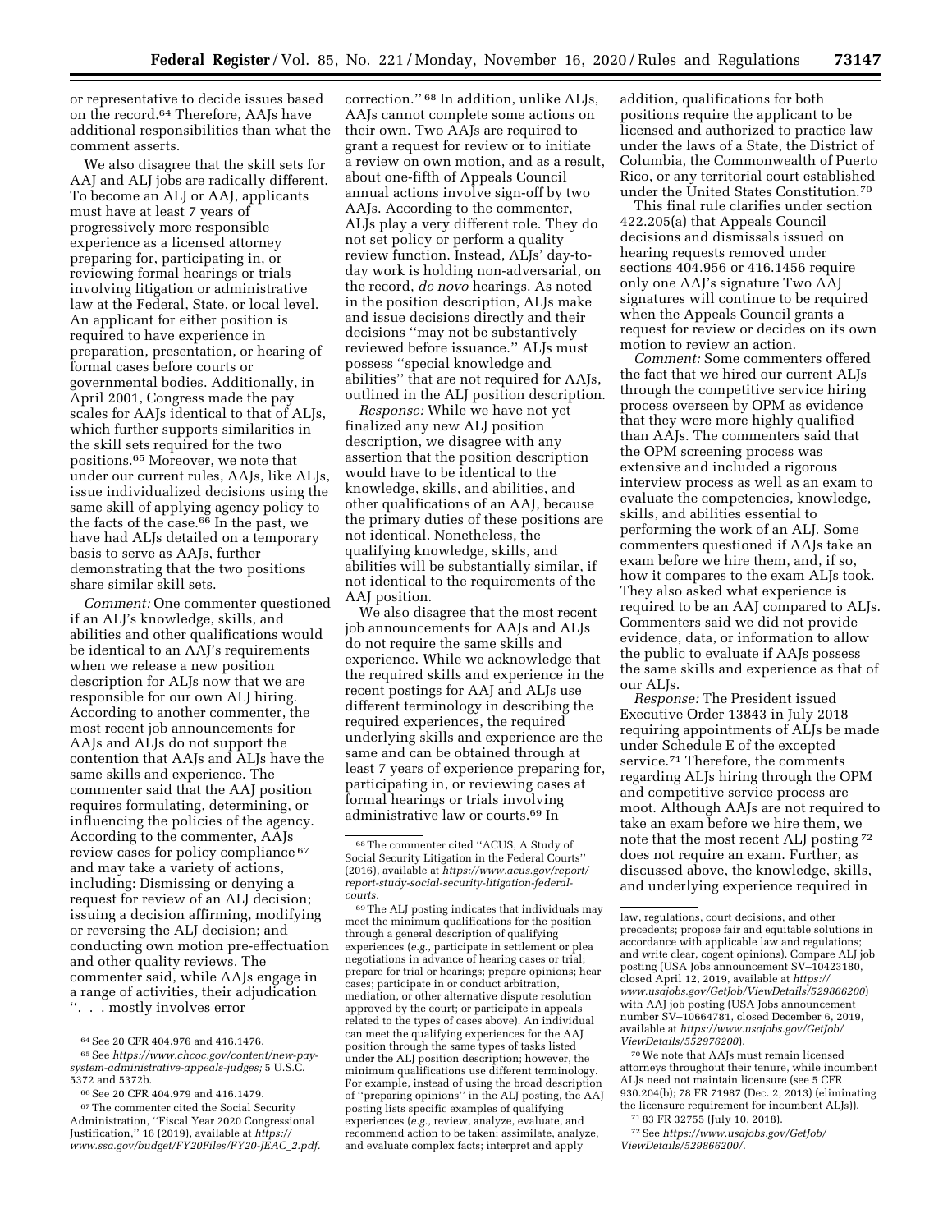or representative to decide issues based on the record.[64] Therefore, AAJs have additional responsibilities than what the comment asserts.

We also disagree that the skill sets for AAJ and ALJ jobs are radically different. To become an ALJ or AAJ, applicants must have at least 7 years of progressively more responsible experience as a licensed attorney preparing for, participating in, or reviewing formal hearings or trials involving litigation or administrative law at the Federal, State, or local level. An applicant for either position is required to have experience in preparation, presentation, or hearing of formal cases before courts or governmental bodies. Additionally, in April 2001, Congress made the pay scales for AAJs identical to that of ALJs, which further supports similarities in the skill sets required for the two positions.[65] Moreover, we note that under our current rules, AAJs, like ALJs, issue individualized decisions using the same skill of applying agency policy to the facts of the case.[66] In the past, we have had ALJs detailed on a temporary basis to serve as AAJs, further demonstrating that the two positions share similar skill sets.

*Comment:* One commenter questioned if an ALJ's knowledge, skills, and abilities and other qualifications would be identical to an AAJ's requirements when we release a new position description for ALJs now that we are responsible for our own ALJ hiring. According to another commenter, the most recent job announcements for AAJs and ALJs do not support the contention that AAJs and ALJs have the same skills and experience. The commenter said that the AAJ position requires formulating, determining, or influencing the policies of the agency. According to the commenter, AAJs review cases for policy compliance[67] and may take a variety of actions, including: Dismissing or denying a request for review of an ALJ decision; issuing a decision affirming, modifying or reversing the ALJ decision; and conducting own motion pre-effectuation and other quality reviews. The commenter said, while AAJs engage in a range of activities, their adjudication ". . . mostly involves error correction."[68] In addition, unlike ALJs, AAJs cannot complete some actions on their own. Two AAJs are required to grant a request for review or to initiate a review on own motion, and as a result, about one-fifth of Appeals Council annual actions involve sign-off by two AAJs. According to the commenter, ALJs play a very different role. They do not set policy or perform a quality review function. Instead, ALJs' day-to-day work is holding non-adversarial, on the record, *de novo* hearings. As noted in the position description, ALJs make and issue decisions directly and their decisions "may not be substantively reviewed before issuance." ALJs must possess "special knowledge and abilities" that are not required for AAJs, outlined in the ALJ position description.

*Response:* While we have not yet finalized any new ALJ position description, we disagree with any assertion that the position description would have to be identical to the knowledge, skills, and abilities, and other qualifications of an AAJ, because the primary duties of these positions are not identical. Nonetheless, the qualifying knowledge, skills, and abilities will be substantially similar, if not identical to the requirements of the AAJ position.

We also disagree that the most recent job announcements for AAJs and ALJs do not require the same skills and experience. While we acknowledge that the required skills and experience in the recent postings for AAJ and ALJs use different terminology in describing the required experiences, the required underlying skills and experience are the same and can be obtained through at least 7 years of experience preparing for, participating in, or reviewing cases at formal hearings or trials involving administrative law or courts.[69] In addition, qualifications for both positions require the applicant to be licensed and authorized to practice law under the laws of a State, the District of Columbia, the Commonwealth of Puerto Rico, or any territorial court established under the United States Constitution.[70]

This final rule clarifies under section 422.205(a) that Appeals Council decisions and dismissals issued on hearing requests removed under sections 404.956 or 416.1456 require only one AAJ's signature Two AAJ signatures will continue to be required when the Appeals Council grants a request for review or decides on its own motion to review an action.

*Comment:* Some commenters offered the fact that we hired our current ALJs through the competitive service hiring process overseen by OPM as evidence that they were more highly qualified than AAJs. The commenters said that the OPM screening process was extensive and included a rigorous interview process as well as an exam to evaluate the competencies, knowledge, skills, and abilities essential to performing the work of an ALJ. Some commenters questioned if AAJs take an exam before we hire them, and, if so, how it compares to the exam ALJs took. They also asked what experience is required to be an AAJ compared to ALJs. Commenters said we did not provide evidence, data, or information to allow the public to evaluate if AAJs possess the same skills and experience as that of our ALJs.

*Response:* The President issued Executive Order 13843 in July 2018 requiring appointments of ALJs be made under Schedule E of the excepted service.[71] Therefore, the comments regarding ALJs hiring through the OPM and competitive service process are moot. Although AAJs are not required to take an exam before we hire them, we note that the most recent ALJ posting[72] does not require an exam. Further, as discussed above, the knowledge, skills, and underlying experience required in

---

[64] See 20 CFR 404.976 and 416.1476.

[65] See *https://www.chcoc.gov/content/new-pay-system-administrative-appeals-judges;* 5 U.S.C. 5372 and 5372b.

[66] See 20 CFR 404.979 and 416.1479.

[67] The commenter cited the Social Security Administration, "Fiscal Year 2020 Congressional Justification," 16 (2019), available at *https://www.ssa.gov/budget/FY20Files/FY20-JEAC_2.pdf.*

[68] The commenter cited "ACUS, A Study of Social Security Litigation in the Federal Courts" (2016), available at *https://www.acus.gov/report/report-study-social-security-litigation-federal-courts.*

[69] The ALJ posting indicates that individuals may meet the minimum qualifications for the position through a general description of qualifying experiences (*e.g.,* participate in settlement or plea negotiations in advance of hearing cases or trial; prepare for trial or hearings; prepare opinions; hear cases; participate in or conduct arbitration, mediation, or other alternative dispute resolution approved by the court; or participate in appeals related to the types of cases above). An individual can meet the qualifying experiences for the AAJ position through the same types of tasks listed under the ALJ position description; however, the minimum qualifications use different terminology. For example, instead of using the broad description of "preparing opinions" in the ALJ posting, the AAJ posting lists specific examples of qualifying experiences (*e.g.,* review, analyze, evaluate, and recommend action to be taken; assimilate, analyze, and evaluate complex facts; interpret and apply law, regulations, court decisions, and other precedents; propose fair and equitable solutions in accordance with applicable law and regulations; and write clear, cogent opinions). Compare ALJ job posting (USA Jobs announcement SV–10423180, closed April 12, 2019, available at *https://www.usajobs.gov/GetJob/ViewDetails/529866200*) with AAJ job posting (USA Jobs announcement number SV–10664781, closed December 6, 2019, available at *https://www.usajobs.gov/GetJob/ViewDetails/552976200*).

[70] We note that AAJs must remain licensed attorneys throughout their tenure, while incumbent ALJs need not maintain licensure (see 5 CFR 930.204(b); 78 FR 71987 (Dec. 2, 2013) (eliminating the licensure requirement for incumbent ALJs)).

[71] 83 FR 32755 (July 10, 2018).

[72] See *https://www.usajobs.gov/GetJob/ViewDetails/529866200/.*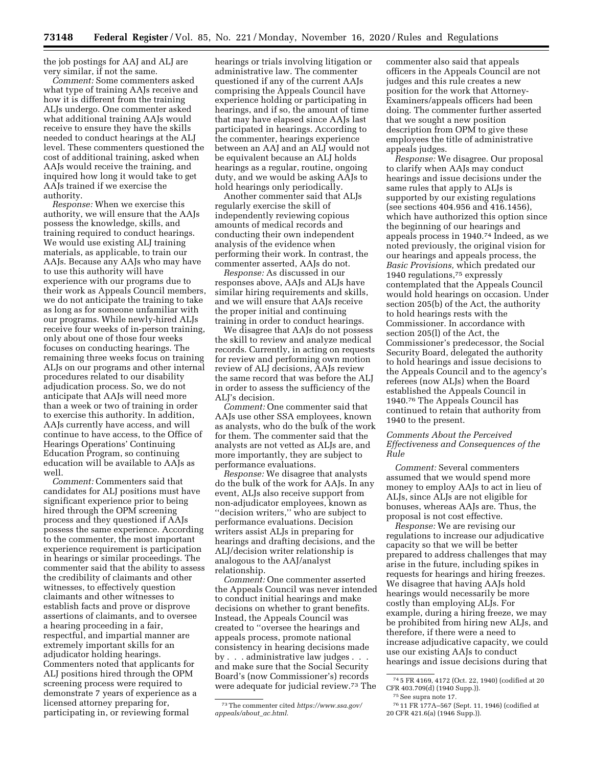the job postings for AAJ and ALJ are very similar, if not the same.

*Comment:* Some commenters asked what type of training AAJs receive and how it is different from the training ALJs undergo. One commenter asked what additional training AAJs would receive to ensure they have the skills needed to conduct hearings at the ALJ level. These commenters questioned the cost of additional training, asked when AAJs would receive the training, and inquired how long it would take to get AAJs trained if we exercise the authority.

*Response:* When we exercise this authority, we will ensure that the AAJs possess the knowledge, skills, and training required to conduct hearings. We would use existing ALJ training materials, as applicable, to train our AAJs. Because any AAJs who may have to use this authority will have experience with our programs due to their work as Appeals Council members, we do not anticipate the training to take as long as for someone unfamiliar with our programs. While newly-hired ALJs receive four weeks of in-person training, only about one of those four weeks focuses on conducting hearings. The remaining three weeks focus on training ALJs on our programs and other internal procedures related to our disability adjudication process. So, we do not anticipate that AAJs will need more than a week or two of training in order to exercise this authority. In addition, AAJs currently have access, and will continue to have access, to the Office of Hearings Operations' Continuing Education Program, so continuing education will be available to AAJs as well.

*Comment:* Commenters said that candidates for ALJ positions must have significant experience prior to being hired through the OPM screening process and they questioned if AAJs possess the same experience. According to the commenter, the most important experience requirement is participation in hearings or similar proceedings. The commenter said that the ability to assess the credibility of claimants and other witnesses, to effectively question claimants and other witnesses to establish facts and prove or disprove assertions of claimants, and to oversee a hearing proceeding in a fair, respectful, and impartial manner are extremely important skills for an adjudicator holding hearings. Commenters noted that applicants for ALJ positions hired through the OPM screening process were required to demonstrate 7 years of experience as a licensed attorney preparing for, participating in, or reviewing formal hearings or trials involving litigation or administrative law. The commenter questioned if any of the current AAJs comprising the Appeals Council have experience holding or participating in hearings, and if so, the amount of time that may have elapsed since AAJs last participated in hearings. According to the commenter, hearings experience between an AAJ and an ALJ would not be equivalent because an ALJ holds hearings as a regular, routine, ongoing duty, and we would be asking AAJs to hold hearings only periodically.

Another commenter said that ALJs regularly exercise the skill of independently reviewing copious amounts of medical records and conducting their own independent analysis of the evidence when performing their work. In contrast, the commenter asserted, AAJs do not.

*Response:* As discussed in our responses above, AAJs and ALJs have similar hiring requirements and skills, and we will ensure that AAJs receive the proper initial and continuing training in order to conduct hearings.

We disagree that AAJs do not possess the skill to review and analyze medical records. Currently, in acting on requests for review and performing own motion review of ALJ decisions, AAJs review the same record that was before the ALJ in order to assess the sufficiency of the ALJ's decision.

*Comment:* One commenter said that AAJs use other SSA employees, known as analysts, who do the bulk of the work for them. The commenter said that the analysts are not vetted as ALJs are, and more importantly, they are subject to performance evaluations.

*Response:* We disagree that analysts do the bulk of the work for AAJs. In any event, ALJs also receive support from non-adjudicator employees, known as "decision writers," who are subject to performance evaluations. Decision writers assist ALJs in preparing for hearings and drafting decisions, and the ALJ/decision writer relationship is analogous to the AAJ/analyst relationship.

*Comment:* One commenter asserted the Appeals Council was never intended to conduct initial hearings and make decisions on whether to grant benefits. Instead, the Appeals Council was created to "oversee the hearings and appeals process, promote national consistency in hearing decisions made by . . . administrative law judges . . . and make sure that the Social Security Board's (now Commissioner's) records were adequate for judicial review.[73] The commenter also said that appeals officers in the Appeals Council are not judges and this rule creates a new position for the work that Attorney-Examiners/appeals officers had been doing. The commenter further asserted that we sought a new position description from OPM to give these employees the title of administrative appeals judges.

*Response:* We disagree. Our proposal to clarify when AAJs may conduct hearings and issue decisions under the same rules that apply to ALJs is supported by our existing regulations (see sections 404.956 and 416.1456), which have authorized this option since the beginning of our hearings and appeals process in 1940.[74] Indeed, as we noted previously, the original vision for our hearings and appeals process, the *Basic Provisions,* which predated our 1940 regulations,[75] expressly contemplated that the Appeals Council would hold hearings on occasion. Under section 205(b) of the Act, the authority to hold hearings rests with the Commissioner. In accordance with section 205(l) of the Act, the Commissioner's predecessor, the Social Security Board, delegated the authority to hold hearings and issue decisions to the Appeals Council and to the agency's referees (now ALJs) when the Board established the Appeals Council in 1940.[76] The Appeals Council has continued to retain that authority from 1940 to the present.

### Comments About the Perceived Effectiveness and Consequences of the Rule

*Comment:* Several commenters assumed that we would spend more money to employ AAJs to act in lieu of ALJs, since ALJs are not eligible for bonuses, whereas AAJs are. Thus, the proposal is not cost effective.

*Response:* We are revising our regulations to increase our adjudicative capacity so that we will be better prepared to address challenges that may arise in the future, including spikes in requests for hearings and hiring freezes. We disagree that having AAJs hold hearings would necessarily be more costly than employing ALJs. For example, during a hiring freeze, we may be prohibited from hiring new ALJs, and therefore, if there were a need to increase adjudicative capacity, we could use our existing AAJs to conduct hearings and issue decisions during that

---

[73] The commenter cited *https://www.ssa.gov/appeals/about_ac.html.*

[74] 5 FR 4169, 4172 (Oct. 22, 1940) (codified at 20 CFR 403.709(d) (1940 Supp.)).

[75] See supra note 17.

[76] 11 FR 177A–567 (Sept. 11, 1946) (codified at 20 CFR 421.6(a) (1946 Supp.)).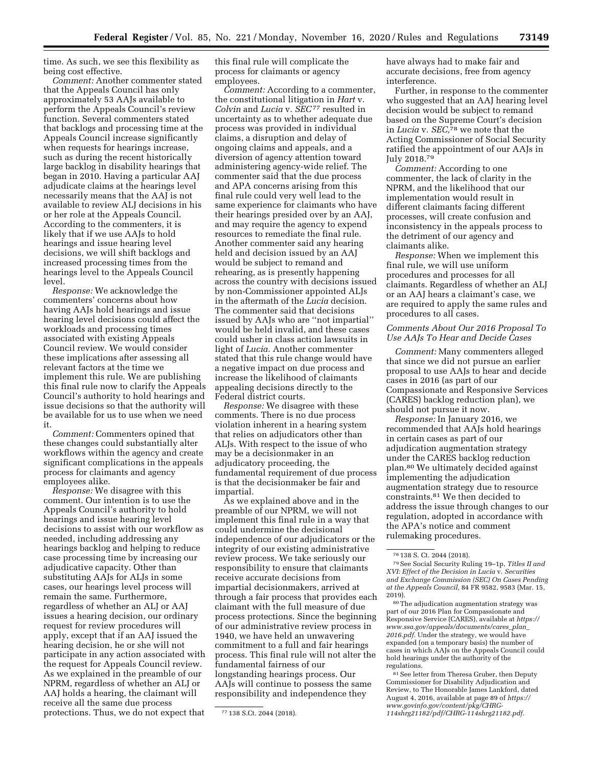time. As such, we see this flexibility as being cost effective.

*Comment:* Another commenter stated that the Appeals Council has only approximately 53 AAJs available to perform the Appeals Council's review function. Several commenters stated that backlogs and processing time at the Appeals Council increase significantly when requests for hearings increase, such as during the recent historically large backlog in disability hearings that began in 2010. Having a particular AAJ adjudicate claims at the hearings level necessarily means that the AAJ is not available to review ALJ decisions in his or her role at the Appeals Council. According to the commenters, it is likely that if we use AAJs to hold hearings and issue hearing level decisions, we will shift backlogs and increased processing times from the hearings level to the Appeals Council level.

*Response:* We acknowledge the commenters' concerns about how having AAJs hold hearings and issue hearing level decisions could affect the workloads and processing times associated with existing Appeals Council review. We would consider these implications after assessing all relevant factors at the time we implement this rule. We are publishing this final rule now to clarify the Appeals Council's authority to hold hearings and issue decisions so that the authority will be available for us to use when we need it.

*Comment:* Commenters opined that these changes could substantially alter workflows within the agency and create significant complications in the appeals process for claimants and agency employees alike.

*Response:* We disagree with this comment. Our intention is to use the Appeals Council's authority to hold hearings and issue hearing level decisions to assist with our workflow as needed, including addressing any hearings backlog and helping to reduce case processing time by increasing our adjudicative capacity. Other than substituting AAJs for ALJs in some cases, our hearings level process will remain the same. Furthermore, regardless of whether an ALJ or AAJ issues a hearing decision, our ordinary request for review procedures will apply, except that if an AAJ issued the hearing decision, he or she will not participate in any action associated with the request for Appeals Council review. As we explained in the preamble of our NPRM, regardless of whether an ALJ or AAJ holds a hearing, the claimant will receive all the same due process protections. Thus, we do not expect that this final rule will complicate the process for claimants or agency employees.

*Comment:* According to a commenter, the constitutional litigation in *Hart* v. *Colvin* and *Lucia* v. *SEC*[77] resulted in uncertainty as to whether adequate due process was provided in individual claims, a disruption and delay of ongoing claims and appeals, and a diversion of agency attention toward administering agency-wide relief. The commenter said that the due process and APA concerns arising from this final rule could very well lead to the same experience for claimants who have their hearings presided over by an AAJ, and may require the agency to expend resources to remediate the final rule. Another commenter said any hearing held and decision issued by an AAJ would be subject to remand and rehearing, as is presently happening across the country with decisions issued by non-Commissioner appointed ALJs in the aftermath of the *Lucia* decision. The commenter said that decisions issued by AAJs who are "not impartial" would be held invalid, and these cases could usher in class action lawsuits in light of *Lucia.* Another commenter stated that this rule change would have a negative impact on due process and increase the likelihood of claimants appealing decisions directly to the Federal district courts.

*Response:* We disagree with these comments. There is no due process violation inherent in a hearing system that relies on adjudicators other than ALJs. With respect to the issue of who may be a decisionmaker in an adjudicatory proceeding, the fundamental requirement of due process is that the decisionmaker be fair and impartial.

As we explained above and in the preamble of our NPRM, we will not implement this final rule in a way that could undermine the decisional independence of our adjudicators or the integrity of our existing administrative review process. We take seriously our responsibility to ensure that claimants receive accurate decisions from impartial decisionmakers, arrived at through a fair process that provides each claimant with the full measure of due process protections. Since the beginning of our administrative review process in 1940, we have held an unwavering commitment to a full and fair hearings process. This final rule will not alter the fundamental fairness of our longstanding hearings process. Our AAJs will continue to possess the same responsibility and independence they have always had to make fair and accurate decisions, free from agency interference.

Further, in response to the commenter who suggested that an AAJ hearing level decision would be subject to remand based on the Supreme Court's decision in *Lucia* v. *SEC,*[78] we note that the Acting Commissioner of Social Security ratified the appointment of our AAJs in July 2018.[79]

*Comment:* According to one commenter, the lack of clarity in the NPRM, and the likelihood that our implementation would result in different claimants facing different processes, will create confusion and inconsistency in the appeals process to the detriment of our agency and claimants alike.

*Response:* When we implement this final rule, we will use uniform procedures and processes for all claimants. Regardless of whether an ALJ or an AAJ hears a claimant's case, we are required to apply the same rules and procedures to all cases.

### *Comments About Our 2016 Proposal To Use AAJs To Hear and Decide Cases*

*Comment:* Many commenters alleged that since we did not pursue an earlier proposal to use AAJs to hear and decide cases in 2016 (as part of our Compassionate and Responsive Services (CARES) backlog reduction plan), we should not pursue it now.

*Response:* In January 2016, we recommended that AAJs hold hearings in certain cases as part of our adjudication augmentation strategy under the CARES backlog reduction plan.[80] We ultimately decided against implementing the adjudication augmentation strategy due to resource constraints.[81] We then decided to address the issue through changes to our regulation, adopted in accordance with the APA's notice and comment rulemaking procedures.

---

[77] 138 S.Ct. 2044 (2018).

[78] 138 S. Ct. 2044 (2018).

[79] See Social Security Ruling 19–1p, *Titles II and XVI: Effect of the Decision in Lucia* v. *Securities and Exchange Commission (SEC) On Cases Pending at the Appeals Council,* 84 FR 9582, 9583 (Mar. 15, 2019).

[80] The adjudication augmentation strategy was part of our 2016 Plan for Compassionate and Responsive Service (CARES), available at *https://www.ssa.gov/appeals/documents/cares_plan_2016.pdf.* Under the strategy, we would have expanded (on a temporary basis) the number of cases in which AAJs on the Appeals Council could hold hearings under the authority of the regulations.

[81] See letter from Theresa Gruber, then Deputy Commissioner for Disability Adjudication and Review, to The Honorable James Lankford, dated August 4, 2016, available at page 89 of *https://www.govinfo.gov/content/pkg/CHRG-114shrg21182/pdf/CHRG-114shrg21182.pdf.*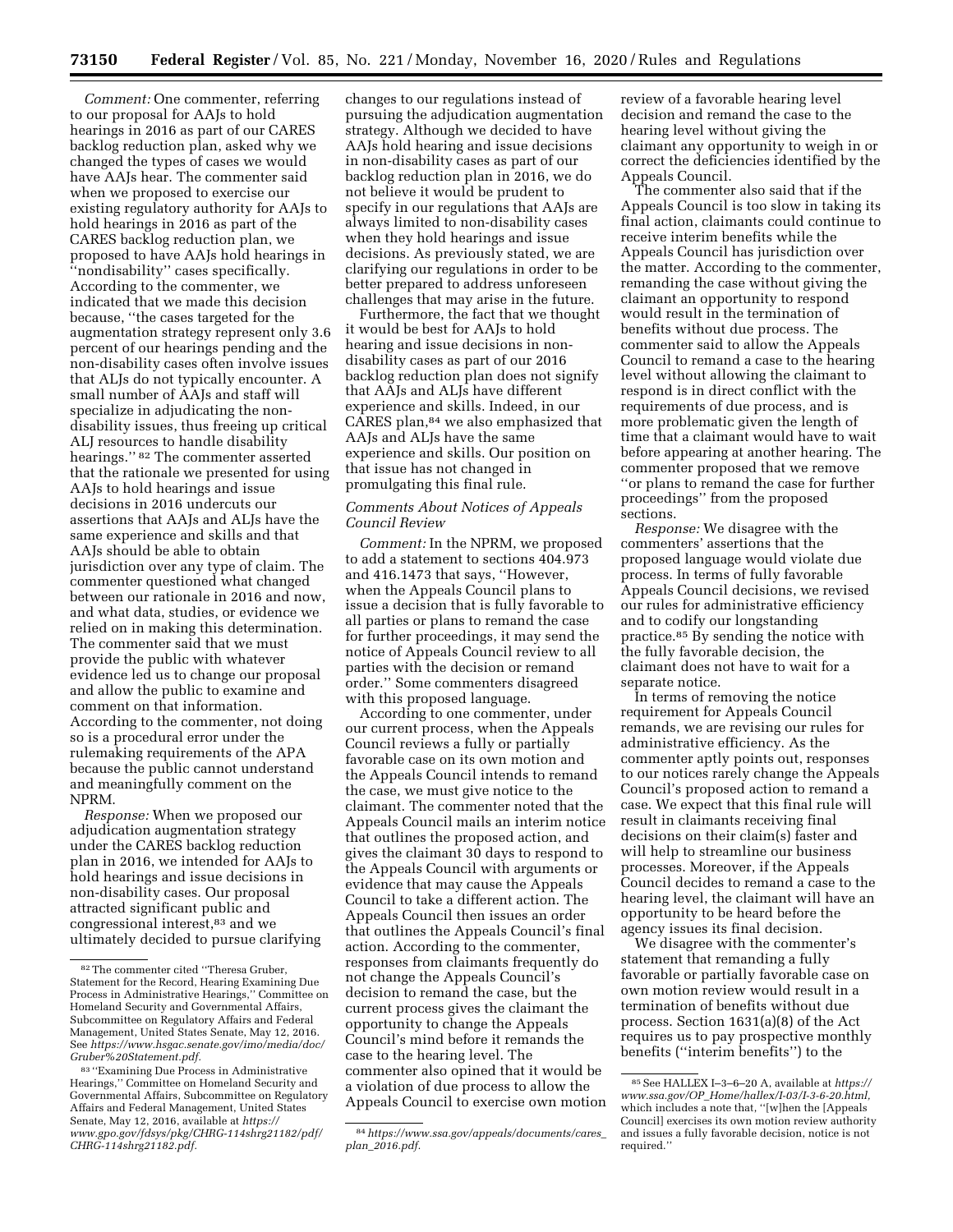*Comment:* One commenter, referring to our proposal for AAJs to hold hearings in 2016 as part of our CARES backlog reduction plan, asked why we changed the types of cases we would have AAJs hear. The commenter said when we proposed to exercise our existing regulatory authority for AAJs to hold hearings in 2016 as part of the CARES backlog reduction plan, we proposed to have AAJs hold hearings in "nondisability" cases specifically. According to the commenter, we indicated that we made this decision because, "the cases targeted for the augmentation strategy represent only 3.6 percent of our hearings pending and the non-disability cases often involve issues that ALJs do not typically encounter. A small number of AAJs and staff will specialize in adjudicating the non-disability issues, thus freeing up critical ALJ resources to handle disability hearings." [82] The commenter asserted that the rationale we presented for using AAJs to hold hearings and issue decisions in 2016 undercuts our assertions that AAJs and ALJs have the same experience and skills and that AAJs should be able to obtain jurisdiction over any type of claim. The commenter questioned what changed between our rationale in 2016 and now, and what data, studies, or evidence we relied on in making this determination. The commenter said that we must provide the public with whatever evidence led us to change our proposal and allow the public to examine and comment on that information. According to the commenter, not doing so is a procedural error under the rulemaking requirements of the APA because the public cannot understand and meaningfully comment on the NPRM.

*Response:* When we proposed our adjudication augmentation strategy under the CARES backlog reduction plan in 2016, we intended for AAJs to hold hearings and issue decisions in non-disability cases. Our proposal attracted significant public and congressional interest,[83] and we ultimately decided to pursue clarifying changes to our regulations instead of pursuing the adjudication augmentation strategy. Although we decided to have AAJs hold hearing and issue decisions in non-disability cases as part of our backlog reduction plan in 2016, we do not believe it would be prudent to specify in our regulations that AAJs are always limited to non-disability cases when they hold hearings and issue decisions. As previously stated, we are clarifying our regulations in order to be better prepared to address unforeseen challenges that may arise in the future.

Furthermore, the fact that we thought it would be best for AAJs to hold hearing and issue decisions in non-disability cases as part of our 2016 backlog reduction plan does not signify that AAJs and ALJs have different experience and skills. Indeed, in our CARES plan,[84] we also emphasized that AAJs and ALJs have the same experience and skills. Our position on that issue has not changed in promulgating this final rule.

*Comments About Notices of Appeals Council Review*

*Comment:* In the NPRM, we proposed to add a statement to sections 404.973 and 416.1473 that says, "However, when the Appeals Council plans to issue a decision that is fully favorable to all parties or plans to remand the case for further proceedings, it may send the notice of Appeals Council review to all parties with the decision or remand order." Some commenters disagreed with this proposed language.

According to one commenter, under our current process, when the Appeals Council reviews a fully or partially favorable case on its own motion and the Appeals Council intends to remand the case, we must give notice to the claimant. The commenter noted that the Appeals Council mails an interim notice that outlines the proposed action, and gives the claimant 30 days to respond to the Appeals Council with arguments or evidence that may cause the Appeals Council to take a different action. The Appeals Council then issues an order that outlines the Appeals Council's final action. According to the commenter, responses from claimants frequently do not change the Appeals Council's decision to remand the case, but the current process gives the claimant the opportunity to change the Appeals Council's mind before it remands the case to the hearing level. The commenter also opined that it would be a violation of due process to allow the Appeals Council to exercise own motion review of a favorable hearing level decision and remand the case to the hearing level without giving the claimant any opportunity to weigh in or correct the deficiencies identified by the Appeals Council.

The commenter also said that if the Appeals Council is too slow in taking its final action, claimants could continue to receive interim benefits while the Appeals Council has jurisdiction over the matter. According to the commenter, remanding the case without giving the claimant an opportunity to respond would result in the termination of benefits without due process. The commenter said to allow the Appeals Council to remand a case to the hearing level without allowing the claimant to respond is in direct conflict with the requirements of due process, and is more problematic given the length of time that a claimant would have to wait before appearing at another hearing. The commenter proposed that we remove "or plans to remand the case for further proceedings" from the proposed sections.

*Response:* We disagree with the commenters' assertions that the proposed language would violate due process. In terms of fully favorable Appeals Council decisions, we revised our rules for administrative efficiency and to codify our longstanding practice.[85] By sending the notice with the fully favorable decision, the claimant does not have to wait for a separate notice.

In terms of removing the notice requirement for Appeals Council remands, we are revising our rules for administrative efficiency. As the commenter aptly points out, responses to our notices rarely change the Appeals Council's proposed action to remand a case. We expect that this final rule will result in claimants receiving final decisions on their claim(s) faster and will help to streamline our business processes. Moreover, if the Appeals Council decides to remand a case to the hearing level, the claimant will have an opportunity to be heard before the agency issues its final decision.

We disagree with the commenter's statement that remanding a fully favorable or partially favorable case on own motion review would result in a termination of benefits without due process. Section 1631(a)(8) of the Act requires us to pay prospective monthly benefits ("interim benefits") to the

---

[82] The commenter cited "Theresa Gruber, Statement for the Record, Hearing Examining Due Process in Administrative Hearings," Committee on Homeland Security and Governmental Affairs, Subcommittee on Regulatory Affairs and Federal Management, United States Senate, May 12, 2016. See *https://www.hsgac.senate.gov/imo/media/doc/Gruber%20Statement.pdf.*

[83] "Examining Due Process in Administrative Hearings," Committee on Homeland Security and Governmental Affairs, Subcommittee on Regulatory Affairs and Federal Management, United States Senate, May 12, 2016, available at *https://www.gpo.gov/fdsys/pkg/CHRG-114shrg21182/pdf/CHRG-114shrg21182.pdf.*

[84] *https://www.ssa.gov/appeals/documents/cares_plan_2016.pdf.*

[85] See HALLEX I–3–6–20 A, available at *https://www.ssa.gov/OP_Home/hallex/I-03/I-3-6-20.html,* which includes a note that, "[w]hen the [Appeals Council] exercises its own motion review authority and issues a fully favorable decision, notice is not required."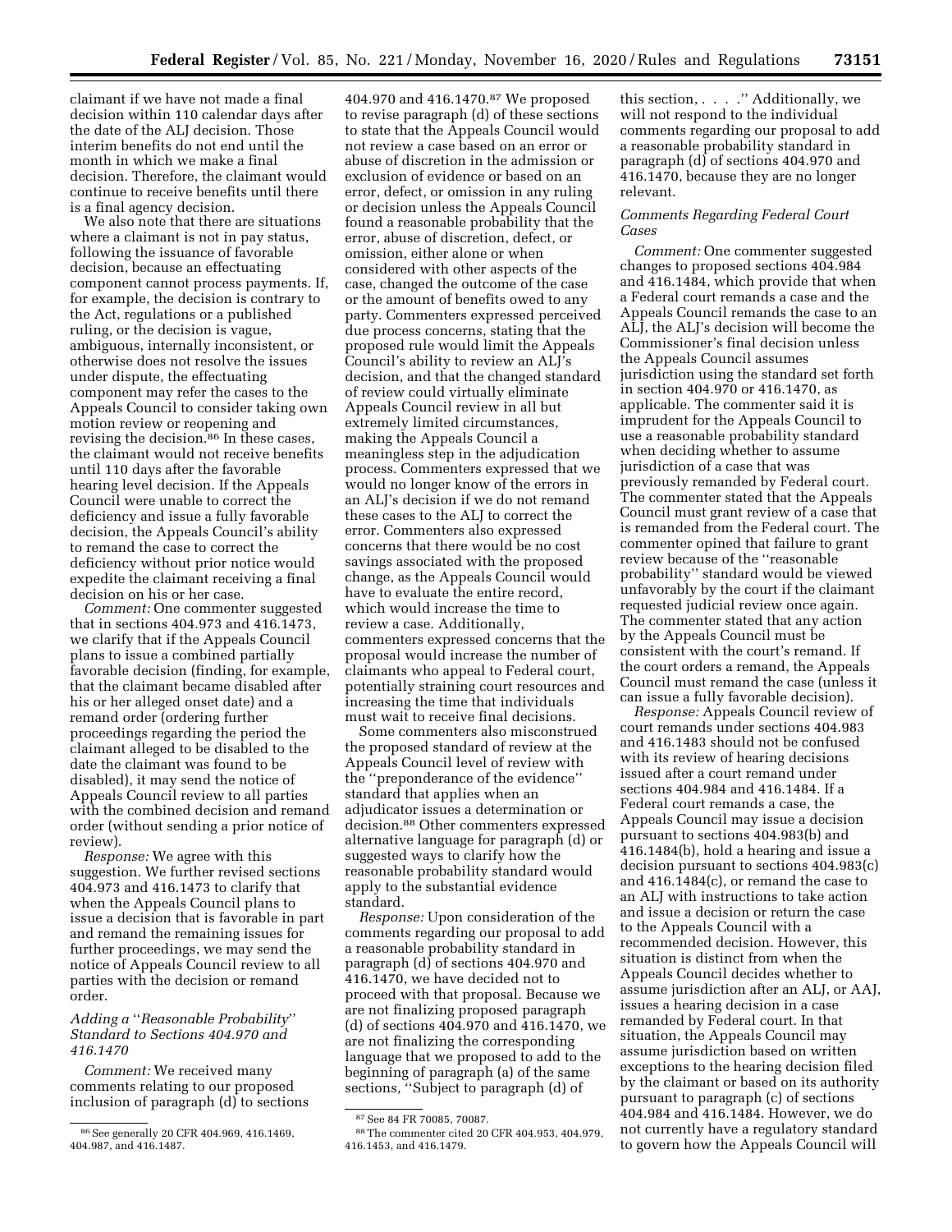claimant if we have not made a final decision within 110 calendar days after the date of the ALJ decision. Those interim benefits do not end until the month in which we make a final decision. Therefore, the claimant would continue to receive benefits until there is a final agency decision.

We also note that there are situations where a claimant is not in pay status, following the issuance of favorable decision, because an effectuating component cannot process payments. If, for example, the decision is contrary to the Act, regulations or a published ruling, or the decision is vague, ambiguous, internally inconsistent, or otherwise does not resolve the issues under dispute, the effectuating component may refer the cases to the Appeals Council to consider taking own motion review or reopening and revising the decision.[86] In these cases, the claimant would not receive benefits until 110 days after the favorable hearing level decision. If the Appeals Council were unable to correct the deficiency and issue a fully favorable decision, the Appeals Council's ability to remand the case to correct the deficiency without prior notice would expedite the claimant receiving a final decision on his or her case.

*Comment:* One commenter suggested that in sections 404.973 and 416.1473, we clarify that if the Appeals Council plans to issue a combined partially favorable decision (finding, for example, that the claimant became disabled after his or her alleged onset date) and a remand order (ordering further proceedings regarding the period the claimant alleged to be disabled to the date the claimant was found to be disabled), it may send the notice of Appeals Council review to all parties with the combined decision and remand order (without sending a prior notice of review).

*Response:* We agree with this suggestion. We further revised sections 404.973 and 416.1473 to clarify that when the Appeals Council plans to issue a decision that is favorable in part and remand the remaining issues for further proceedings, we may send the notice of Appeals Council review to all parties with the decision or remand order.

### *Adding a ''Reasonable Probability'' Standard to Sections 404.970 and 416.1470*

*Comment:* We received many comments relating to our proposed inclusion of paragraph (d) to sections 404.970 and 416.1470.[87] We proposed to revise paragraph (d) of these sections to state that the Appeals Council would not review a case based on an error or abuse of discretion in the admission or exclusion of evidence or based on an error, defect, or omission in any ruling or decision unless the Appeals Council found a reasonable probability that the error, abuse of discretion, defect, or omission, either alone or when considered with other aspects of the case, changed the outcome of the case or the amount of benefits owed to any party. Commenters expressed perceived due process concerns, stating that the proposed rule would limit the Appeals Council's ability to review an ALJ's decision, and that the changed standard of review could virtually eliminate Appeals Council review in all but extremely limited circumstances, making the Appeals Council a meaningless step in the adjudication process. Commenters expressed that we would no longer know of the errors in an ALJ's decision if we do not remand these cases to the ALJ to correct the error. Commenters also expressed concerns that there would be no cost savings associated with the proposed change, as the Appeals Council would have to evaluate the entire record, which would increase the time to review a case. Additionally, commenters expressed concerns that the proposal would increase the number of claimants who appeal to Federal court, potentially straining court resources and increasing the time that individuals must wait to receive final decisions.

Some commenters also misconstrued the proposed standard of review at the Appeals Council level of review with the ''preponderance of the evidence'' standard that applies when an adjudicator issues a determination or decision.[88] Other commenters expressed alternative language for paragraph (d) or suggested ways to clarify how the reasonable probability standard would apply to the substantial evidence standard.

*Response:* Upon consideration of the comments regarding our proposal to add a reasonable probability standard in paragraph (d) of sections 404.970 and 416.1470, we have decided not to proceed with that proposal. Because we are not finalizing proposed paragraph (d) of sections 404.970 and 416.1470, we are not finalizing the corresponding language that we proposed to add to the beginning of paragraph (a) of the same sections, ''Subject to paragraph (d) of this section, . . . .'' Additionally, we will not respond to the individual comments regarding our proposal to add a reasonable probability standard in paragraph (d) of sections 404.970 and 416.1470, because they are no longer relevant.

### *Comments Regarding Federal Court Cases*

*Comment:* One commenter suggested changes to proposed sections 404.984 and 416.1484, which provide that when a Federal court remands a case and the Appeals Council remands the case to an ALJ, the ALJ's decision will become the Commissioner's final decision unless the Appeals Council assumes jurisdiction using the standard set forth in section 404.970 or 416.1470, as applicable. The commenter said it is imprudent for the Appeals Council to use a reasonable probability standard when deciding whether to assume jurisdiction of a case that was previously remanded by Federal court. The commenter stated that the Appeals Council must grant review of a case that is remanded from the Federal court. The commenter opined that failure to grant review because of the ''reasonable probability'' standard would be viewed unfavorably by the court if the claimant requested judicial review once again. The commenter stated that any action by the Appeals Council must be consistent with the court's remand. If the court orders a remand, the Appeals Council must remand the case (unless it can issue a fully favorable decision).

*Response:* Appeals Council review of court remands under sections 404.983 and 416.1483 should not be confused with its review of hearing decisions issued after a court remand under sections 404.984 and 416.1484. If a Federal court remands a case, the Appeals Council may issue a decision pursuant to sections 404.983(b) and 416.1484(b), hold a hearing and issue a decision pursuant to sections 404.983(c) and 416.1484(c), or remand the case to an ALJ with instructions to take action and issue a decision or return the case to the Appeals Council with a recommended decision. However, this situation is distinct from when the Appeals Council decides whether to assume jurisdiction after an ALJ, or AAJ, issues a hearing decision in a case remanded by Federal court. In that situation, the Appeals Council may assume jurisdiction based on written exceptions to the hearing decision filed by the claimant or based on its authority pursuant to paragraph (c) of sections 404.984 and 416.1484. However, we do not currently have a regulatory standard to govern how the Appeals Council will

---

[86] See generally 20 CFR 404.969, 416.1469, 404.987, and 416.1487.

[87] See 84 FR 70085, 70087.

[88] The commenter cited 20 CFR 404.953, 404.979, 416.1453, and 416.1479.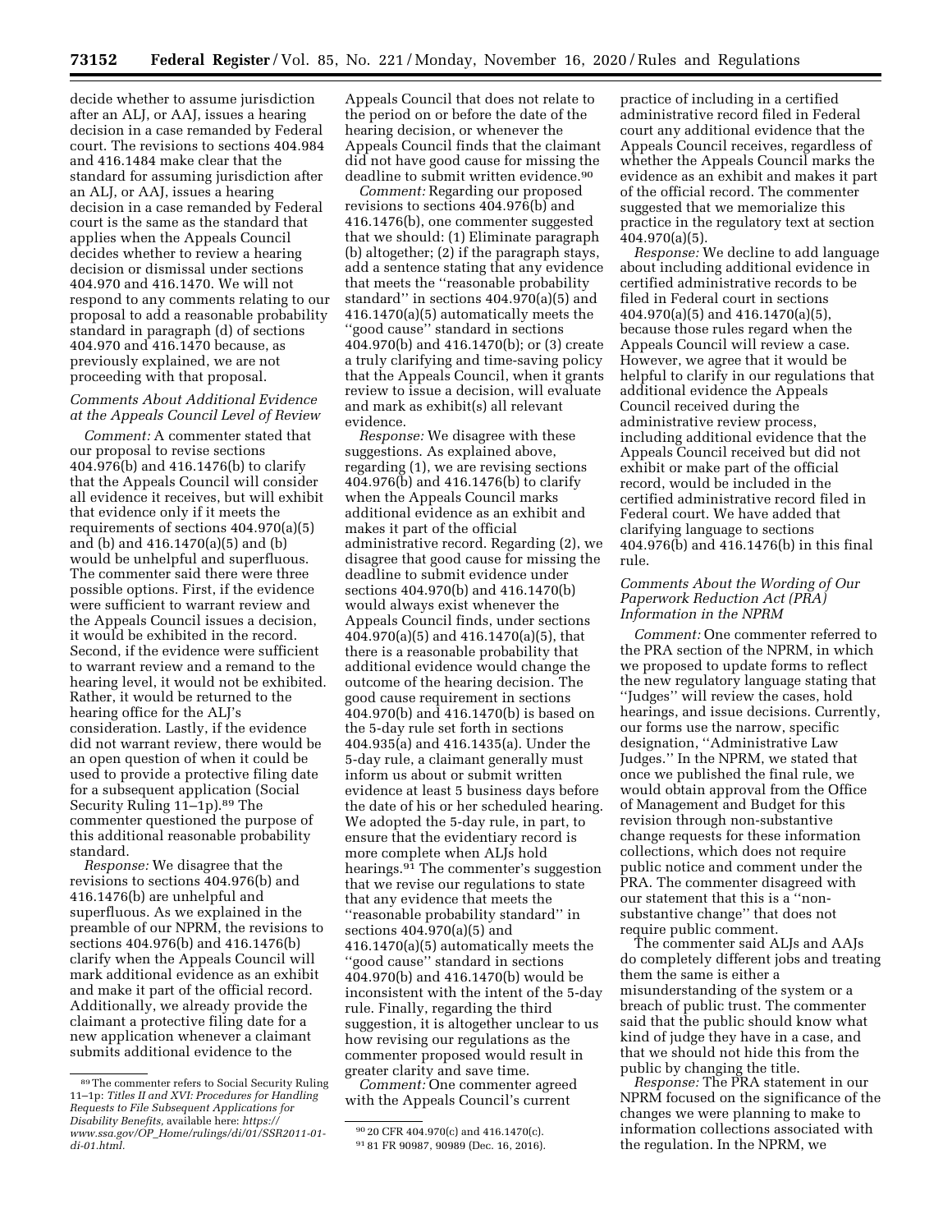decide whether to assume jurisdiction after an ALJ, or AAJ, issues a hearing decision in a case remanded by Federal court. The revisions to sections 404.984 and 416.1484 make clear that the standard for assuming jurisdiction after an ALJ, or AAJ, issues a hearing decision in a case remanded by Federal court is the same as the standard that applies when the Appeals Council decides whether to review a hearing decision or dismissal under sections 404.970 and 416.1470. We will not respond to any comments relating to our proposal to add a reasonable probability standard in paragraph (d) of sections 404.970 and 416.1470 because, as previously explained, we are not proceeding with that proposal.

### *Comments About Additional Evidence at the Appeals Council Level of Review*

*Comment:* A commenter stated that our proposal to revise sections 404.976(b) and 416.1476(b) to clarify that the Appeals Council will consider all evidence it receives, but will exhibit that evidence only if it meets the requirements of sections 404.970(a)(5) and (b) and 416.1470(a)(5) and (b) would be unhelpful and superfluous. The commenter said there were three possible options. First, if the evidence were sufficient to warrant review and the Appeals Council issues a decision, it would be exhibited in the record. Second, if the evidence were sufficient to warrant review and a remand to the hearing level, it would not be exhibited. Rather, it would be returned to the hearing office for the ALJ's consideration. Lastly, if the evidence did not warrant review, there would be an open question of when it could be used to provide a protective filing date for a subsequent application (Social Security Ruling 11–1p).[89] The commenter questioned the purpose of this additional reasonable probability standard.

*Response:* We disagree that the revisions to sections 404.976(b) and 416.1476(b) are unhelpful and superfluous. As we explained in the preamble of our NPRM, the revisions to sections 404.976(b) and 416.1476(b) clarify when the Appeals Council will mark additional evidence as an exhibit and make it part of the official record. Additionally, we already provide the claimant a protective filing date for a new application whenever a claimant submits additional evidence to the Appeals Council that does not relate to the period on or before the date of the hearing decision, or whenever the Appeals Council finds that the claimant did not have good cause for missing the deadline to submit written evidence.[90]

*Comment:* Regarding our proposed revisions to sections 404.976(b) and 416.1476(b), one commenter suggested that we should: (1) Eliminate paragraph (b) altogether; (2) if the paragraph stays, add a sentence stating that any evidence that meets the ''reasonable probability standard'' in sections 404.970(a)(5) and 416.1470(a)(5) automatically meets the ''good cause'' standard in sections 404.970(b) and 416.1470(b); or (3) create a truly clarifying and time-saving policy that the Appeals Council, when it grants review to issue a decision, will evaluate and mark as exhibit(s) all relevant evidence.

*Response:* We disagree with these suggestions. As explained above, regarding (1), we are revising sections 404.976(b) and 416.1476(b) to clarify when the Appeals Council marks additional evidence as an exhibit and makes it part of the official administrative record. Regarding (2), we disagree that good cause for missing the deadline to submit evidence under sections 404.970(b) and 416.1470(b) would always exist whenever the Appeals Council finds, under sections 404.970(a)(5) and 416.1470(a)(5), that there is a reasonable probability that additional evidence would change the outcome of the hearing decision. The good cause requirement in sections 404.970(b) and 416.1470(b) is based on the 5-day rule set forth in sections 404.935(a) and 416.1435(a). Under the 5-day rule, a claimant generally must inform us about or submit written evidence at least 5 business days before the date of his or her scheduled hearing. We adopted the 5-day rule, in part, to ensure that the evidentiary record is more complete when ALJs hold hearings.[91] The commenter's suggestion that we revise our regulations to state that any evidence that meets the ''reasonable probability standard'' in sections 404.970(a)(5) and 416.1470(a)(5) automatically meets the ''good cause'' standard in sections 404.970(b) and 416.1470(b) would be inconsistent with the intent of the 5-day rule. Finally, regarding the third suggestion, it is altogether unclear to us how revising our regulations as the commenter proposed would result in greater clarity and save time.

*Comment:* One commenter agreed with the Appeals Council's current practice of including in a certified administrative record filed in Federal court any additional evidence that the Appeals Council receives, regardless of whether the Appeals Council marks the evidence as an exhibit and makes it part of the official record. The commenter suggested that we memorialize this practice in the regulatory text at section 404.970(a)(5).

*Response:* We decline to add language about including additional evidence in certified administrative records to be filed in Federal court in sections 404.970(a)(5) and 416.1470(a)(5), because those rules regard when the Appeals Council will review a case. However, we agree that it would be helpful to clarify in our regulations that additional evidence the Appeals Council received during the administrative review process, including additional evidence that the Appeals Council received but did not exhibit or make part of the official record, would be included in the certified administrative record filed in Federal court. We have added that clarifying language to sections 404.976(b) and 416.1476(b) in this final rule.

### *Comments About the Wording of Our Paperwork Reduction Act (PRA) Information in the NPRM*

*Comment:* One commenter referred to the PRA section of the NPRM, in which we proposed to update forms to reflect the new regulatory language stating that ''Judges'' will review the cases, hold hearings, and issue decisions. Currently, our forms use the narrow, specific designation, ''Administrative Law Judges.'' In the NPRM, we stated that once we published the final rule, we would obtain approval from the Office of Management and Budget for this revision through non-substantive change requests for these information collections, which does not require public notice and comment under the PRA. The commenter disagreed with our statement that this is a ''non-substantive change'' that does not require public comment.

The commenter said ALJs and AAJs do completely different jobs and treating them the same is either a misunderstanding of the system or a breach of public trust. The commenter said that the public should know what kind of judge they have in a case, and that we should not hide this from the public by changing the title.

*Response:* The PRA statement in our NPRM focused on the significance of the changes we were planning to make to information collections associated with the regulation. In the NPRM, we

---

[89] The commenter refers to Social Security Ruling 11–1p: *Titles II and XVI: Procedures for Handling Requests to File Subsequent Applications for Disability Benefits,* available here: *https://www.ssa.gov/OP_Home/rulings/di/01/SSR2011-01-di-01.html.*

[90] 20 CFR 404.970(c) and 416.1470(c).

[91] 81 FR 90987, 90989 (Dec. 16, 2016).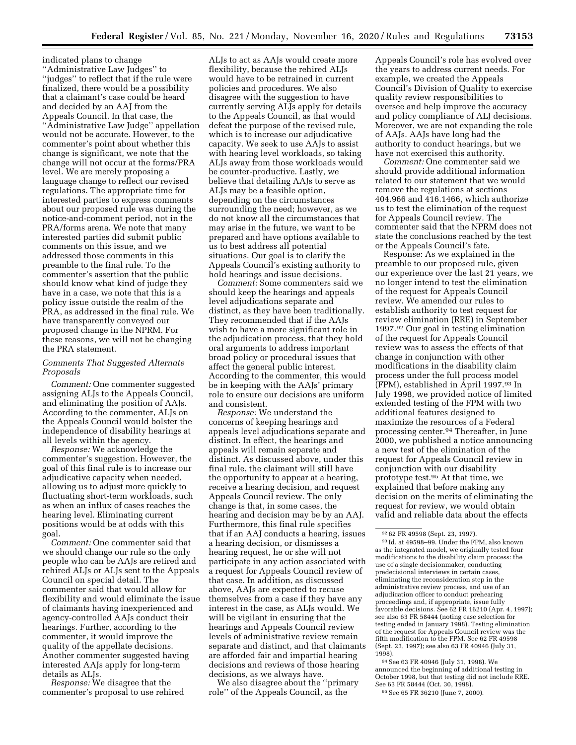indicated plans to change ''Administrative Law Judges'' to ''judges'' to reflect that if the rule were finalized, there would be a possibility that a claimant's case could be heard and decided by an AAJ from the Appeals Council. In that case, the ''Administrative Law Judge'' appellation would not be accurate. However, to the commenter's point about whether this change is significant, we note that the change will not occur at the forms/PRA level. We are merely proposing a language change to reflect our revised regulations. The appropriate time for interested parties to express comments about our proposed rule was during the notice-and-comment period, not in the PRA/forms arena. We note that many interested parties did submit public comments on this issue, and we addressed those comments in this preamble to the final rule. To the commenter's assertion that the public should know what kind of judge they have in a case, we note that this is a policy issue outside the realm of the PRA, as addressed in the final rule. We have transparently conveyed our proposed change in the NPRM. For these reasons, we will not be changing the PRA statement.

### *Comments That Suggested Alternate Proposals*

*Comment:* One commenter suggested assigning ALJs to the Appeals Council, and eliminating the position of AAJs. According to the commenter, ALJs on the Appeals Council would bolster the independence of disability hearings at all levels within the agency.

*Response:* We acknowledge the commenter's suggestion. However, the goal of this final rule is to increase our adjudicative capacity when needed, allowing us to adjust more quickly to fluctuating short-term workloads, such as when an influx of cases reaches the hearing level. Eliminating current positions would be at odds with this goal.

*Comment:* One commenter said that we should change our rule so the only people who can be AAJs are retired and rehired ALJs or ALJs sent to the Appeals Council on special detail. The commenter said that would allow for flexibility and would eliminate the issue of claimants having inexperienced and agency-controlled AAJs conduct their hearings. Further, according to the commenter, it would improve the quality of the appellate decisions. Another commenter suggested having interested AAJs apply for long-term details as ALJs.

*Response:* We disagree that the commenter's proposal to use rehired ALJs to act as AAJs would create more flexibility, because the rehired ALJs would have to be retrained in current policies and procedures. We also disagree with the suggestion to have currently serving ALJs apply for details to the Appeals Council, as that would defeat the purpose of the revised rule, which is to increase our adjudicative capacity. We seek to use AAJs to assist with hearing level workloads, so taking ALJs away from those workloads would be counter-productive. Lastly, we believe that detailing AAJs to serve as ALJs may be a feasible option, depending on the circumstances surrounding the need; however, as we do not know all the circumstances that may arise in the future, we want to be prepared and have options available to us to best address all potential situations. Our goal is to clarify the Appeals Council's existing authority to hold hearings and issue decisions.

*Comment:* Some commenters said we should keep the hearings and appeals level adjudications separate and distinct, as they have been traditionally. They recommended that if the AAJs wish to have a more significant role in the adjudication process, that they hold oral arguments to address important broad policy or procedural issues that affect the general public interest. According to the commenter, this would be in keeping with the AAJs' primary role to ensure our decisions are uniform and consistent.

*Response:* We understand the concerns of keeping hearings and appeals level adjudications separate and distinct. In effect, the hearings and appeals will remain separate and distinct. As discussed above, under this final rule, the claimant will still have the opportunity to appear at a hearing, receive a hearing decision, and request Appeals Council review. The only change is that, in some cases, the hearing and decision may be by an AAJ. Furthermore, this final rule specifies that if an AAJ conducts a hearing, issues a hearing decision, or dismisses a hearing request, he or she will not participate in any action associated with a request for Appeals Council review of that case. In addition, as discussed above, AAJs are expected to recuse themselves from a case if they have any interest in the case, as ALJs would. We will be vigilant in ensuring that the hearings and Appeals Council review levels of administrative review remain separate and distinct, and that claimants are afforded fair and impartial hearing decisions and reviews of those hearing decisions, as we always have.

We also disagree about the ''primary role'' of the Appeals Council, as the Appeals Council's role has evolved over the years to address current needs. For example, we created the Appeals Council's Division of Quality to exercise quality review responsibilities to oversee and help improve the accuracy and policy compliance of ALJ decisions. Moreover, we are not expanding the role of AAJs. AAJs have long had the authority to conduct hearings, but we have not exercised this authority.

*Comment:* One commenter said we should provide additional information related to our statement that we would remove the regulations at sections 404.966 and 416.1466, which authorize us to test the elimination of the request for Appeals Council review. The commenter said that the NPRM does not state the conclusions reached by the test or the Appeals Council's fate.

Response: As we explained in the preamble to our proposed rule, given our experience over the last 21 years, we no longer intend to test the elimination of the request for Appeals Council review. We amended our rules to establish authority to test request for review elimination (RRE) in September 1997.[92] Our goal in testing elimination of the request for Appeals Council review was to assess the effects of that change in conjunction with other modifications in the disability claim process under the full process model (FPM), established in April 1997.[93] In July 1998, we provided notice of limited extended testing of the FPM with two additional features designed to maximize the resources of a Federal processing center.[94] Thereafter, in June 2000, we published a notice announcing a new test of the elimination of the request for Appeals Council review in conjunction with our disability prototype test.[95] At that time, we explained that before making any decision on the merits of eliminating the request for review, we would obtain valid and reliable data about the effects

---

[92] 62 FR 49598 (Sept. 23, 1997).

[93] Id. at 49598–99. Under the FPM, also known as the integrated model, we originally tested four modifications to the disability claim process: the use of a single decisionmaker, conducting predecisional interviews in certain cases, eliminating the reconsideration step in the administrative review process, and use of an adjudication officer to conduct prehearing proceedings and, if appropriate, issue fully favorable decisions. See 62 FR 16210 (Apr. 4, 1997); see also 63 FR 58444 (noting case selection for testing ended in January 1998). Testing elimination of the request for Appeals Council review was the fifth modification to the FPM. See 62 FR 49598 (Sept. 23, 1997); see also 63 FR 40946 (July 31, 1998).

[94] See 63 FR 40946 (July 31, 1998). We announced the beginning of additional testing in October 1998, but that testing did not include RRE. See 63 FR 58444 (Oct. 30, 1998).

[95] See 65 FR 36210 (June 7, 2000).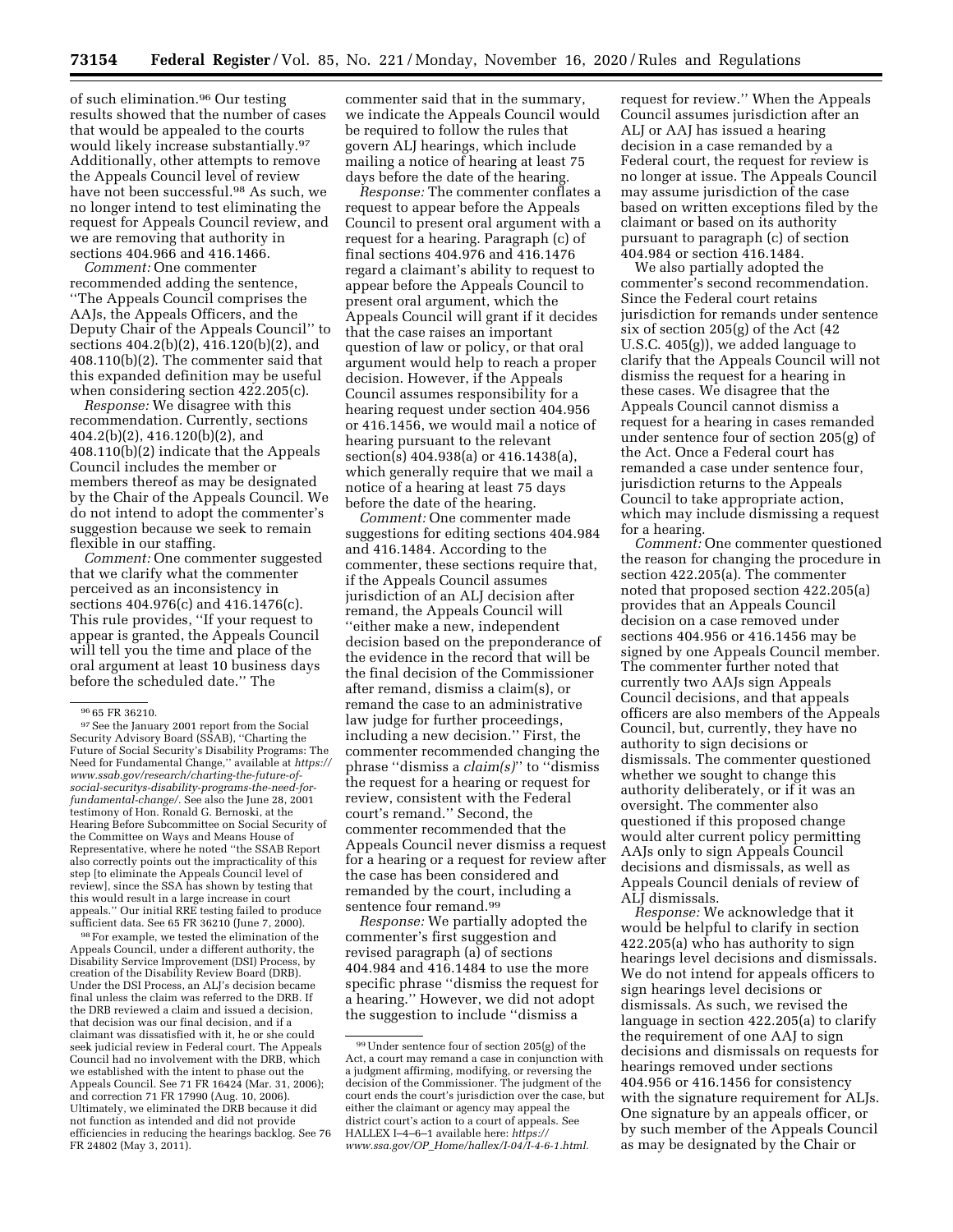of such elimination.[96] Our testing results showed that the number of cases that would be appealed to the courts would likely increase substantially.[97] Additionally, other attempts to remove the Appeals Council level of review have not been successful.[98] As such, we no longer intend to test eliminating the request for Appeals Council review, and we are removing that authority in sections 404.966 and 416.1466.

*Comment:* One commenter recommended adding the sentence, ''The Appeals Council comprises the AAJs, the Appeals Officers, and the Deputy Chair of the Appeals Council'' to sections 404.2(b)(2), 416.120(b)(2), and 408.110(b)(2). The commenter said that this expanded definition may be useful when considering section 422.205(c).

*Response:* We disagree with this recommendation. Currently, sections 404.2(b)(2), 416.120(b)(2), and 408.110(b)(2) indicate that the Appeals Council includes the member or members thereof as may be designated by the Chair of the Appeals Council. We do not intend to adopt the commenter's suggestion because we seek to remain flexible in our staffing.

*Comment:* One commenter suggested that we clarify what the commenter perceived as an inconsistency in sections 404.976(c) and 416.1476(c). This rule provides, ''If your request to appear is granted, the Appeals Council will tell you the time and place of the oral argument at least 10 business days before the scheduled date.'' The commenter said that in the summary, we indicate the Appeals Council would be required to follow the rules that govern ALJ hearings, which include mailing a notice of hearing at least 75 days before the date of the hearing.

*Response:* The commenter conflates a request to appear before the Appeals Council to present oral argument with a request for a hearing. Paragraph (c) of final sections 404.976 and 416.1476 regard a claimant's ability to request to appear before the Appeals Council to present oral argument, which the Appeals Council will grant if it decides that the case raises an important question of law or policy, or that oral argument would help to reach a proper decision. However, if the Appeals Council assumes responsibility for a hearing request under section 404.956 or 416.1456, we would mail a notice of hearing pursuant to the relevant section(s) 404.938(a) or 416.1438(a), which generally require that we mail a notice of a hearing at least 75 days before the date of the hearing.

*Comment:* One commenter made suggestions for editing sections 404.984 and 416.1484. According to the commenter, these sections require that, if the Appeals Council assumes jurisdiction of an ALJ decision after remand, the Appeals Council will ''either make a new, independent decision based on the preponderance of the evidence in the record that will be the final decision of the Commissioner after remand, dismiss a claim(s), or remand the case to an administrative law judge for further proceedings, including a new decision.'' First, the commenter recommended changing the phrase ''dismiss a *claim(s)*'' to ''dismiss the request for a hearing or request for review, consistent with the Federal court's remand.'' Second, the commenter recommended that the Appeals Council never dismiss a request for a hearing or a request for review after the case has been considered and remanded by the court, including a sentence four remand.[99]

*Response:* We partially adopted the commenter's first suggestion and revised paragraph (a) of sections 404.984 and 416.1484 to use the more specific phrase ''dismiss the request for a hearing.'' However, we did not adopt the suggestion to include ''dismiss a request for review.'' When the Appeals Council assumes jurisdiction after an ALJ or AAJ has issued a hearing decision in a case remanded by a Federal court, the request for review is no longer at issue. The Appeals Council may assume jurisdiction of the case based on written exceptions filed by the claimant or based on its authority pursuant to paragraph (c) of section 404.984 or section 416.1484.

We also partially adopted the commenter's second recommendation. Since the Federal court retains jurisdiction for remands under sentence six of section 205(g) of the Act (42 U.S.C. 405(g)), we added language to clarify that the Appeals Council will not dismiss the request for a hearing in these cases. We disagree that the Appeals Council cannot dismiss a request for a hearing in cases remanded under sentence four of section 205(g) of the Act. Once a Federal court has remanded a case under sentence four, jurisdiction returns to the Appeals Council to take appropriate action, which may include dismissing a request for a hearing.

*Comment:* One commenter questioned the reason for changing the procedure in section 422.205(a). The commenter noted that proposed section 422.205(a) provides that an Appeals Council decision on a case removed under sections 404.956 or 416.1456 may be signed by one Appeals Council member. The commenter further noted that currently two AAJs sign Appeals Council decisions, and that appeals officers are also members of the Appeals Council, but, currently, they have no authority to sign decisions or dismissals. The commenter questioned whether we sought to change this authority deliberately, or if it was an oversight. The commenter also questioned if this proposed change would alter current policy permitting AAJs only to sign Appeals Council decisions and dismissals, as well as Appeals Council denials of review of ALJ dismissals.

*Response:* We acknowledge that it would be helpful to clarify in section 422.205(a) who has authority to sign hearings level decisions and dismissals. We do not intend for appeals officers to sign hearings level decisions or dismissals. As such, we revised the language in section 422.205(a) to clarify the requirement of one AAJ to sign decisions and dismissals on requests for hearings removed under sections 404.956 or 416.1456 for consistency with the signature requirement for ALJs. One signature by an appeals officer, or by such member of the Appeals Council as may be designated by the Chair or

---

[96] 65 FR 36210.

[97] See the January 2001 report from the Social Security Advisory Board (SSAB), ''Charting the Future of Social Security's Disability Programs: The Need for Fundamental Change,'' available at *https://www.ssab.gov/research/charting-the-future-of-social-securitys-disability-programs-the-need-for-fundamental-change/.* See also the June 28, 2001 testimony of Hon. Ronald G. Bernoski, at the Hearing Before Subcommittee on Social Security of the Committee on Ways and Means House of Representative, where he noted ''the SSAB Report also correctly points out the impracticality of this step [to eliminate the Appeals Council level of review], since the SSA has shown by testing that this would result in a large increase in court appeals.'' Our initial RRE testing failed to produce sufficient data. See 65 FR 36210 (June 7, 2000).

[98] For example, we tested the elimination of the Appeals Council, under a different authority, the Disability Service Improvement (DSI) Process, by creation of the Disability Review Board (DRB). Under the DSI Process, an ALJ's decision became final unless the claim was referred to the DRB. If the DRB reviewed a claim and issued a decision, that decision was our final decision, and if a claimant was dissatisfied with it, he or she could seek judicial review in Federal court. The Appeals Council had no involvement with the DRB, which we established with the intent to phase out the Appeals Council. See 71 FR 16424 (Mar. 31, 2006); and correction 71 FR 17990 (Aug. 10, 2006). Ultimately, we eliminated the DRB because it did not function as intended and did not provide efficiencies in reducing the hearings backlog. See 76 FR 24802 (May 3, 2011).

[99] Under sentence four of section 205(g) of the Act, a court may remand a case in conjunction with a judgment affirming, modifying, or reversing the decision of the Commissioner. The judgment of the court ends the court's jurisdiction over the case, but either the claimant or agency may appeal the district court's action to a court of appeals. See HALLEX I–4–6–1 available here: *https://www.ssa.gov/OP_Home/hallex/I-04/I-4-6-1.html.*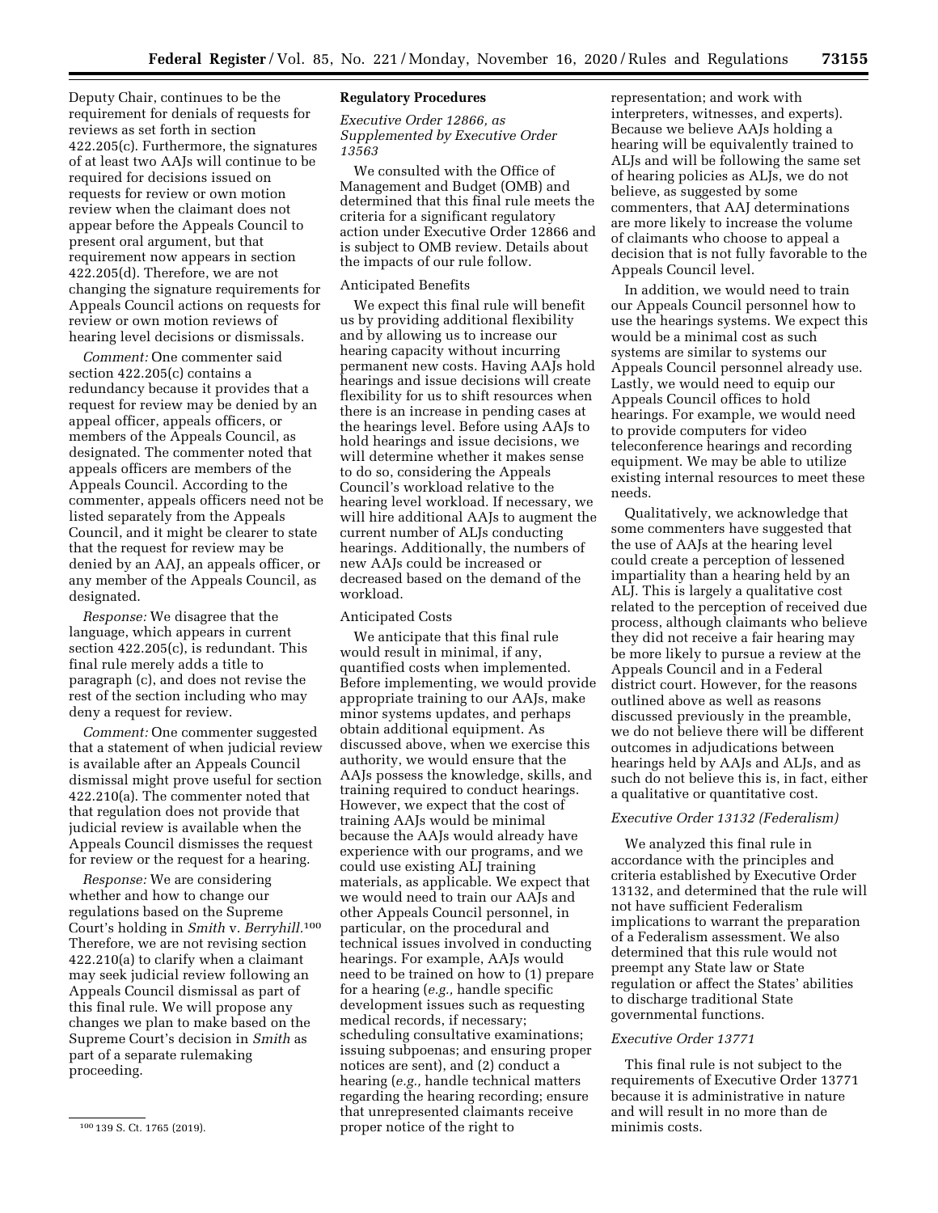Deputy Chair, continues to be the requirement for denials of requests for reviews as set forth in section 422.205(c). Furthermore, the signatures of at least two AAJs will continue to be required for decisions issued on requests for review or own motion review when the claimant does not appear before the Appeals Council to present oral argument, but that requirement now appears in section 422.205(d). Therefore, we are not changing the signature requirements for Appeals Council actions on requests for review or own motion reviews of hearing level decisions or dismissals.

*Comment:* One commenter said section 422.205(c) contains a redundancy because it provides that a request for review may be denied by an appeal officer, appeals officers, or members of the Appeals Council, as designated. The commenter noted that appeals officers are members of the Appeals Council. According to the commenter, appeals officers need not be listed separately from the Appeals Council, and it might be clearer to state that the request for review may be denied by an AAJ, an appeals officer, or any member of the Appeals Council, as designated.

*Response:* We disagree that the language, which appears in current section 422.205(c), is redundant. This final rule merely adds a title to paragraph (c), and does not revise the rest of the section including who may deny a request for review.

*Comment:* One commenter suggested that a statement of when judicial review is available after an Appeals Council dismissal might prove useful for section 422.210(a). The commenter noted that that regulation does not provide that judicial review is available when the Appeals Council dismisses the request for review or the request for a hearing.

*Response:* We are considering whether and how to change our regulations based on the Supreme Court's holding in *Smith* v. *Berryhill*.[100] Therefore, we are not revising section 422.210(a) to clarify when a claimant may seek judicial review following an Appeals Council dismissal as part of this final rule. We will propose any changes we plan to make based on the Supreme Court's decision in *Smith* as part of a separate rulemaking proceeding.

[100] 139 S. Ct. 1765 (2019).

## Regulatory Procedures

### *Executive Order 12866, as Supplemented by Executive Order 13563*

We consulted with the Office of Management and Budget (OMB) and determined that this final rule meets the criteria for a significant regulatory action under Executive Order 12866 and is subject to OMB review. Details about the impacts of our rule follow.

#### Anticipated Benefits

We expect this final rule will benefit us by providing additional flexibility and by allowing us to increase our hearing capacity without incurring permanent new costs. Having AAJs hold hearings and issue decisions will create flexibility for us to shift resources when there is an increase in pending cases at the hearings level. Before using AAJs to hold hearings and issue decisions, we will determine whether it makes sense to do so, considering the Appeals Council's workload relative to the hearing level workload. If necessary, we will hire additional AAJs to augment the current number of ALJs conducting hearings. Additionally, the numbers of new AAJs could be increased or decreased based on the demand of the workload.

#### Anticipated Costs

We anticipate that this final rule would result in minimal, if any, quantified costs when implemented. Before implementing, we would provide appropriate training to our AAJs, make minor systems updates, and perhaps obtain additional equipment. As discussed above, when we exercise this authority, we would ensure that the AAJs possess the knowledge, skills, and training required to conduct hearings. However, we expect that the cost of training AAJs would be minimal because the AAJs would already have experience with our programs, and we could use existing ALJ training materials, as applicable. We expect that we would need to train our AAJs and other Appeals Council personnel, in particular, on the procedural and technical issues involved in conducting hearings. For example, AAJs would need to be trained on how to (1) prepare for a hearing (*e.g.,* handle specific development issues such as requesting medical records, if necessary; scheduling consultative examinations; issuing subpoenas; and ensuring proper notices are sent), and (2) conduct a hearing (*e.g.,* handle technical matters regarding the hearing recording; ensure that unrepresented claimants receive proper notice of the right to representation; and work with interpreters, witnesses, and experts). Because we believe AAJs holding a hearing will be equivalently trained to ALJs and will be following the same set of hearing policies as ALJs, we do not believe, as suggested by some commenters, that AAJ determinations are more likely to increase the volume of claimants who choose to appeal a decision that is not fully favorable to the Appeals Council level.

In addition, we would need to train our Appeals Council personnel how to use the hearings systems. We expect this would be a minimal cost as such systems are similar to systems our Appeals Council personnel already use. Lastly, we would need to equip our Appeals Council offices to hold hearings. For example, we would need to provide computers for video teleconference hearings and recording equipment. We may be able to utilize existing internal resources to meet these needs.

Qualitatively, we acknowledge that some commenters have suggested that the use of AAJs at the hearing level could create a perception of lessened impartiality than a hearing held by an ALJ. This is largely a qualitative cost related to the perception of received due process, although claimants who believe they did not receive a fair hearing may be more likely to pursue a review at the Appeals Council and in a Federal district court. However, for the reasons outlined above as well as reasons discussed previously in the preamble, we do not believe there will be different outcomes in adjudications between hearings held by AAJs and ALJs, and as such do not believe this is, in fact, either a qualitative or quantitative cost.

### *Executive Order 13132 (Federalism)*

We analyzed this final rule in accordance with the principles and criteria established by Executive Order 13132, and determined that the rule will not have sufficient Federalism implications to warrant the preparation of a Federalism assessment. We also determined that this rule would not preempt any State law or State regulation or affect the States' abilities to discharge traditional State governmental functions.

### *Executive Order 13771*

This final rule is not subject to the requirements of Executive Order 13771 because it is administrative in nature and will result in no more than de minimis costs.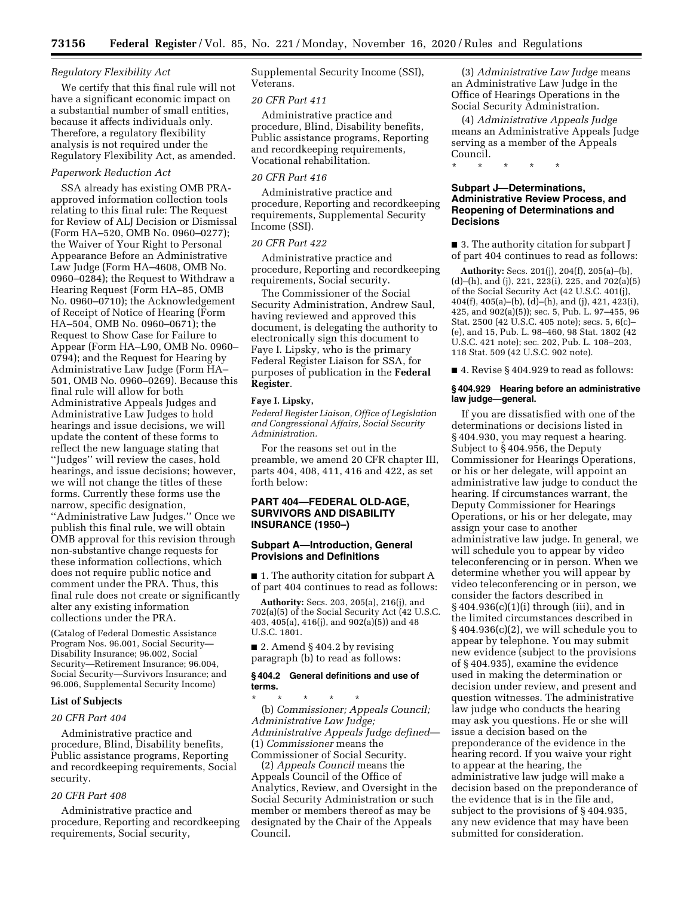*Regulatory Flexibility Act*

We certify that this final rule will not have a significant economic impact on a substantial number of small entities, because it affects individuals only. Therefore, a regulatory flexibility analysis is not required under the Regulatory Flexibility Act, as amended.

*Paperwork Reduction Act*

SSA already has existing OMB PRA-approved information collection tools relating to this final rule: The Request for Review of ALJ Decision or Dismissal (Form HA–520, OMB No. 0960–0277); the Waiver of Your Right to Personal Appearance Before an Administrative Law Judge (Form HA–4608, OMB No. 0960–0284); the Request to Withdraw a Hearing Request (Form HA–85, OMB No. 0960–0710); the Acknowledgement of Receipt of Notice of Hearing (Form HA–504, OMB No. 0960–0671); the Request to Show Case for Failure to Appear (Form HA–L90, OMB No. 0960–0794); and the Request for Hearing by Administrative Law Judge (Form HA–501, OMB No. 0960–0269). Because this final rule will allow for both Administrative Appeals Judges and Administrative Law Judges to hold hearings and issue decisions, we will update the content of these forms to reflect the new language stating that ''Judges'' will review the cases, hold hearings, and issue decisions; however, we will not change the titles of these forms. Currently these forms use the narrow, specific designation, ''Administrative Law Judges.'' Once we publish this final rule, we will obtain OMB approval for this revision through non-substantive change requests for these information collections, which does not require public notice and comment under the PRA. Thus, this final rule does not create or significantly alter any existing information collections under the PRA.

(Catalog of Federal Domestic Assistance Program Nos. 96.001, Social Security—Disability Insurance; 96.002, Social Security—Retirement Insurance; 96.004, Social Security—Survivors Insurance; and 96.006, Supplemental Security Income)

**List of Subjects**

*20 CFR Part 404*

Administrative practice and procedure, Blind, Disability benefits, Public assistance programs, Reporting and recordkeeping requirements, Social security.

*20 CFR Part 408*

Administrative practice and procedure, Reporting and recordkeeping requirements, Social security, Supplemental Security Income (SSI), Veterans.

*20 CFR Part 411*

Administrative practice and procedure, Blind, Disability benefits, Public assistance programs, Reporting and recordkeeping requirements, Vocational rehabilitation.

*20 CFR Part 416*

Administrative practice and procedure, Reporting and recordkeeping requirements, Supplemental Security Income (SSI).

*20 CFR Part 422*

Administrative practice and procedure, Reporting and recordkeeping requirements, Social security.

The Commissioner of the Social Security Administration, Andrew Saul, having reviewed and approved this document, is delegating the authority to electronically sign this document to Faye I. Lipsky, who is the primary Federal Register Liaison for SSA, for purposes of publication in the **Federal Register**.

**Faye I. Lipsky,**

*Federal Register Liaison, Office of Legislation and Congressional Affairs, Social Security Administration.*

For the reasons set out in the preamble, we amend 20 CFR chapter III, parts 404, 408, 411, 416 and 422, as set forth below:

## PART 404—FEDERAL OLD-AGE, SURVIVORS AND DISABILITY INSURANCE (1950–)

### Subpart A—Introduction, General Provisions and Definitions

■ 1. The authority citation for subpart A of part 404 continues to read as follows:

**Authority:** Secs. 203, 205(a), 216(j), and 702(a)(5) of the Social Security Act (42 U.S.C. 403, 405(a), 416(j), and 902(a)(5)) and 48 U.S.C. 1801.

■ 2. Amend § 404.2 by revising paragraph (b) to read as follows:

**§ 404.2 General definitions and use of terms.**

\* \* \* \* \*

(b) *Commissioner; Appeals Council; Administrative Law Judge; Administrative Appeals Judge defined*—(1) *Commissioner* means the Commissioner of Social Security.

(2) *Appeals Council* means the Appeals Council of the Office of Analytics, Review, and Oversight in the Social Security Administration or such member or members thereof as may be designated by the Chair of the Appeals Council.

(3) *Administrative Law Judge* means an Administrative Law Judge in the Office of Hearings Operations in the Social Security Administration.

(4) *Administrative Appeals Judge* means an Administrative Appeals Judge serving as a member of the Appeals Council.

\* \* \* \* \*

### Subpart J—Determinations, Administrative Review Process, and Reopening of Determinations and Decisions

■ 3. The authority citation for subpart J of part 404 continues to read as follows:

**Authority:** Secs. 201(j), 204(f), 205(a)–(b), (d)–(h), and (j), 221, 223(i), 225, and 702(a)(5) of the Social Security Act (42 U.S.C. 401(j), 404(f), 405(a)–(b), (d)–(h), and (j), 421, 423(i), 425, and 902(a)(5)); sec. 5, Pub. L. 97–455, 96 Stat. 2500 (42 U.S.C. 405 note); secs. 5, 6(c)–(e), and 15, Pub. L. 98–460, 98 Stat. 1802 (42 U.S.C. 421 note); sec. 202, Pub. L. 108–203, 118 Stat. 509 (42 U.S.C. 902 note).

■ 4. Revise § 404.929 to read as follows:

**§ 404.929 Hearing before an administrative law judge—general.**

If you are dissatisfied with one of the determinations or decisions listed in § 404.930, you may request a hearing. Subject to § 404.956, the Deputy Commissioner for Hearings Operations, or his or her delegate, will appoint an administrative law judge to conduct the hearing. If circumstances warrant, the Deputy Commissioner for Hearings Operations, or his or her delegate, may assign your case to another administrative law judge. In general, we will schedule you to appear by video teleconferencing or in person. When we determine whether you will appear by video teleconferencing or in person, we consider the factors described in § 404.936(c)(1)(i) through (iii), and in the limited circumstances described in § 404.936(c)(2), we will schedule you to appear by telephone. You may submit new evidence (subject to the provisions of § 404.935), examine the evidence used in making the determination or decision under review, and present and question witnesses. The administrative law judge who conducts the hearing may ask you questions. He or she will issue a decision based on the preponderance of the evidence in the hearing record. If you waive your right to appear at the hearing, the administrative law judge will make a decision based on the preponderance of the evidence that is in the file and, subject to the provisions of § 404.935, any new evidence that may have been submitted for consideration.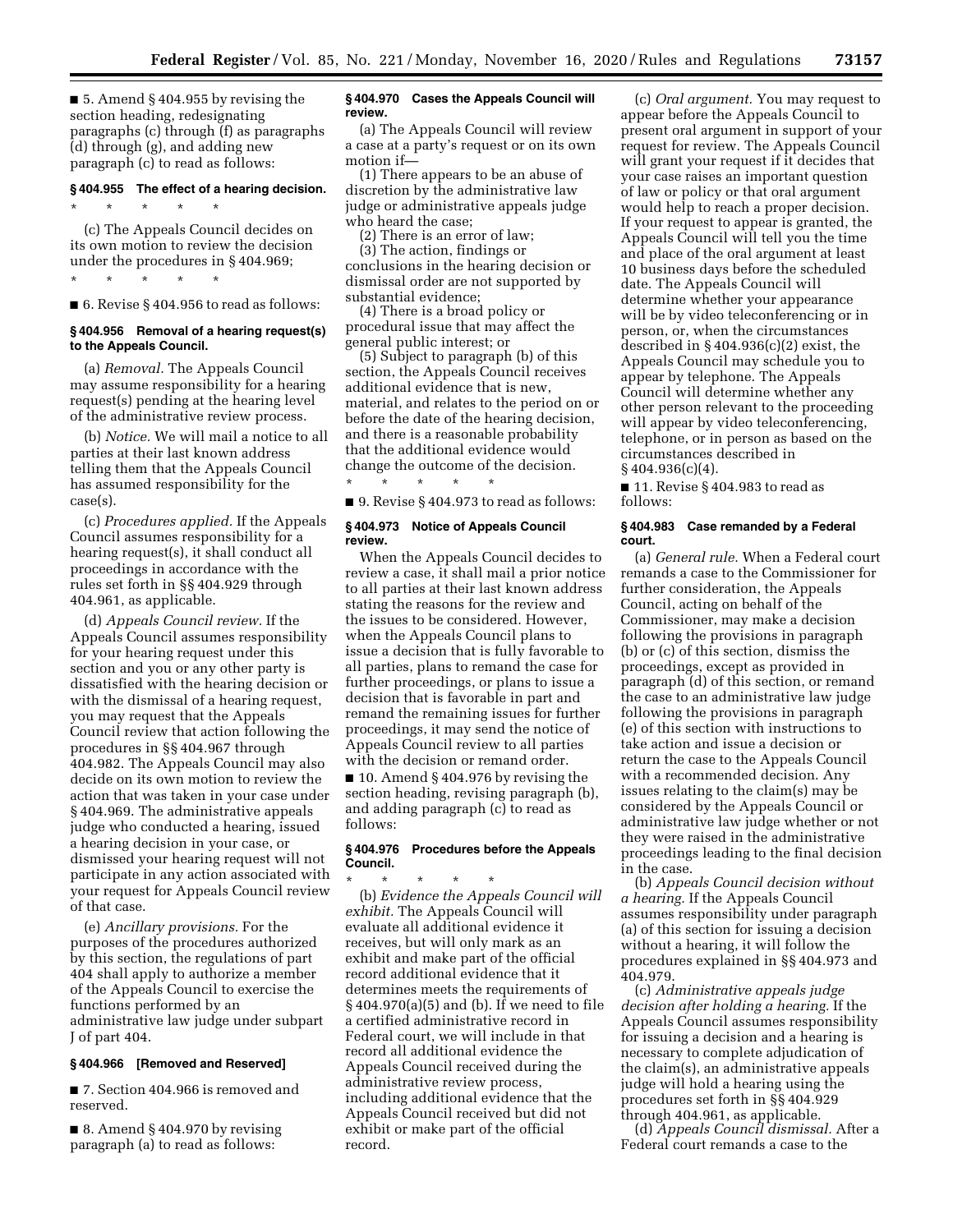■ 5. Amend § 404.955 by revising the section heading, redesignating paragraphs (c) through (f) as paragraphs (d) through (g), and adding new paragraph (c) to read as follows:

**§ 404.955 The effect of a hearing decision.**

\* \* \* \* \*

(c) The Appeals Council decides on its own motion to review the decision under the procedures in § 404.969;

\* \* \* \* \*

■ 6. Revise § 404.956 to read as follows:

**§ 404.956 Removal of a hearing request(s) to the Appeals Council.**

(a) *Removal.* The Appeals Council may assume responsibility for a hearing request(s) pending at the hearing level of the administrative review process.

(b) *Notice.* We will mail a notice to all parties at their last known address telling them that the Appeals Council has assumed responsibility for the case(s).

(c) *Procedures applied.* If the Appeals Council assumes responsibility for a hearing request(s), it shall conduct all proceedings in accordance with the rules set forth in §§ 404.929 through 404.961, as applicable.

(d) *Appeals Council review.* If the Appeals Council assumes responsibility for your hearing request under this section and you or any other party is dissatisfied with the hearing decision or with the dismissal of a hearing request, you may request that the Appeals Council review that action following the procedures in §§ 404.967 through 404.982. The Appeals Council may also decide on its own motion to review the action that was taken in your case under § 404.969. The administrative appeals judge who conducted a hearing, issued a hearing decision in your case, or dismissed your hearing request will not participate in any action associated with your request for Appeals Council review of that case.

(e) *Ancillary provisions.* For the purposes of the procedures authorized by this section, the regulations of part 404 shall apply to authorize a member of the Appeals Council to exercise the functions performed by an administrative law judge under subpart J of part 404.

**§ 404.966 [Removed and Reserved]**

■ 7. Section 404.966 is removed and reserved.

■ 8. Amend § 404.970 by revising paragraph (a) to read as follows:

**§ 404.970 Cases the Appeals Council will review.**

(a) The Appeals Council will review a case at a party's request or on its own motion if—

(1) There appears to be an abuse of discretion by the administrative law judge or administrative appeals judge who heard the case;

(2) There is an error of law;

(3) The action, findings or conclusions in the hearing decision or dismissal order are not supported by substantial evidence;

(4) There is a broad policy or procedural issue that may affect the general public interest; or

(5) Subject to paragraph (b) of this section, the Appeals Council receives additional evidence that is new, material, and relates to the period on or before the date of the hearing decision, and there is a reasonable probability that the additional evidence would change the outcome of the decision.

\* \* \* \* \*

■ 9. Revise § 404.973 to read as follows:

**§ 404.973 Notice of Appeals Council review.**

When the Appeals Council decides to review a case, it shall mail a prior notice to all parties at their last known address stating the reasons for the review and the issues to be considered. However, when the Appeals Council plans to issue a decision that is fully favorable to all parties, plans to remand the case for further proceedings, or plans to issue a decision that is favorable in part and remand the remaining issues for further proceedings, it may send the notice of Appeals Council review to all parties with the decision or remand order.

■ 10. Amend § 404.976 by revising the section heading, revising paragraph (b), and adding paragraph (c) to read as follows:

**§ 404.976 Procedures before the Appeals Council.**

\* \* \* \* \*

(b) *Evidence the Appeals Council will exhibit.* The Appeals Council will evaluate all additional evidence it receives, but will only mark as an exhibit and make part of the official record additional evidence that it determines meets the requirements of § 404.970(a)(5) and (b). If we need to file a certified administrative record in Federal court, we will include in that record all additional evidence the Appeals Council received during the administrative review process, including additional evidence that the Appeals Council received but did not exhibit or make part of the official record.

(c) *Oral argument.* You may request to appear before the Appeals Council to present oral argument in support of your request for review. The Appeals Council will grant your request if it decides that your case raises an important question of law or policy or that oral argument would help to reach a proper decision. If your request to appear is granted, the Appeals Council will tell you the time and place of the oral argument at least 10 business days before the scheduled date. The Appeals Council will determine whether your appearance will be by video teleconferencing or in person, or, when the circumstances described in § 404.936(c)(2) exist, the Appeals Council may schedule you to appear by telephone. The Appeals Council will determine whether any other person relevant to the proceeding will appear by video teleconferencing, telephone, or in person as based on the circumstances described in § 404.936(c)(4).

■ 11. Revise § 404.983 to read as follows:

**§ 404.983 Case remanded by a Federal court.**

(a) *General rule.* When a Federal court remands a case to the Commissioner for further consideration, the Appeals Council, acting on behalf of the Commissioner, may make a decision following the provisions in paragraph (b) or (c) of this section, dismiss the proceedings, except as provided in paragraph (d) of this section, or remand the case to an administrative law judge following the provisions in paragraph (e) of this section with instructions to take action and issue a decision or return the case to the Appeals Council with a recommended decision. Any issues relating to the claim(s) may be considered by the Appeals Council or administrative law judge whether or not they were raised in the administrative proceedings leading to the final decision in the case.

(b) *Appeals Council decision without a hearing.* If the Appeals Council assumes responsibility under paragraph (a) of this section for issuing a decision without a hearing, it will follow the procedures explained in §§ 404.973 and 404.979.

(c) *Administrative appeals judge decision after holding a hearing.* If the Appeals Council assumes responsibility for issuing a decision and a hearing is necessary to complete adjudication of the claim(s), an administrative appeals judge will hold a hearing using the procedures set forth in §§ 404.929 through 404.961, as applicable.

(d) *Appeals Council dismissal.* After a Federal court remands a case to the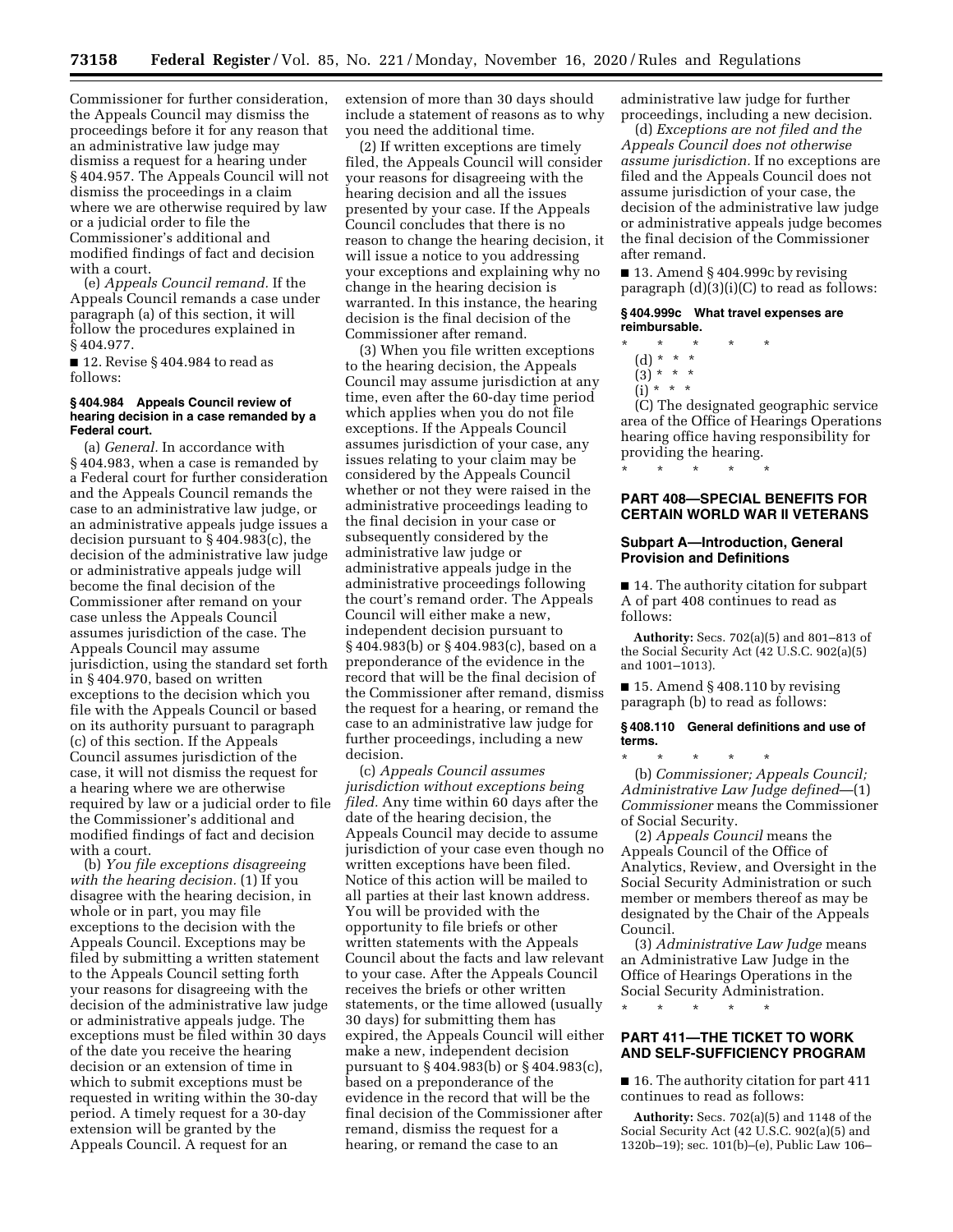Commissioner for further consideration, the Appeals Council may dismiss the proceedings before it for any reason that an administrative law judge may dismiss a request for a hearing under § 404.957. The Appeals Council will not dismiss the proceedings in a claim where we are otherwise required by law or a judicial order to file the Commissioner's additional and modified findings of fact and decision with a court.

(e) *Appeals Council remand.* If the Appeals Council remands a case under paragraph (a) of this section, it will follow the procedures explained in § 404.977.

■ 12. Revise § 404.984 to read as follows:

#### § 404.984 Appeals Council review of hearing decision in a case remanded by a Federal court.

(a) *General.* In accordance with § 404.983, when a case is remanded by a Federal court for further consideration and the Appeals Council remands the case to an administrative law judge, or an administrative appeals judge issues a decision pursuant to § 404.983(c), the decision of the administrative law judge or administrative appeals judge will become the final decision of the Commissioner after remand on your case unless the Appeals Council assumes jurisdiction of the case. The Appeals Council may assume jurisdiction, using the standard set forth in § 404.970, based on written exceptions to the decision which you file with the Appeals Council or based on its authority pursuant to paragraph (c) of this section. If the Appeals Council assumes jurisdiction of the case, it will not dismiss the request for a hearing where we are otherwise required by law or a judicial order to file the Commissioner's additional and modified findings of fact and decision with a court.

(b) *You file exceptions disagreeing with the hearing decision.* (1) If you disagree with the hearing decision, in whole or in part, you may file exceptions to the decision with the Appeals Council. Exceptions may be filed by submitting a written statement to the Appeals Council setting forth your reasons for disagreeing with the decision of the administrative law judge or administrative appeals judge. The exceptions must be filed within 30 days of the date you receive the hearing decision or an extension of time in which to submit exceptions must be requested in writing within the 30-day period. A timely request for a 30-day extension will be granted by the Appeals Council. A request for an extension of more than 30 days should include a statement of reasons as to why you need the additional time.

(2) If written exceptions are timely filed, the Appeals Council will consider your reasons for disagreeing with the hearing decision and all the issues presented by your case. If the Appeals Council concludes that there is no reason to change the hearing decision, it will issue a notice to you addressing your exceptions and explaining why no change in the hearing decision is warranted. In this instance, the hearing decision is the final decision of the Commissioner after remand.

(3) When you file written exceptions to the hearing decision, the Appeals Council may assume jurisdiction at any time, even after the 60-day time period which applies when you do not file exceptions. If the Appeals Council assumes jurisdiction of your case, any issues relating to your claim may be considered by the Appeals Council whether or not they were raised in the administrative proceedings leading to the final decision in your case or subsequently considered by the administrative law judge or administrative appeals judge in the administrative proceedings following the court's remand order. The Appeals Council will either make a new, independent decision pursuant to § 404.983(b) or § 404.983(c), based on a preponderance of the evidence in the record that will be the final decision of the Commissioner after remand, dismiss the request for a hearing, or remand the case to an administrative law judge for further proceedings, including a new decision.

(c) *Appeals Council assumes jurisdiction without exceptions being filed.* Any time within 60 days after the date of the hearing decision, the Appeals Council may decide to assume jurisdiction of your case even though no written exceptions have been filed. Notice of this action will be mailed to all parties at their last known address. You will be provided with the opportunity to file briefs or other written statements with the Appeals Council about the facts and law relevant to your case. After the Appeals Council receives the briefs or other written statements, or the time allowed (usually 30 days) for submitting them has expired, the Appeals Council will either make a new, independent decision pursuant to § 404.983(b) or § 404.983(c), based on a preponderance of the evidence in the record that will be the final decision of the Commissioner after remand, dismiss the request for a hearing, or remand the case to an administrative law judge for further proceedings, including a new decision.

(d) *Exceptions are not filed and the Appeals Council does not otherwise assume jurisdiction.* If no exceptions are filed and the Appeals Council does not assume jurisdiction of your case, the decision of the administrative law judge or administrative appeals judge becomes the final decision of the Commissioner after remand.

■ 13. Amend § 404.999c by revising paragraph (d)(3)(i)(C) to read as follows:

#### § 404.999c What travel expenses are reimbursable.

\* \* \* \* \*

(d) \* \* \*

(3) \* \* \*

(i) \* \* \*

(C) The designated geographic service area of the Office of Hearings Operations hearing office having responsibility for providing the hearing.

\* \* \* \* \*

## PART 408—SPECIAL BENEFITS FOR CERTAIN WORLD WAR II VETERANS

### Subpart A—Introduction, General Provision and Definitions

■ 14. The authority citation for subpart A of part 408 continues to read as follows:

**Authority:** Secs. 702(a)(5) and 801–813 of the Social Security Act (42 U.S.C. 902(a)(5) and 1001–1013).

■ 15. Amend § 408.110 by revising paragraph (b) to read as follows:

#### § 408.110 General definitions and use of terms.

\* \* \* \* \*

(b) *Commissioner; Appeals Council; Administrative Law Judge defined*—(1) *Commissioner* means the Commissioner of Social Security.

(2) *Appeals Council* means the Appeals Council of the Office of Analytics, Review, and Oversight in the Social Security Administration or such member or members thereof as may be designated by the Chair of the Appeals Council.

(3) *Administrative Law Judge* means an Administrative Law Judge in the Office of Hearings Operations in the Social Security Administration.

\* \* \* \* \*

## PART 411—THE TICKET TO WORK AND SELF-SUFFICIENCY PROGRAM

■ 16. The authority citation for part 411 continues to read as follows:

**Authority:** Secs. 702(a)(5) and 1148 of the Social Security Act (42 U.S.C. 902(a)(5) and 1320b–19); sec. 101(b)–(e), Public Law 106–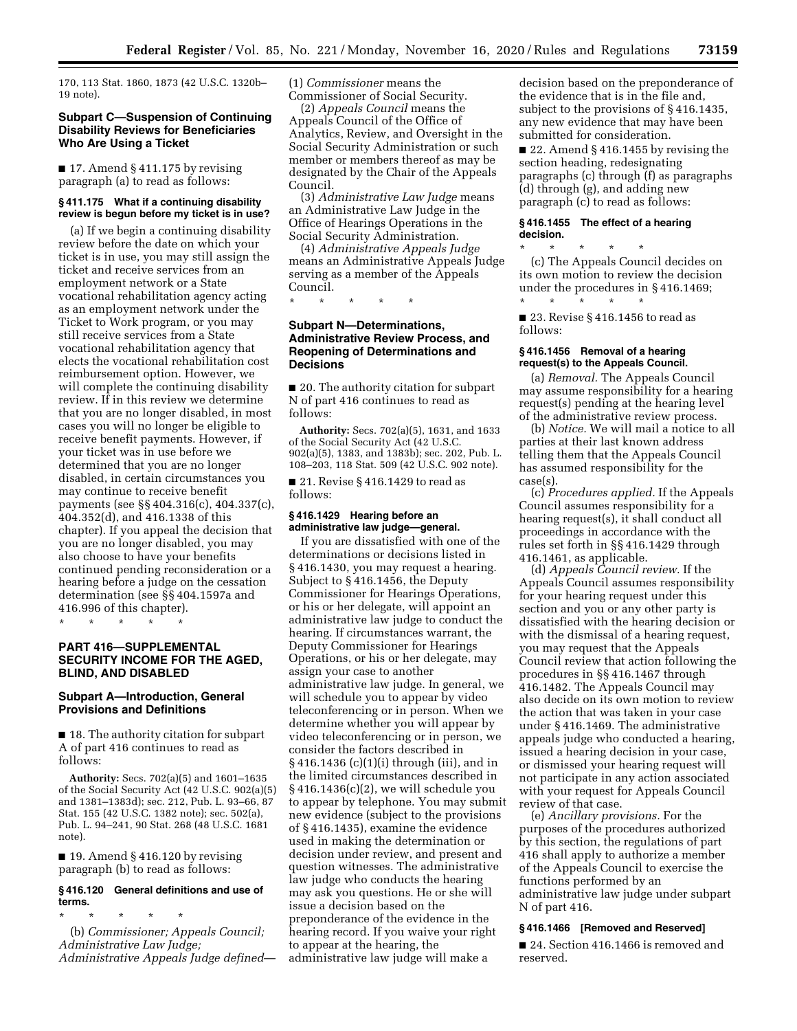170, 113 Stat. 1860, 1873 (42 U.S.C. 1320b–19 note).

### Subpart C—Suspension of Continuing Disability Reviews for Beneficiaries Who Are Using a Ticket

■ 17. Amend § 411.175 by revising paragraph (a) to read as follows:

#### § 411.175 What if a continuing disability review is begun before my ticket is in use?

(a) If we begin a continuing disability review before the date on which your ticket is in use, you may still assign the ticket and receive services from an employment network or a State vocational rehabilitation agency acting as an employment network under the Ticket to Work program, or you may still receive services from a State vocational rehabilitation agency that elects the vocational rehabilitation cost reimbursement option. However, we will complete the continuing disability review. If in this review we determine that you are no longer disabled, in most cases you will no longer be eligible to receive benefit payments. However, if your ticket was in use before we determined that you are no longer disabled, in certain circumstances you may continue to receive benefit payments (see §§ 404.316(c), 404.337(c), 404.352(d), and 416.1338 of this chapter). If you appeal the decision that you are no longer disabled, you may also choose to have your benefits continued pending reconsideration or a hearing before a judge on the cessation determination (see §§ 404.1597a and 416.996 of this chapter).

\* \* \* \* \*

## PART 416—SUPPLEMENTAL SECURITY INCOME FOR THE AGED, BLIND, AND DISABLED

### Subpart A—Introduction, General Provisions and Definitions

■ 18. The authority citation for subpart A of part 416 continues to read as follows:

**Authority:** Secs. 702(a)(5) and 1601–1635 of the Social Security Act (42 U.S.C. 902(a)(5) and 1381–1383d); sec. 212, Pub. L. 93–66, 87 Stat. 155 (42 U.S.C. 1382 note); sec. 502(a), Pub. L. 94–241, 90 Stat. 268 (48 U.S.C. 1681 note).

■ 19. Amend § 416.120 by revising paragraph (b) to read as follows:

#### § 416.120 General definitions and use of terms.

\* \* \* \* \*

(b) *Commissioner; Appeals Council; Administrative Law Judge; Administrative Appeals Judge defined*—(1) *Commissioner* means the Commissioner of Social Security.

(2) *Appeals Council* means the Appeals Council of the Office of Analytics, Review, and Oversight in the Social Security Administration or such member or members thereof as may be designated by the Chair of the Appeals Council.

(3) *Administrative Law Judge* means an Administrative Law Judge in the Office of Hearings Operations in the Social Security Administration.

(4) *Administrative Appeals Judge* means an Administrative Appeals Judge serving as a member of the Appeals Council.

\* \* \* \* \*

### Subpart N—Determinations, Administrative Review Process, and Reopening of Determinations and Decisions

■ 20. The authority citation for subpart N of part 416 continues to read as follows:

**Authority:** Secs. 702(a)(5), 1631, and 1633 of the Social Security Act (42 U.S.C. 902(a)(5), 1383, and 1383b); sec. 202, Pub. L. 108–203, 118 Stat. 509 (42 U.S.C. 902 note).

■ 21. Revise § 416.1429 to read as follows:

#### § 416.1429 Hearing before an administrative law judge—general.

If you are dissatisfied with one of the determinations or decisions listed in § 416.1430, you may request a hearing. Subject to § 416.1456, the Deputy Commissioner for Hearings Operations, or his or her delegate, will appoint an administrative law judge to conduct the hearing. If circumstances warrant, the Deputy Commissioner for Hearings Operations, or his or her delegate, may assign your case to another administrative law judge. In general, we will schedule you to appear by video teleconferencing or in person. When we determine whether you will appear by video teleconferencing or in person, we consider the factors described in § 416.1436 (c)(1)(i) through (iii), and in the limited circumstances described in § 416.1436(c)(2), we will schedule you to appear by telephone. You may submit new evidence (subject to the provisions of § 416.1435), examine the evidence used in making the determination or decision under review, and present and question witnesses. The administrative law judge who conducts the hearing may ask you questions. He or she will issue a decision based on the preponderance of the evidence in the hearing record. If you waive your right to appear at the hearing, the administrative law judge will make a decision based on the preponderance of the evidence that is in the file and, subject to the provisions of § 416.1435, any new evidence that may have been submitted for consideration.

■ 22. Amend § 416.1455 by revising the section heading, redesignating paragraphs (c) through (f) as paragraphs (d) through (g), and adding new paragraph (c) to read as follows:

#### § 416.1455 The effect of a hearing decision.

\* \* \* \* \*

(c) The Appeals Council decides on its own motion to review the decision under the procedures in § 416.1469;

\* \* \* \* \*

■ 23. Revise § 416.1456 to read as follows:

#### § 416.1456 Removal of a hearing request(s) to the Appeals Council.

(a) *Removal.* The Appeals Council may assume responsibility for a hearing request(s) pending at the hearing level of the administrative review process.

(b) *Notice.* We will mail a notice to all parties at their last known address telling them that the Appeals Council has assumed responsibility for the case(s).

(c) *Procedures applied.* If the Appeals Council assumes responsibility for a hearing request(s), it shall conduct all proceedings in accordance with the rules set forth in §§ 416.1429 through 416.1461, as applicable.

(d) *Appeals Council review.* If the Appeals Council assumes responsibility for your hearing request under this section and you or any other party is dissatisfied with the hearing decision or with the dismissal of a hearing request, you may request that the Appeals Council review that action following the procedures in §§ 416.1467 through 416.1482. The Appeals Council may also decide on its own motion to review the action that was taken in your case under § 416.1469. The administrative appeals judge who conducted a hearing, issued a hearing decision in your case, or dismissed your hearing request will not participate in any action associated with your request for Appeals Council review of that case.

(e) *Ancillary provisions.* For the purposes of the procedures authorized by this section, the regulations of part 416 shall apply to authorize a member of the Appeals Council to exercise the functions performed by an administrative law judge under subpart N of part 416.

#### § 416.1466 [Removed and Reserved]

■ 24. Section 416.1466 is removed and reserved.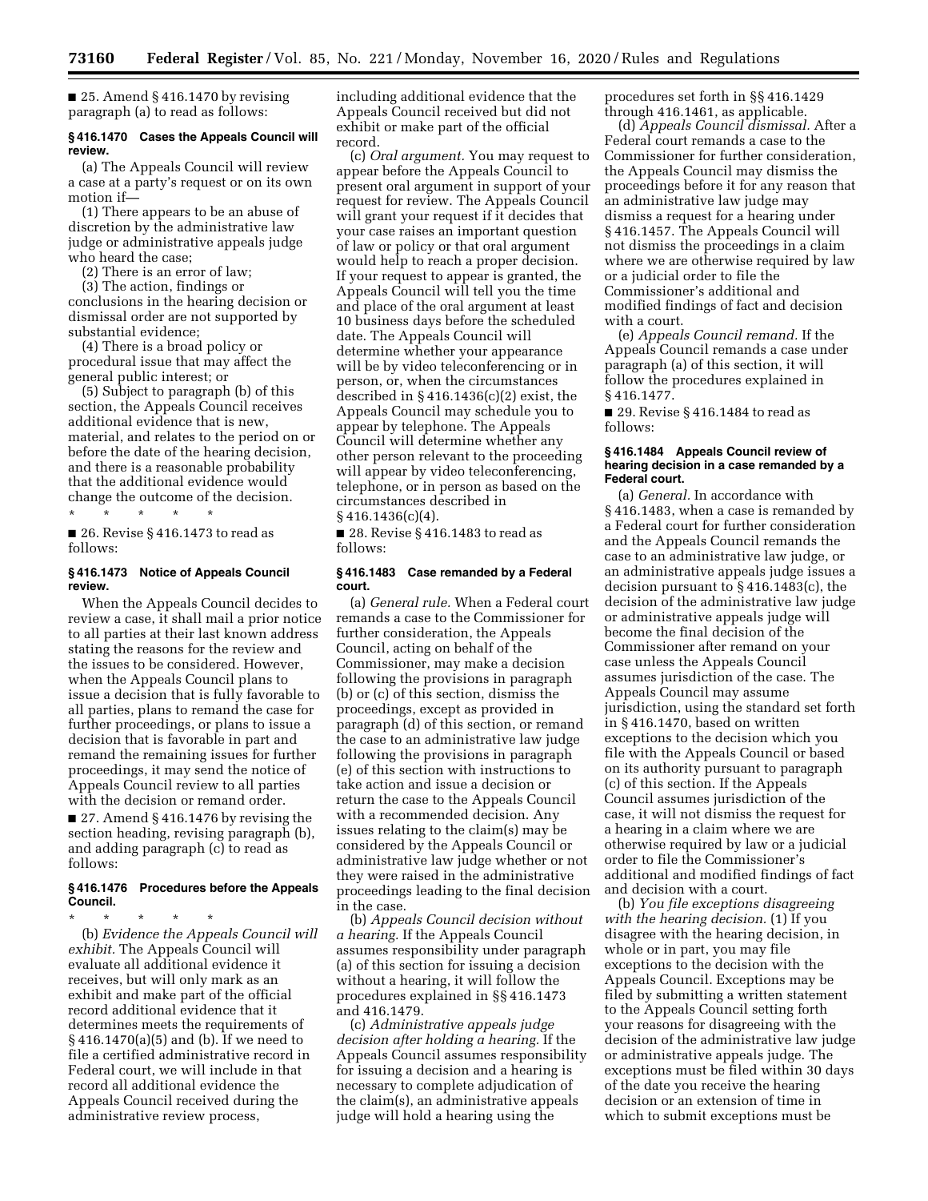■ 25. Amend § 416.1470 by revising paragraph (a) to read as follows:

### § 416.1470 Cases the Appeals Council will review.

(a) The Appeals Council will review a case at a party's request or on its own motion if—

(1) There appears to be an abuse of discretion by the administrative law judge or administrative appeals judge who heard the case;

(2) There is an error of law;

(3) The action, findings or conclusions in the hearing decision or dismissal order are not supported by substantial evidence;

(4) There is a broad policy or procedural issue that may affect the general public interest; or

(5) Subject to paragraph (b) of this section, the Appeals Council receives additional evidence that is new, material, and relates to the period on or before the date of the hearing decision, and there is a reasonable probability that the additional evidence would change the outcome of the decision.

\* \* \* \* \*

■ 26. Revise § 416.1473 to read as follows:

### § 416.1473 Notice of Appeals Council review.

When the Appeals Council decides to review a case, it shall mail a prior notice to all parties at their last known address stating the reasons for the review and the issues to be considered. However, when the Appeals Council plans to issue a decision that is fully favorable to all parties, plans to remand the case for further proceedings, or plans to issue a decision that is favorable in part and remand the remaining issues for further proceedings, it may send the notice of Appeals Council review to all parties with the decision or remand order.

■ 27. Amend § 416.1476 by revising the section heading, revising paragraph (b), and adding paragraph (c) to read as follows:

### § 416.1476 Procedures before the Appeals Council.

\* \* \* \* \*

(b) *Evidence the Appeals Council will exhibit.* The Appeals Council will evaluate all additional evidence it receives, but will only mark as an exhibit and make part of the official record additional evidence that it determines meets the requirements of § 416.1470(a)(5) and (b). If we need to file a certified administrative record in Federal court, we will include in that record all additional evidence the Appeals Council received during the administrative review process, including additional evidence that the Appeals Council received but did not exhibit or make part of the official record.

(c) *Oral argument.* You may request to appear before the Appeals Council to present oral argument in support of your request for review. The Appeals Council will grant your request if it decides that your case raises an important question of law or policy or that oral argument would help to reach a proper decision. If your request to appear is granted, the Appeals Council will tell you the time and place of the oral argument at least 10 business days before the scheduled date. The Appeals Council will determine whether your appearance will be by video teleconferencing or in person, or, when the circumstances described in § 416.1436(c)(2) exist, the Appeals Council may schedule you to appear by telephone. The Appeals Council will determine whether any other person relevant to the proceeding will appear by video teleconferencing, telephone, or in person as based on the circumstances described in § 416.1436(c)(4).

■ 28. Revise § 416.1483 to read as follows:

### § 416.1483 Case remanded by a Federal court.

(a) *General rule.* When a Federal court remands a case to the Commissioner for further consideration, the Appeals Council, acting on behalf of the Commissioner, may make a decision following the provisions in paragraph (b) or (c) of this section, dismiss the proceedings, except as provided in paragraph (d) of this section, or remand the case to an administrative law judge following the provisions in paragraph (e) of this section with instructions to take action and issue a decision or return the case to the Appeals Council with a recommended decision. Any issues relating to the claim(s) may be considered by the Appeals Council or administrative law judge whether or not they were raised in the administrative proceedings leading to the final decision in the case.

(b) *Appeals Council decision without a hearing.* If the Appeals Council assumes responsibility under paragraph (a) of this section for issuing a decision without a hearing, it will follow the procedures explained in §§ 416.1473 and 416.1479.

(c) *Administrative appeals judge decision after holding a hearing.* If the Appeals Council assumes responsibility for issuing a decision and a hearing is necessary to complete adjudication of the claim(s), an administrative appeals judge will hold a hearing using the procedures set forth in §§ 416.1429 through 416.1461, as applicable.

(d) *Appeals Council dismissal.* After a Federal court remands a case to the Commissioner for further consideration, the Appeals Council may dismiss the proceedings before it for any reason that an administrative law judge may dismiss a request for a hearing under § 416.1457. The Appeals Council will not dismiss the proceedings in a claim where we are otherwise required by law or a judicial order to file the Commissioner's additional and modified findings of fact and decision with a court.

(e) *Appeals Council remand.* If the Appeals Council remands a case under paragraph (a) of this section, it will follow the procedures explained in § 416.1477.

■ 29. Revise § 416.1484 to read as follows:

### § 416.1484 Appeals Council review of hearing decision in a case remanded by a Federal court.

(a) *General.* In accordance with § 416.1483, when a case is remanded by a Federal court for further consideration and the Appeals Council remands the case to an administrative law judge, or an administrative appeals judge issues a decision pursuant to § 416.1483(c), the decision of the administrative law judge or administrative appeals judge will become the final decision of the Commissioner after remand on your case unless the Appeals Council assumes jurisdiction of the case. The Appeals Council may assume jurisdiction, using the standard set forth in § 416.1470, based on written exceptions to the decision which you file with the Appeals Council or based on its authority pursuant to paragraph (c) of this section. If the Appeals Council assumes jurisdiction of the case, it will not dismiss the request for a hearing in a claim where we are otherwise required by law or a judicial order to file the Commissioner's additional and modified findings of fact and decision with a court.

(b) *You file exceptions disagreeing with the hearing decision.* (1) If you disagree with the hearing decision, in whole or in part, you may file exceptions to the decision with the Appeals Council. Exceptions may be filed by submitting a written statement to the Appeals Council setting forth your reasons for disagreeing with the decision of the administrative law judge or administrative appeals judge. The exceptions must be filed within 30 days of the date you receive the hearing decision or an extension of time in which to submit exceptions must be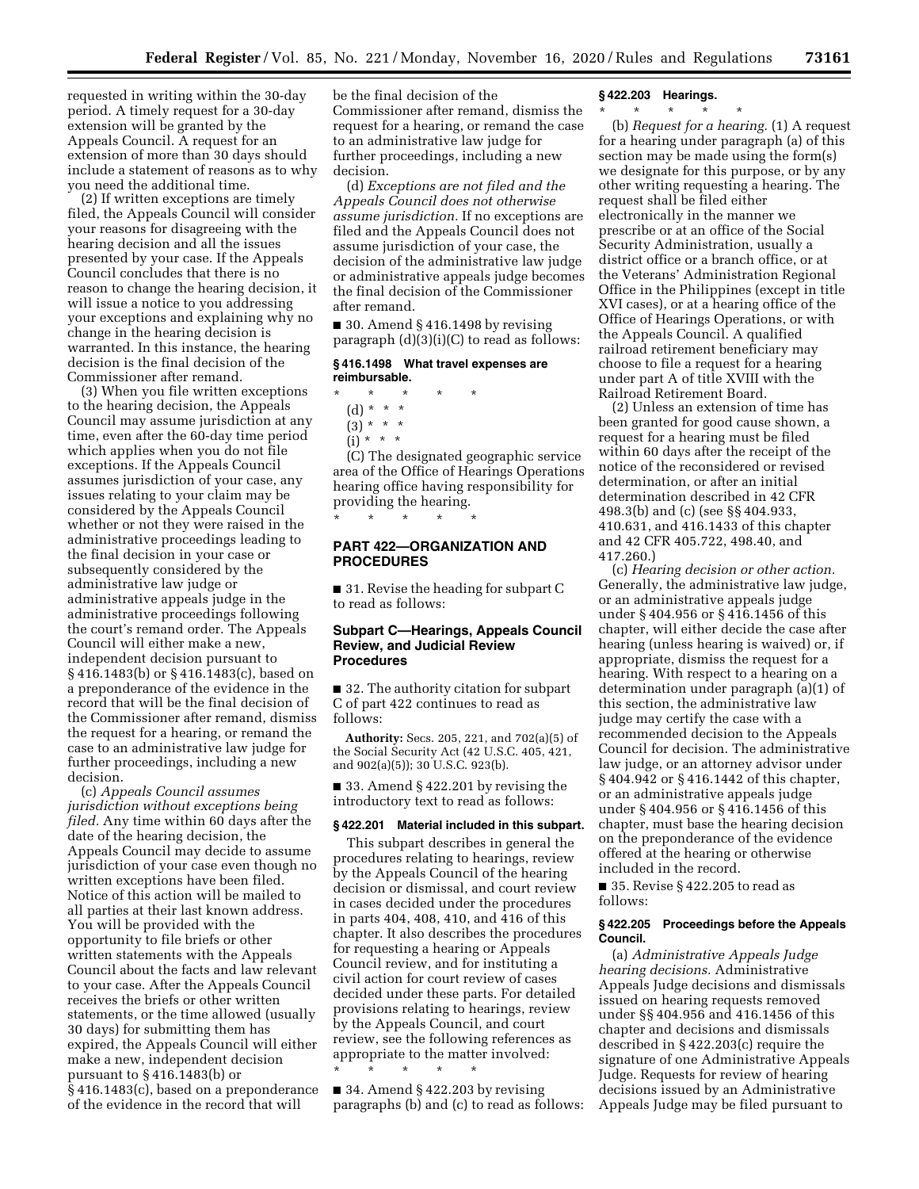requested in writing within the 30-day period. A timely request for a 30-day extension will be granted by the Appeals Council. A request for an extension of more than 30 days should include a statement of reasons as to why you need the additional time.

(2) If written exceptions are timely filed, the Appeals Council will consider your reasons for disagreeing with the hearing decision and all the issues presented by your case. If the Appeals Council concludes that there is no reason to change the hearing decision, it will issue a notice to you addressing your exceptions and explaining why no change in the hearing decision is warranted. In this instance, the hearing decision is the final decision of the Commissioner after remand.

(3) When you file written exceptions to the hearing decision, the Appeals Council may assume jurisdiction at any time, even after the 60-day time period which applies when you do not file exceptions. If the Appeals Council assumes jurisdiction of your case, any issues relating to your claim may be considered by the Appeals Council whether or not they were raised in the administrative proceedings leading to the final decision in your case or subsequently considered by the administrative law judge or administrative appeals judge in the administrative proceedings following the court's remand order. The Appeals Council will either make a new, independent decision pursuant to § 416.1483(b) or § 416.1483(c), based on a preponderance of the evidence in the record that will be the final decision of the Commissioner after remand, dismiss the request for a hearing, or remand the case to an administrative law judge for further proceedings, including a new decision.

(c) *Appeals Council assumes jurisdiction without exceptions being filed.* Any time within 60 days after the date of the hearing decision, the Appeals Council may decide to assume jurisdiction of your case even though no written exceptions have been filed. Notice of this action will be mailed to all parties at their last known address. You will be provided with the opportunity to file briefs or other written statements with the Appeals Council about the facts and law relevant to your case. After the Appeals Council receives the briefs or other written statements, or the time allowed (usually 30 days) for submitting them has expired, the Appeals Council will either make a new, independent decision pursuant to § 416.1483(b) or § 416.1483(c), based on a preponderance of the evidence in the record that will be the final decision of the Commissioner after remand, dismiss the request for a hearing, or remand the case to an administrative law judge for further proceedings, including a new decision.

(d) *Exceptions are not filed and the Appeals Council does not otherwise assume jurisdiction.* If no exceptions are filed and the Appeals Council does not assume jurisdiction of your case, the decision of the administrative law judge or administrative appeals judge becomes the final decision of the Commissioner after remand.

■ 30. Amend § 416.1498 by revising paragraph (d)(3)(i)(C) to read as follows:

**§ 416.1498 What travel expenses are reimbursable.**

\* \* \* \* \*

(d) \* \* \*

(3) \* \* \*

(i) \* \* \*

(C) The designated geographic service area of the Office of Hearings Operations hearing office having responsibility for providing the hearing.

\* \* \* \* \*

## PART 422—ORGANIZATION AND PROCEDURES

■ 31. Revise the heading for subpart C to read as follows:

### Subpart C—Hearings, Appeals Council Review, and Judicial Review Procedures

■ 32. The authority citation for subpart C of part 422 continues to read as follows:

**Authority:** Secs. 205, 221, and 702(a)(5) of the Social Security Act (42 U.S.C. 405, 421, and 902(a)(5)); 30 U.S.C. 923(b).

■ 33. Amend § 422.201 by revising the introductory text to read as follows:

**§ 422.201 Material included in this subpart.**

This subpart describes in general the procedures relating to hearings, review by the Appeals Council of the hearing decision or dismissal, and court review in cases decided under the procedures in parts 404, 408, 410, and 416 of this chapter. It also describes the procedures for requesting a hearing or Appeals Council review, and for instituting a civil action for court review of cases decided under these parts. For detailed provisions relating to hearings, review by the Appeals Council, and court review, see the following references as appropriate to the matter involved:

\* \* \* \* \*

■ 34. Amend § 422.203 by revising paragraphs (b) and (c) to read as follows:

**§ 422.203 Hearings.**

\* \* \* \* \*

(b) *Request for a hearing.* (1) A request for a hearing under paragraph (a) of this section may be made using the form(s) we designate for this purpose, or by any other writing requesting a hearing. The request shall be filed either electronically in the manner we prescribe or at an office of the Social Security Administration, usually a district office or a branch office, or at the Veterans' Administration Regional Office in the Philippines (except in title XVI cases), or at a hearing office of the Office of Hearings Operations, or with the Appeals Council. A qualified railroad retirement beneficiary may choose to file a request for a hearing under part A of title XVIII with the Railroad Retirement Board.

(2) Unless an extension of time has been granted for good cause shown, a request for a hearing must be filed within 60 days after the receipt of the notice of the reconsidered or revised determination, or after an initial determination described in 42 CFR 498.3(b) and (c) (see §§ 404.933, 410.631, and 416.1433 of this chapter and 42 CFR 405.722, 498.40, and 417.260.)

(c) *Hearing decision or other action.* Generally, the administrative law judge, or an administrative appeals judge under § 404.956 or § 416.1456 of this chapter, will either decide the case after hearing (unless hearing is waived) or, if appropriate, dismiss the request for a hearing. With respect to a hearing on a determination under paragraph (a)(1) of this section, the administrative law judge may certify the case with a recommended decision to the Appeals Council for decision. The administrative law judge, or an attorney advisor under § 404.942 or § 416.1442 of this chapter, or an administrative appeals judge under § 404.956 or § 416.1456 of this chapter, must base the hearing decision on the preponderance of the evidence offered at the hearing or otherwise included in the record.

■ 35. Revise § 422.205 to read as follows:

**§ 422.205 Proceedings before the Appeals Council.**

(a) *Administrative Appeals Judge hearing decisions.* Administrative Appeals Judge decisions and dismissals issued on hearing requests removed under §§ 404.956 and 416.1456 of this chapter and decisions and dismissals described in § 422.203(c) require the signature of one Administrative Appeals Judge. Requests for review of hearing decisions issued by an Administrative Appeals Judge may be filed pursuant to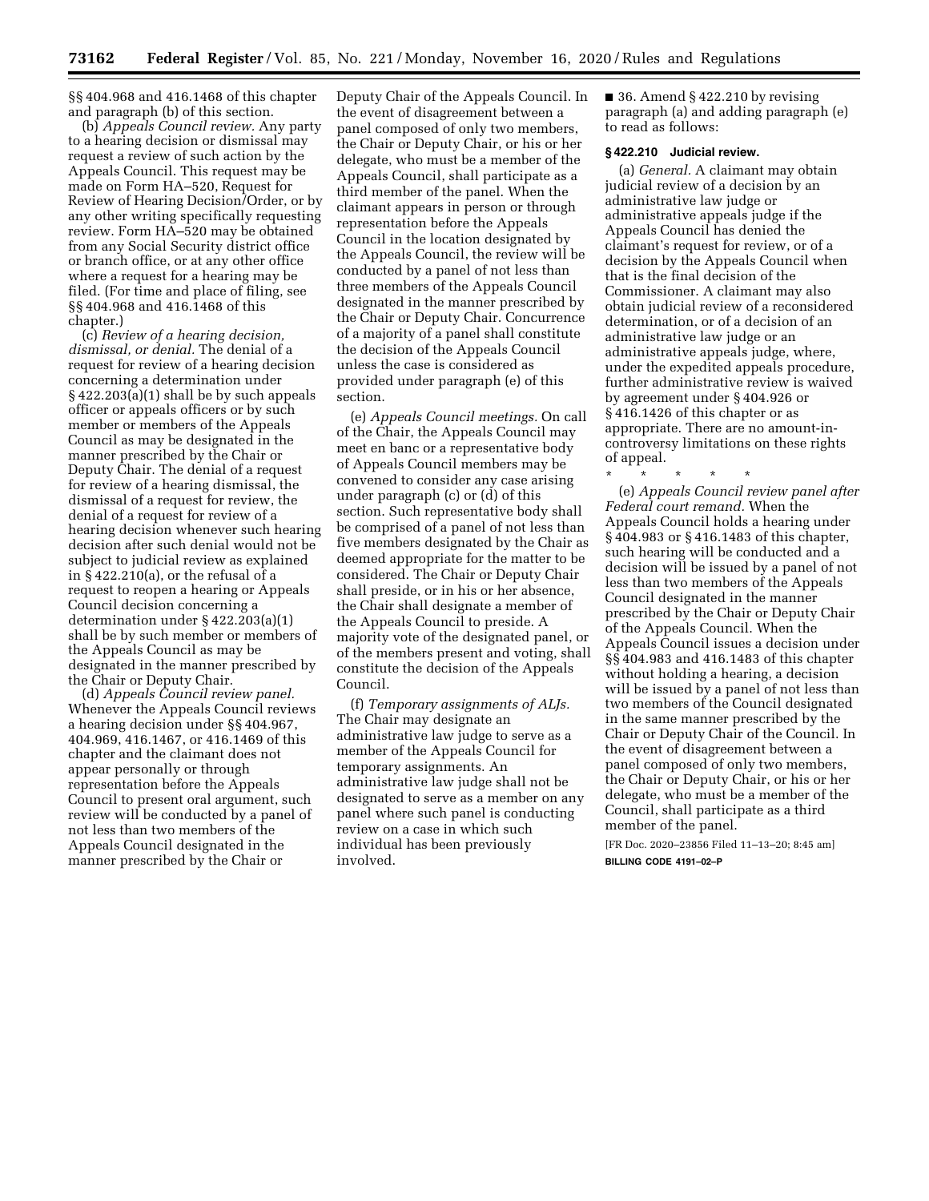§§ 404.968 and 416.1468 of this chapter and paragraph (b) of this section.

(b) *Appeals Council review.* Any party to a hearing decision or dismissal may request a review of such action by the Appeals Council. This request may be made on Form HA–520, Request for Review of Hearing Decision/Order, or by any other writing specifically requesting review. Form HA–520 may be obtained from any Social Security district office or branch office, or at any other office where a request for a hearing may be filed. (For time and place of filing, see §§ 404.968 and 416.1468 of this chapter.)

(c) *Review of a hearing decision, dismissal, or denial.* The denial of a request for review of a hearing decision concerning a determination under § 422.203(a)(1) shall be by such appeals officer or appeals officers or by such member or members of the Appeals Council as may be designated in the manner prescribed by the Chair or Deputy Chair. The denial of a request for review of a hearing dismissal, the dismissal of a request for review, the denial of a request for review of a hearing decision whenever such hearing decision after such denial would not be subject to judicial review as explained in § 422.210(a), or the refusal of a request to reopen a hearing or Appeals Council decision concerning a determination under § 422.203(a)(1) shall be by such member or members of the Appeals Council as may be designated in the manner prescribed by the Chair or Deputy Chair.

(d) *Appeals Council review panel.* Whenever the Appeals Council reviews a hearing decision under §§ 404.967, 404.969, 416.1467, or 416.1469 of this chapter and the claimant does not appear personally or through representation before the Appeals Council to present oral argument, such review will be conducted by a panel of not less than two members of the Appeals Council designated in the manner prescribed by the Chair or Deputy Chair of the Appeals Council. In the event of disagreement between a panel composed of only two members, the Chair or Deputy Chair, or his or her delegate, who must be a member of the Appeals Council, shall participate as a third member of the panel. When the claimant appears in person or through representation before the Appeals Council in the location designated by the Appeals Council, the review will be conducted by a panel of not less than three members of the Appeals Council designated in the manner prescribed by the Chair or Deputy Chair. Concurrence of a majority of a panel shall constitute the decision of the Appeals Council unless the case is considered as provided under paragraph (e) of this section.

(e) *Appeals Council meetings.* On call of the Chair, the Appeals Council may meet en banc or a representative body of Appeals Council members may be convened to consider any case arising under paragraph (c) or (d) of this section. Such representative body shall be comprised of a panel of not less than five members designated by the Chair as deemed appropriate for the matter to be considered. The Chair or Deputy Chair shall preside, or in his or her absence, the Chair shall designate a member of the Appeals Council to preside. A majority vote of the designated panel, or of the members present and voting, shall constitute the decision of the Appeals Council.

(f) *Temporary assignments of ALJs.* The Chair may designate an administrative law judge to serve as a member of the Appeals Council for temporary assignments. An administrative law judge shall not be designated to serve as a member on any panel where such panel is conducting review on a case in which such individual has been previously involved.

■ 36. Amend § 422.210 by revising paragraph (a) and adding paragraph (e) to read as follows:

**§ 422.210 Judicial review.**

(a) *General.* A claimant may obtain judicial review of a decision by an administrative law judge or administrative appeals judge if the Appeals Council has denied the claimant's request for review, or of a decision by the Appeals Council when that is the final decision of the Commissioner. A claimant may also obtain judicial review of a reconsidered determination, or of a decision of an administrative law judge or an administrative appeals judge, where, under the expedited appeals procedure, further administrative review is waived by agreement under § 404.926 or § 416.1426 of this chapter or as appropriate. There are no amount-in-controversy limitations on these rights of appeal.

\* \* \* \* \*

(e) *Appeals Council review panel after Federal court remand.* When the Appeals Council holds a hearing under § 404.983 or § 416.1483 of this chapter, such hearing will be conducted and a decision will be issued by a panel of not less than two members of the Appeals Council designated in the manner prescribed by the Chair or Deputy Chair of the Appeals Council. When the Appeals Council issues a decision under §§ 404.983 and 416.1483 of this chapter without holding a hearing, a decision will be issued by a panel of not less than two members of the Council designated in the same manner prescribed by the Chair or Deputy Chair of the Council. In the event of disagreement between a panel composed of only two members, the Chair or Deputy Chair, or his or her delegate, who must be a member of the Council, shall participate as a third member of the panel.

[FR Doc. 2020–23856 Filed 11–13–20; 8:45 am]

**BILLING CODE 4191–02–P**